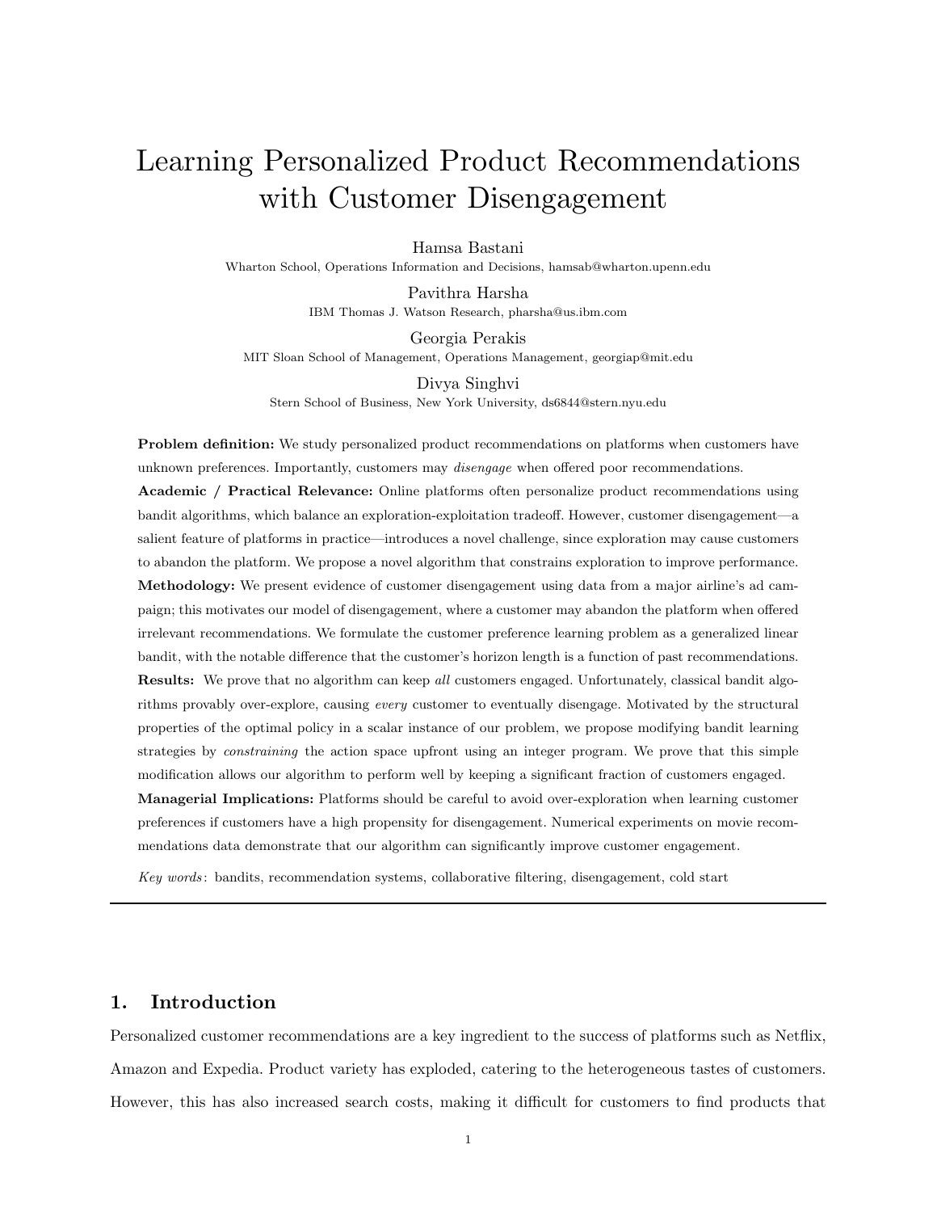# Learning Personalized Product Recommendations with Customer Disengagement

Hamsa Bastani
Wharton School, Operations Information and Decisions, hamsab@wharton.upenn.edu

Pavithra Harsha
IBM Thomas J. Watson Research, pharsha@us.ibm.com

Georgia Perakis
MIT Sloan School of Management, Operations Management, georgiap@mit.edu

Divya Singhvi
Stern School of Business, New York University, ds6844@stern.nyu.edu

**Problem definition:** We study personalized product recommendations on platforms when customers have unknown preferences. Importantly, customers may *disengage* when offered poor recommendations.

**Academic / Practical Relevance:** Online platforms often personalize product recommendations using bandit algorithms, which balance an exploration-exploitation tradeoff. However, customer disengagement—a salient feature of platforms in practice—introduces a novel challenge, since exploration may cause customers to abandon the platform. We propose a novel algorithm that constrains exploration to improve performance.

**Methodology:** We present evidence of customer disengagement using data from a major airline's ad campaign; this motivates our model of disengagement, where a customer may abandon the platform when offered irrelevant recommendations. We formulate the customer preference learning problem as a generalized linear bandit, with the notable difference that the customer's horizon length is a function of past recommendations.

**Results:** We prove that no algorithm can keep *all* customers engaged. Unfortunately, classical bandit algorithms provably over-explore, causing *every* customer to eventually disengage. Motivated by the structural properties of the optimal policy in a scalar instance of our problem, we propose modifying bandit learning strategies by *constraining* the action space upfront using an integer program. We prove that this simple modification allows our algorithm to perform well by keeping a significant fraction of customers engaged.

**Managerial Implications:** Platforms should be careful to avoid over-exploration when learning customer preferences if customers have a high propensity for disengagement. Numerical experiments on movie recommendations data demonstrate that our algorithm can significantly improve customer engagement.

*Key words*: bandits, recommendation systems, collaborative filtering, disengagement, cold start

## 1. Introduction

Personalized customer recommendations are a key ingredient to the success of platforms such as Netflix, Amazon and Expedia. Product variety has exploded, catering to the heterogeneous tastes of customers. However, this has also increased search costs, making it difficult for customers to find products that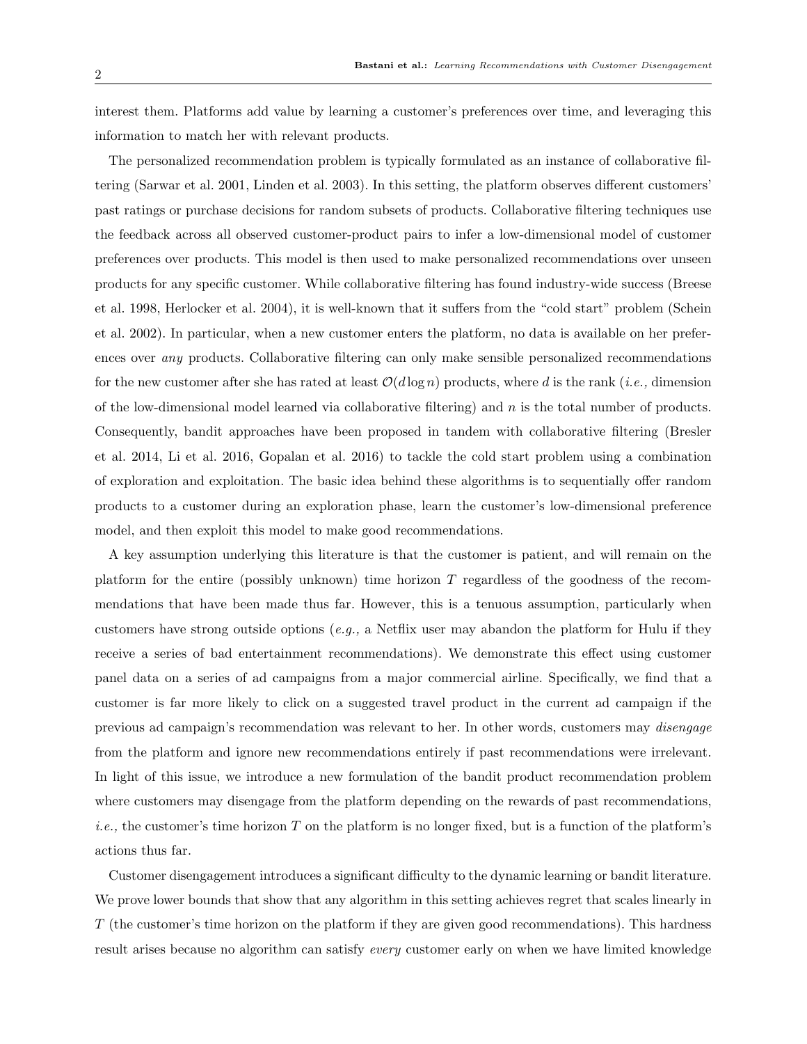interest them. Platforms add value by learning a customer's preferences over time, and leveraging this information to match her with relevant products.

The personalized recommendation problem is typically formulated as an instance of collaborative filtering (Sarwar et al. 2001, Linden et al. 2003). In this setting, the platform observes different customers' past ratings or purchase decisions for random subsets of products. Collaborative filtering techniques use the feedback across all observed customer-product pairs to infer a low-dimensional model of customer preferences over products. This model is then used to make personalized recommendations over unseen products for any specific customer. While collaborative filtering has found industry-wide success (Breese et al. 1998, Herlocker et al. 2004), it is well-known that it suffers from the "cold start" problem (Schein et al. 2002). In particular, when a new customer enters the platform, no data is available on her preferences over *any* products. Collaborative filtering can only make sensible personalized recommendations for the new customer after she has rated at least $\mathcal{O}(d \log n)$ products, where $d$ is the rank (*i.e.,* dimension of the low-dimensional model learned via collaborative filtering) and $n$ is the total number of products. Consequently, bandit approaches have been proposed in tandem with collaborative filtering (Bresler et al. 2014, Li et al. 2016, Gopalan et al. 2016) to tackle the cold start problem using a combination of exploration and exploitation. The basic idea behind these algorithms is to sequentially offer random products to a customer during an exploration phase, learn the customer's low-dimensional preference model, and then exploit this model to make good recommendations.

A key assumption underlying this literature is that the customer is patient, and will remain on the platform for the entire (possibly unknown) time horizon $T$ regardless of the goodness of the recommendations that have been made thus far. However, this is a tenuous assumption, particularly when customers have strong outside options (*e.g.,* a Netflix user may abandon the platform for Hulu if they receive a series of bad entertainment recommendations). We demonstrate this effect using customer panel data on a series of ad campaigns from a major commercial airline. Specifically, we find that a customer is far more likely to click on a suggested travel product in the current ad campaign if the previous ad campaign's recommendation was relevant to her. In other words, customers may *disengage* from the platform and ignore new recommendations entirely if past recommendations were irrelevant. In light of this issue, we introduce a new formulation of the bandit product recommendation problem where customers may disengage from the platform depending on the rewards of past recommendations, *i.e.,* the customer's time horizon $T$ on the platform is no longer fixed, but is a function of the platform's actions thus far.

Customer disengagement introduces a significant difficulty to the dynamic learning or bandit literature. We prove lower bounds that show that any algorithm in this setting achieves regret that scales linearly in $T$ (the customer's time horizon on the platform if they are given good recommendations). This hardness result arises because no algorithm can satisfy *every* customer early on when we have limited knowledge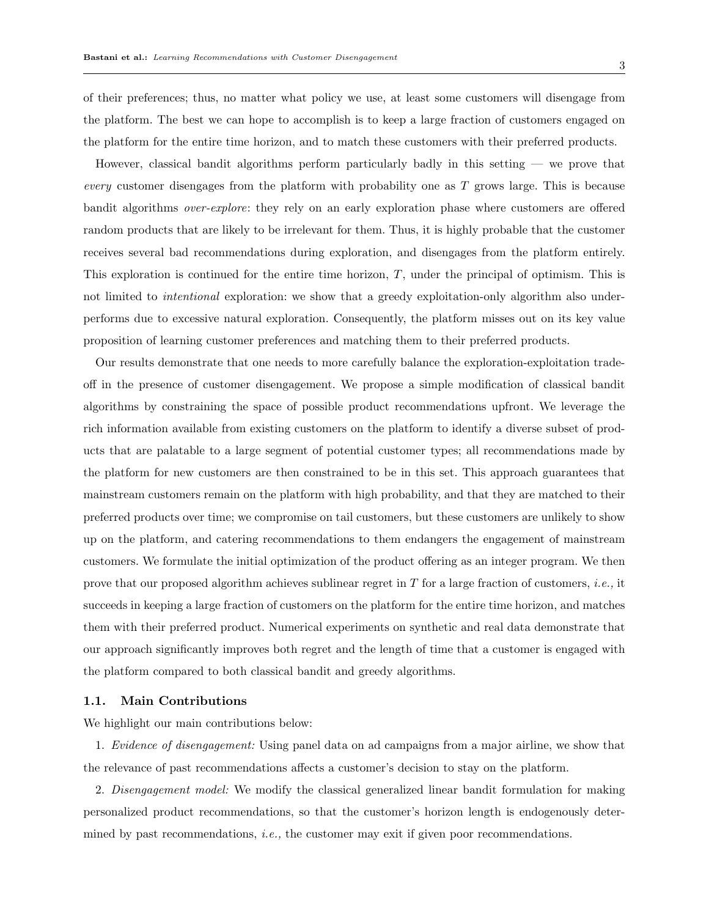of their preferences; thus, no matter what policy we use, at least some customers will disengage from the platform. The best we can hope to accomplish is to keep a large fraction of customers engaged on the platform for the entire time horizon, and to match these customers with their preferred products.

However, classical bandit algorithms perform particularly badly in this setting — we prove that *every* customer disengages from the platform with probability one as $T$ grows large. This is because bandit algorithms *over-explore*: they rely on an early exploration phase where customers are offered random products that are likely to be irrelevant for them. Thus, it is highly probable that the customer receives several bad recommendations during exploration, and disengages from the platform entirely. This exploration is continued for the entire time horizon, $T$, under the principal of optimism. This is not limited to *intentional* exploration: we show that a greedy exploitation-only algorithm also under-performs due to excessive natural exploration. Consequently, the platform misses out on its key value proposition of learning customer preferences and matching them to their preferred products.

Our results demonstrate that one needs to more carefully balance the exploration-exploitation trade-off in the presence of customer disengagement. We propose a simple modification of classical bandit algorithms by constraining the space of possible product recommendations upfront. We leverage the rich information available from existing customers on the platform to identify a diverse subset of products that are palatable to a large segment of potential customer types; all recommendations made by the platform for new customers are then constrained to be in this set. This approach guarantees that mainstream customers remain on the platform with high probability, and that they are matched to their preferred products over time; we compromise on tail customers, but these customers are unlikely to show up on the platform, and catering recommendations to them endangers the engagement of mainstream customers. We formulate the initial optimization of the product offering as an integer program. We then prove that our proposed algorithm achieves sublinear regret in $T$ for a large fraction of customers, *i.e.,* it succeeds in keeping a large fraction of customers on the platform for the entire time horizon, and matches them with their preferred product. Numerical experiments on synthetic and real data demonstrate that our approach significantly improves both regret and the length of time that a customer is engaged with the platform compared to both classical bandit and greedy algorithms.

### 1.1. Main Contributions

We highlight our main contributions below:

1. *Evidence of disengagement:* Using panel data on ad campaigns from a major airline, we show that the relevance of past recommendations affects a customer's decision to stay on the platform.

2. *Disengagement model:* We modify the classical generalized linear bandit formulation for making personalized product recommendations, so that the customer's horizon length is endogenously determined by past recommendations, *i.e.,* the customer may exit if given poor recommendations.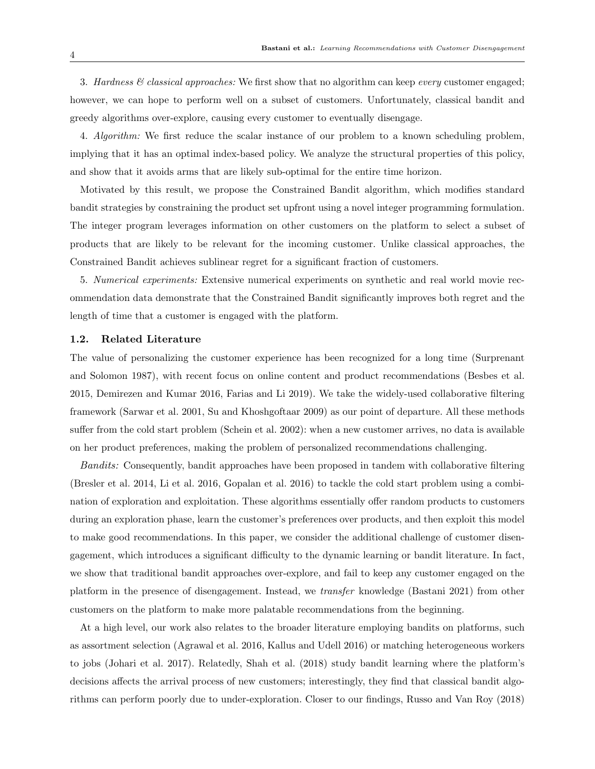3. *Hardness & classical approaches:* We first show that no algorithm can keep *every* customer engaged; however, we can hope to perform well on a subset of customers. Unfortunately, classical bandit and greedy algorithms over-explore, causing every customer to eventually disengage.

4. *Algorithm:* We first reduce the scalar instance of our problem to a known scheduling problem, implying that it has an optimal index-based policy. We analyze the structural properties of this policy, and show that it avoids arms that are likely sub-optimal for the entire time horizon.

Motivated by this result, we propose the Constrained Bandit algorithm, which modifies standard bandit strategies by constraining the product set upfront using a novel integer programming formulation. The integer program leverages information on other customers on the platform to select a subset of products that are likely to be relevant for the incoming customer. Unlike classical approaches, the Constrained Bandit achieves sublinear regret for a significant fraction of customers.

5. *Numerical experiments:* Extensive numerical experiments on synthetic and real world movie recommendation data demonstrate that the Constrained Bandit significantly improves both regret and the length of time that a customer is engaged with the platform.

### 1.2. Related Literature

The value of personalizing the customer experience has been recognized for a long time (Surprenant and Solomon 1987), with recent focus on online content and product recommendations (Besbes et al. 2015, Demirezen and Kumar 2016, Farias and Li 2019). We take the widely-used collaborative filtering framework (Sarwar et al. 2001, Su and Khoshgoftaar 2009) as our point of departure. All these methods suffer from the cold start problem (Schein et al. 2002): when a new customer arrives, no data is available on her product preferences, making the problem of personalized recommendations challenging.

*Bandits:* Consequently, bandit approaches have been proposed in tandem with collaborative filtering (Bresler et al. 2014, Li et al. 2016, Gopalan et al. 2016) to tackle the cold start problem using a combination of exploration and exploitation. These algorithms essentially offer random products to customers during an exploration phase, learn the customer's preferences over products, and then exploit this model to make good recommendations. In this paper, we consider the additional challenge of customer disengagement, which introduces a significant difficulty to the dynamic learning or bandit literature. In fact, we show that traditional bandit approaches over-explore, and fail to keep any customer engaged on the platform in the presence of disengagement. Instead, we *transfer* knowledge (Bastani 2021) from other customers on the platform to make more palatable recommendations from the beginning.

At a high level, our work also relates to the broader literature employing bandits on platforms, such as assortment selection (Agrawal et al. 2016, Kallus and Udell 2016) or matching heterogeneous workers to jobs (Johari et al. 2017). Relatedly, Shah et al. (2018) study bandit learning where the platform's decisions affects the arrival process of new customers; interestingly, they find that classical bandit algorithms can perform poorly due to under-exploration. Closer to our findings, Russo and Van Roy (2018)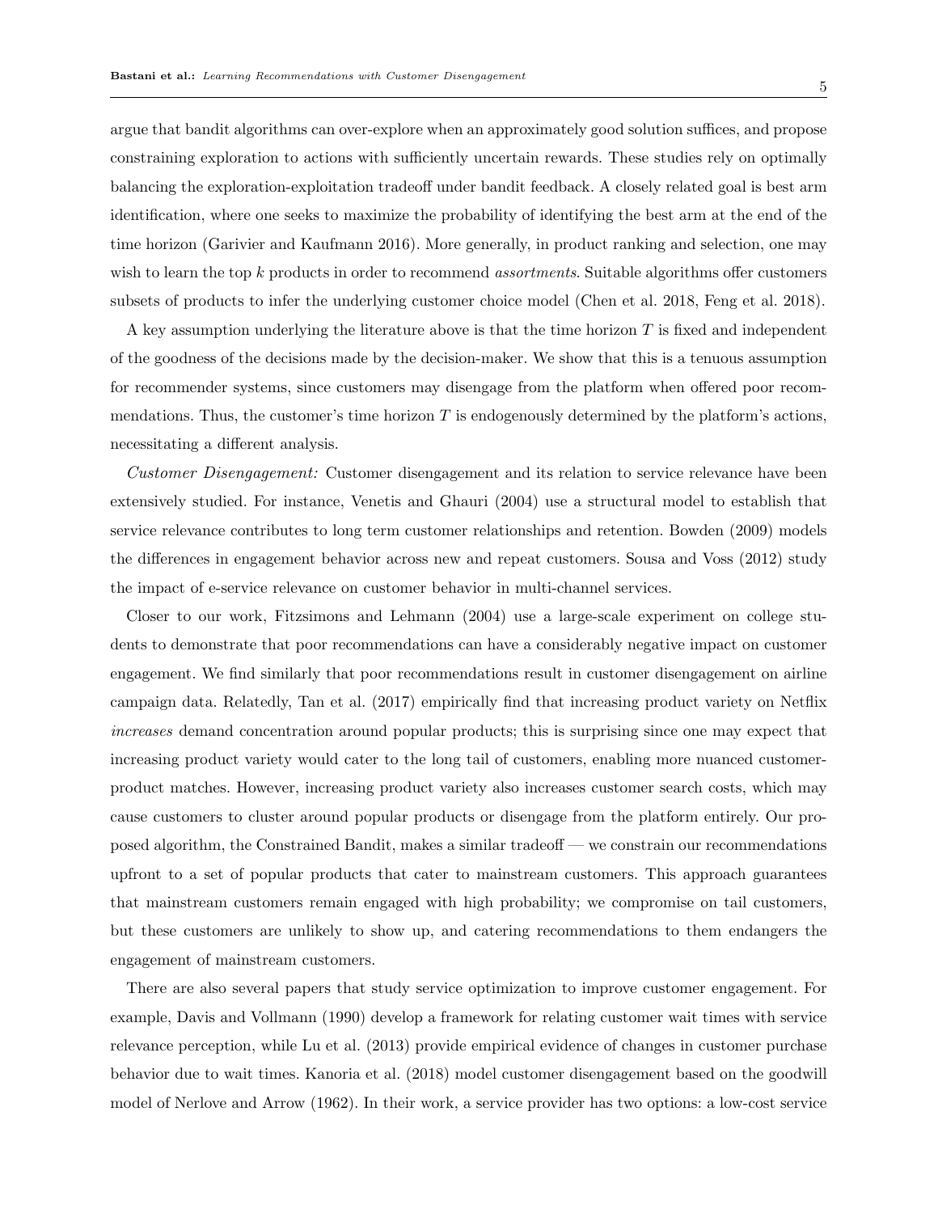argue that bandit algorithms can over-explore when an approximately good solution suffices, and propose constraining exploration to actions with sufficiently uncertain rewards. These studies rely on optimally balancing the exploration-exploitation tradeoff under bandit feedback. A closely related goal is best arm identification, where one seeks to maximize the probability of identifying the best arm at the end of the time horizon (Garivier and Kaufmann 2016). More generally, in product ranking and selection, one may wish to learn the top $k$ products in order to recommend *assortments*. Suitable algorithms offer customers subsets of products to infer the underlying customer choice model (Chen et al. 2018, Feng et al. 2018).

A key assumption underlying the literature above is that the time horizon $T$ is fixed and independent of the goodness of the decisions made by the decision-maker. We show that this is a tenuous assumption for recommender systems, since customers may disengage from the platform when offered poor recommendations. Thus, the customer's time horizon $T$ is endogenously determined by the platform's actions, necessitating a different analysis.

*Customer Disengagement:* Customer disengagement and its relation to service relevance have been extensively studied. For instance, Venetis and Ghauri (2004) use a structural model to establish that service relevance contributes to long term customer relationships and retention. Bowden (2009) models the differences in engagement behavior across new and repeat customers. Sousa and Voss (2012) study the impact of e-service relevance on customer behavior in multi-channel services.

Closer to our work, Fitzsimons and Lehmann (2004) use a large-scale experiment on college students to demonstrate that poor recommendations can have a considerably negative impact on customer engagement. We find similarly that poor recommendations result in customer disengagement on airline campaign data. Relatedly, Tan et al. (2017) empirically find that increasing product variety on Netflix *increases* demand concentration around popular products; this is surprising since one may expect that increasing product variety would cater to the long tail of customers, enabling more nuanced customer-product matches. However, increasing product variety also increases customer search costs, which may cause customers to cluster around popular products or disengage from the platform entirely. Our proposed algorithm, the Constrained Bandit, makes a similar tradeoff — we constrain our recommendations upfront to a set of popular products that cater to mainstream customers. This approach guarantees that mainstream customers remain engaged with high probability; we compromise on tail customers, but these customers are unlikely to show up, and catering recommendations to them endangers the engagement of mainstream customers.

There are also several papers that study service optimization to improve customer engagement. For example, Davis and Vollmann (1990) develop a framework for relating customer wait times with service relevance perception, while Lu et al. (2013) provide empirical evidence of changes in customer purchase behavior due to wait times. Kanoria et al. (2018) model customer disengagement based on the goodwill model of Nerlove and Arrow (1962). In their work, a service provider has two options: a low-cost service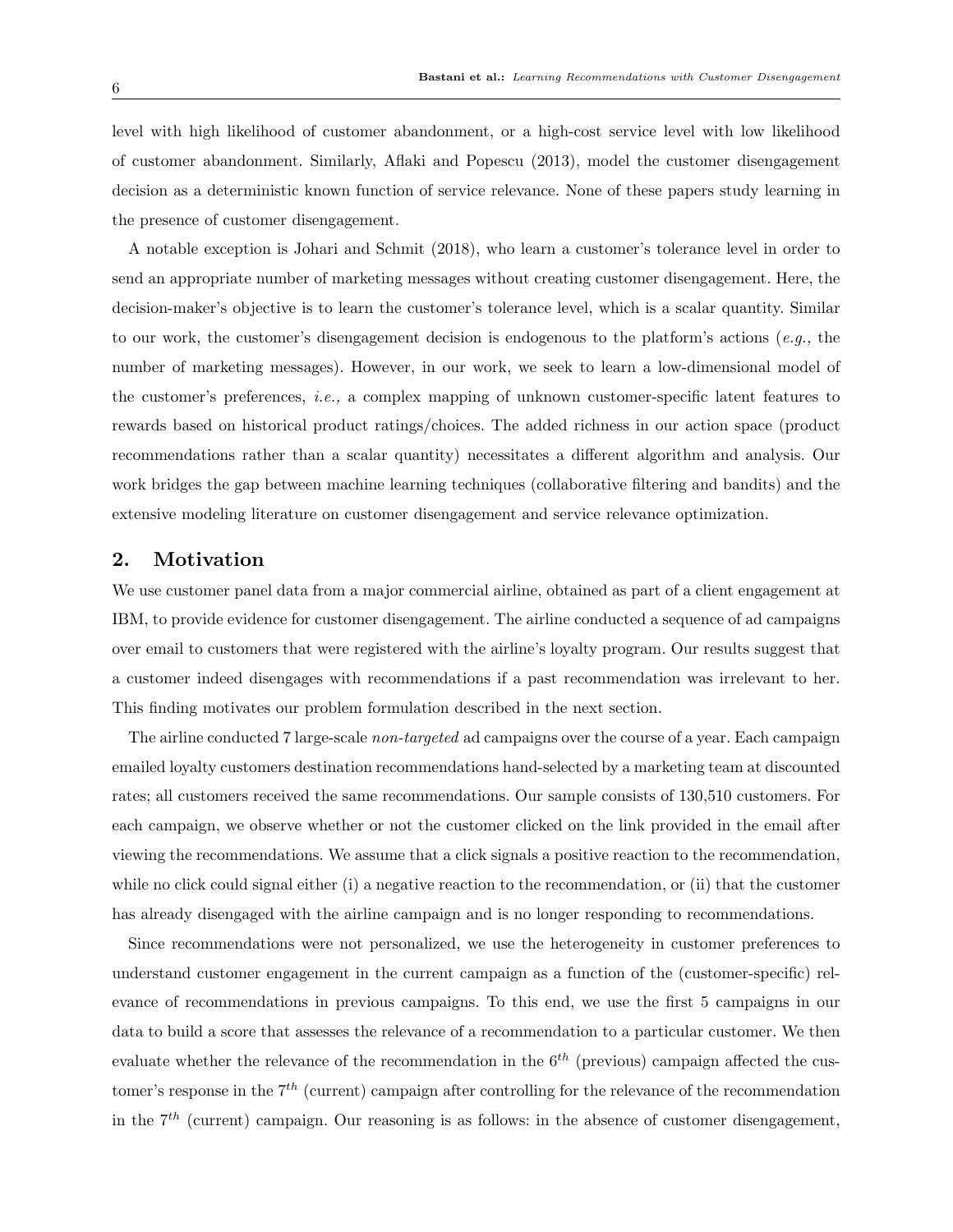level with high likelihood of customer abandonment, or a high-cost service level with low likelihood of customer abandonment. Similarly, Aflaki and Popescu (2013), model the customer disengagement decision as a deterministic known function of service relevance. None of these papers study learning in the presence of customer disengagement.

A notable exception is Johari and Schmit (2018), who learn a customer's tolerance level in order to send an appropriate number of marketing messages without creating customer disengagement. Here, the decision-maker's objective is to learn the customer's tolerance level, which is a scalar quantity. Similar to our work, the customer's disengagement decision is endogenous to the platform's actions (*e.g.,* the number of marketing messages). However, in our work, we seek to learn a low-dimensional model of the customer's preferences, *i.e.,* a complex mapping of unknown customer-specific latent features to rewards based on historical product ratings/choices. The added richness in our action space (product recommendations rather than a scalar quantity) necessitates a different algorithm and analysis. Our work bridges the gap between machine learning techniques (collaborative filtering and bandits) and the extensive modeling literature on customer disengagement and service relevance optimization.

## 2. Motivation

We use customer panel data from a major commercial airline, obtained as part of a client engagement at IBM, to provide evidence for customer disengagement. The airline conducted a sequence of ad campaigns over email to customers that were registered with the airline's loyalty program. Our results suggest that a customer indeed disengages with recommendations if a past recommendation was irrelevant to her. This finding motivates our problem formulation described in the next section.

The airline conducted 7 large-scale *non-targeted* ad campaigns over the course of a year. Each campaign emailed loyalty customers destination recommendations hand-selected by a marketing team at discounted rates; all customers received the same recommendations. Our sample consists of 130,510 customers. For each campaign, we observe whether or not the customer clicked on the link provided in the email after viewing the recommendations. We assume that a click signals a positive reaction to the recommendation, while no click could signal either (i) a negative reaction to the recommendation, or (ii) that the customer has already disengaged with the airline campaign and is no longer responding to recommendations.

Since recommendations were not personalized, we use the heterogeneity in customer preferences to understand customer engagement in the current campaign as a function of the (customer-specific) relevance of recommendations in previous campaigns. To this end, we use the first 5 campaigns in our data to build a score that assesses the relevance of a recommendation to a particular customer. We then evaluate whether the relevance of the recommendation in the $6^{th}$ (previous) campaign affected the customer's response in the $7^{th}$ (current) campaign after controlling for the relevance of the recommendation in the $7^{th}$ (current) campaign. Our reasoning is as follows: in the absence of customer disengagement,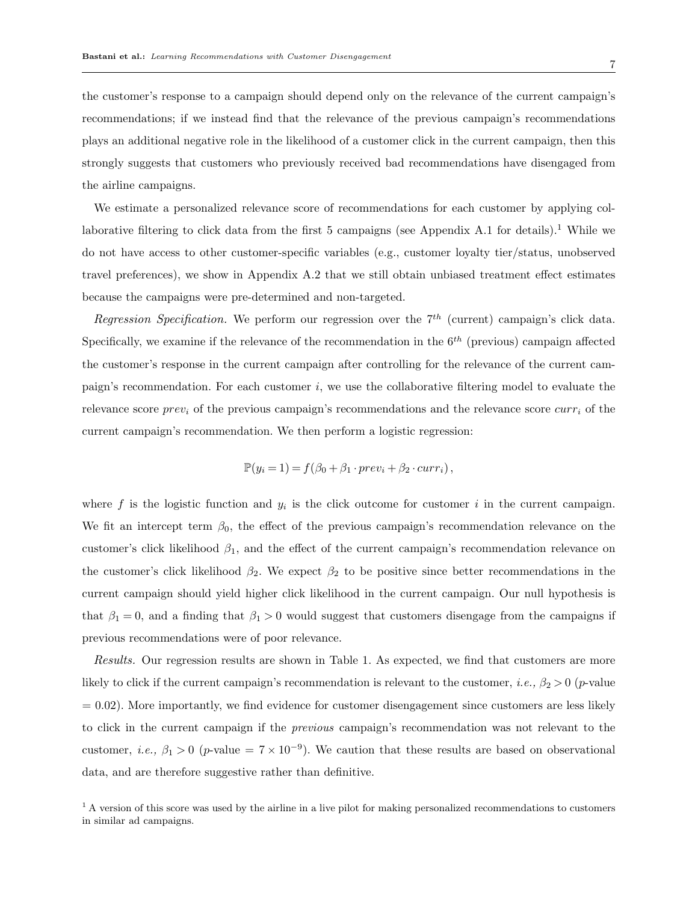the customer's response to a campaign should depend only on the relevance of the current campaign's recommendations; if we instead find that the relevance of the previous campaign's recommendations plays an additional negative role in the likelihood of a customer click in the current campaign, then this strongly suggests that customers who previously received bad recommendations have disengaged from the airline campaigns.

We estimate a personalized relevance score of recommendations for each customer by applying collaborative filtering to click data from the first 5 campaigns (see Appendix A.1 for details).[1] While we do not have access to other customer-specific variables (e.g., customer loyalty tier/status, unobserved travel preferences), we show in Appendix A.2 that we still obtain unbiased treatment effect estimates because the campaigns were pre-determined and non-targeted.

*Regression Specification.* We perform our regression over the $7^{th}$ (current) campaign's click data. Specifically, we examine if the relevance of the recommendation in the $6^{th}$ (previous) campaign affected the customer's response in the current campaign after controlling for the relevance of the current campaign's recommendation. For each customer $i$, we use the collaborative filtering model to evaluate the relevance score $prev_i$ of the previous campaign's recommendations and the relevance score $curr_i$ of the current campaign's recommendation. We then perform a logistic regression:

$$\mathbb{P}(y_i = 1) = f(\beta_0 + \beta_1 \cdot prev_i + \beta_2 \cdot curr_i),$$

where $f$ is the logistic function and $y_i$ is the click outcome for customer $i$ in the current campaign. We fit an intercept term $\beta_0$, the effect of the previous campaign's recommendation relevance on the customer's click likelihood $\beta_1$, and the effect of the current campaign's recommendation relevance on the customer's click likelihood $\beta_2$. We expect $\beta_2$ to be positive since better recommendations in the current campaign should yield higher click likelihood in the current campaign. Our null hypothesis is that $\beta_1 = 0$, and a finding that $\beta_1 > 0$ would suggest that customers disengage from the campaigns if previous recommendations were of poor relevance.

*Results.* Our regression results are shown in Table 1. As expected, we find that customers are more likely to click if the current campaign's recommendation is relevant to the customer, *i.e.,* $\beta_2 > 0$ ($p$-value $= 0.02$). More importantly, we find evidence for customer disengagement since customers are less likely to click in the current campaign if the *previous* campaign's recommendation was not relevant to the customer, *i.e.,* $\beta_1 > 0$ ($p$-value $= 7 \times 10^{-9}$). We caution that these results are based on observational data, and are therefore suggestive rather than definitive.

[1] A version of this score was used by the airline in a live pilot for making personalized recommendations to customers in similar ad campaigns.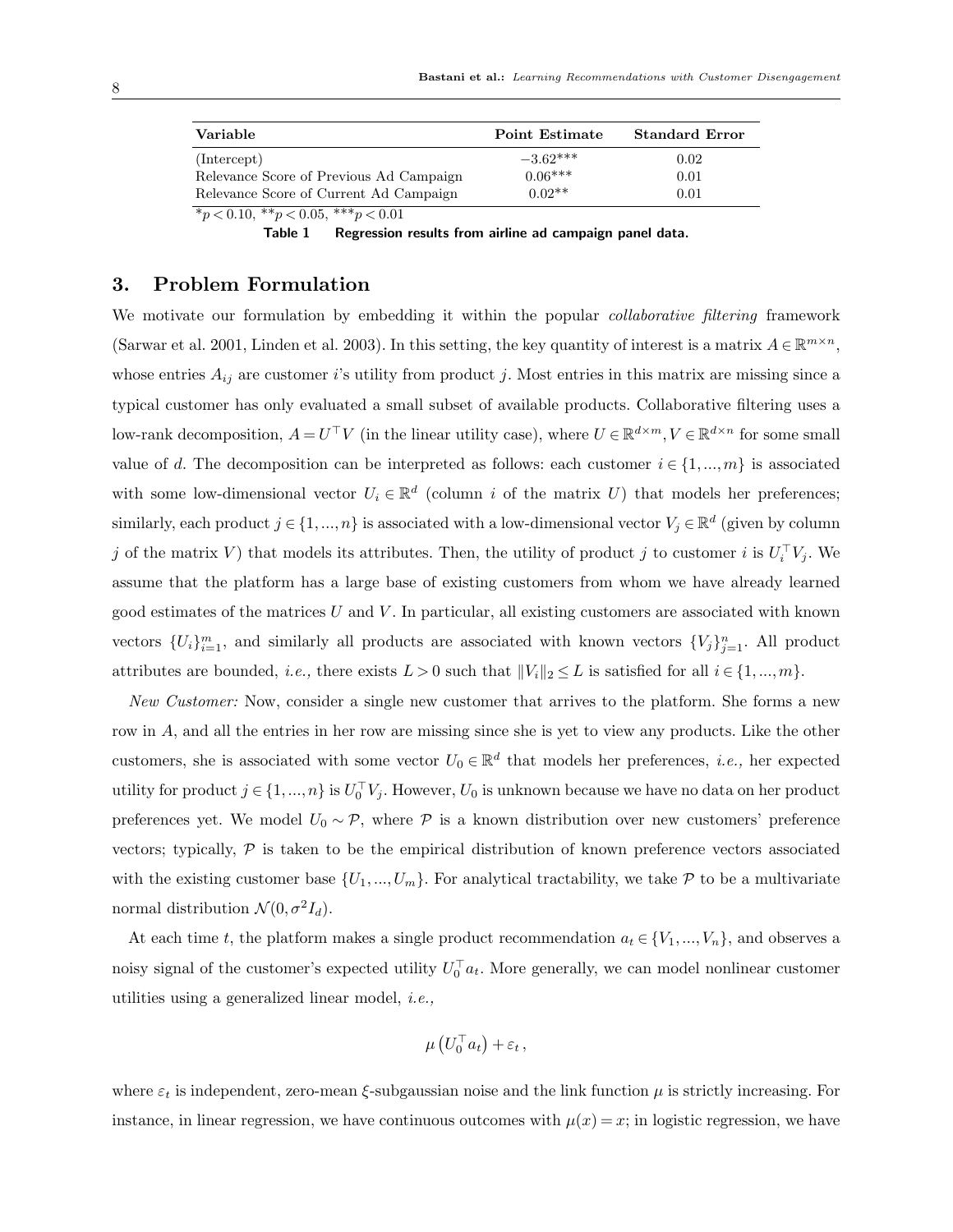| **Variable** | **Point Estimate** | **Standard Error** |
|---|---|---|
| (Intercept) | $-3.62^{***}$ | 0.02 |
| Relevance Score of Previous Ad Campaign | $0.06^{***}$ | 0.01 |
| Relevance Score of Current Ad Campaign | $0.02^{**}$ | 0.01 |

$^{*}p < 0.10$, $^{**}p < 0.05$, $^{***}p < 0.01$

**Table 1 Regression results from airline ad campaign panel data.**

## 3. Problem Formulation

We motivate our formulation by embedding it within the popular *collaborative filtering* framework (Sarwar et al. 2001, Linden et al. 2003). In this setting, the key quantity of interest is a matrix $A \in \mathbb{R}^{m\times n}$, whose entries $A_{ij}$ are customer $i$'s utility from product $j$. Most entries in this matrix are missing since a typical customer has only evaluated a small subset of available products. Collaborative filtering uses a low-rank decomposition, $A = U^\top V$ (in the linear utility case), where $U \in \mathbb{R}^{d\times m}, V \in \mathbb{R}^{d\times n}$ for some small value of $d$. The decomposition can be interpreted as follows: each customer $i \in \{1, ..., m\}$ is associated with some low-dimensional vector $U_i \in \mathbb{R}^d$ (column $i$ of the matrix $U$) that models her preferences; similarly, each product $j \in \{1, ..., n\}$ is associated with a low-dimensional vector $V_j \in \mathbb{R}^d$ (given by column $j$ of the matrix $V$) that models its attributes. Then, the utility of product $j$ to customer $i$ is $U_i^\top V_j$. We assume that the platform has a large base of existing customers from whom we have already learned good estimates of the matrices $U$ and $V$. In particular, all existing customers are associated with known vectors $\{U_i\}_{i=1}^m$, and similarly all products are associated with known vectors $\{V_j\}_{j=1}^n$. All product attributes are bounded, *i.e.,* there exists $L > 0$ such that $\|V_i\|_2 \le L$ is satisfied for all $i \in \{1, ..., m\}$.

*New Customer:* Now, consider a single new customer that arrives to the platform. She forms a new row in $A$, and all the entries in her row are missing since she is yet to view any products. Like the other customers, she is associated with some vector $U_0 \in \mathbb{R}^d$ that models her preferences, *i.e.,* her expected utility for product $j \in \{1, ..., n\}$ is $U_0^\top V_j$. However, $U_0$ is unknown because we have no data on her product preferences yet. We model $U_0 \sim \mathcal{P}$, where $\mathcal{P}$ is a known distribution over new customers' preference vectors; typically, $\mathcal{P}$ is taken to be the empirical distribution of known preference vectors associated with the existing customer base $\{U_1, ..., U_m\}$. For analytical tractability, we take $\mathcal{P}$ to be a multivariate normal distribution $\mathcal{N}(0, \sigma^2 I_d)$.

At each time $t$, the platform makes a single product recommendation $a_t \in \{V_1, ..., V_n\}$, and observes a noisy signal of the customer's expected utility $U_0^\top a_t$. More generally, we can model nonlinear customer utilities using a generalized linear model, *i.e.,*

$$\mu\left(U_0^\top a_t\right) + \varepsilon_t\,,$$

where $\varepsilon_t$ is independent, zero-mean $\xi$-subgaussian noise and the link function $\mu$ is strictly increasing. For instance, in linear regression, we have continuous outcomes with $\mu(x) = x$; in logistic regression, we have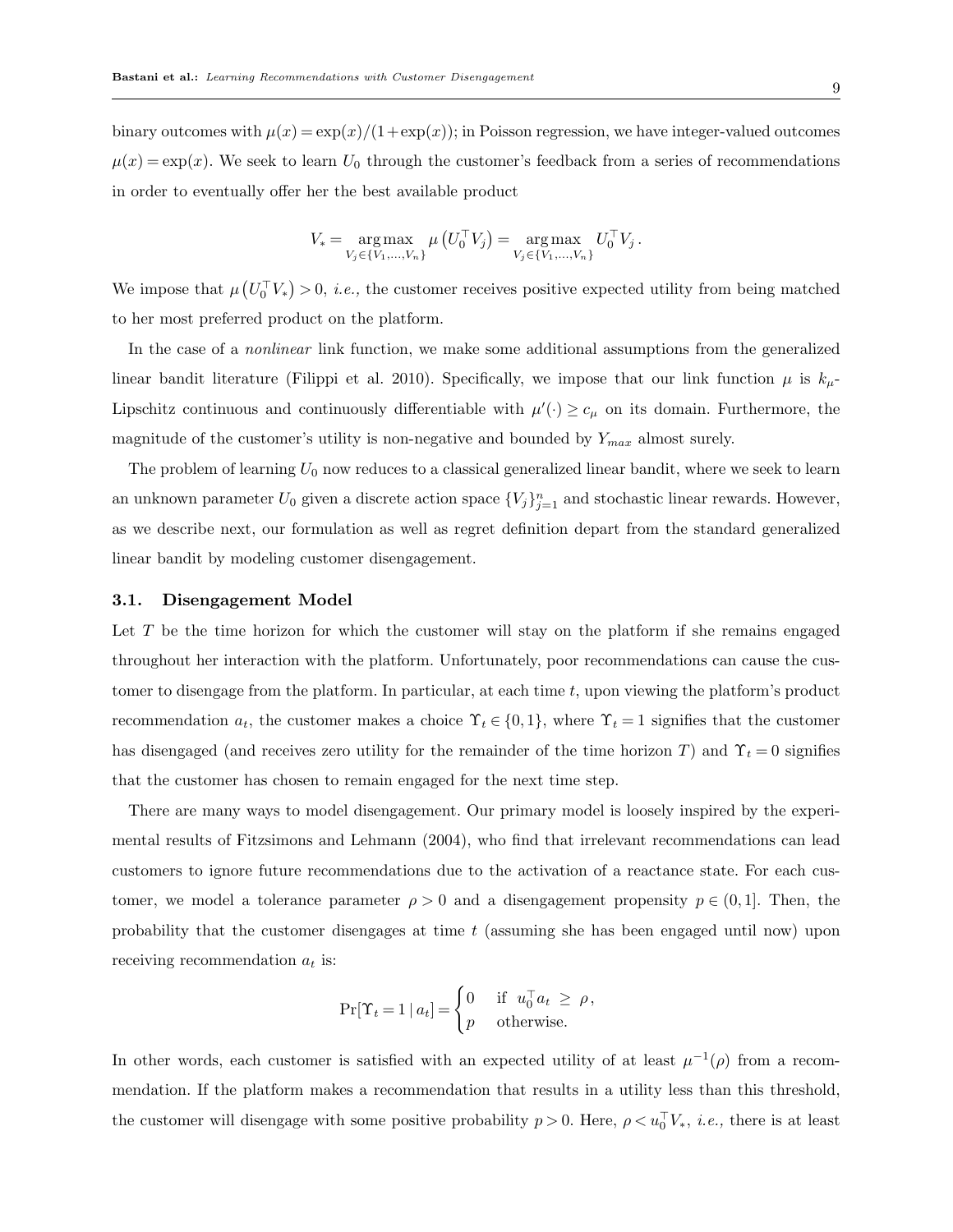binary outcomes with $\mu(x) = \exp(x)/(1+\exp(x))$; in Poisson regression, we have integer-valued outcomes $\mu(x) = \exp(x)$. We seek to learn $U_0$ through the customer's feedback from a series of recommendations in order to eventually offer her the best available product

$$V_* = \underset{V_j \in \{V_1,\ldots,V_n\}}{\arg\max} \; \mu\left(U_0^\top V_j\right) = \underset{V_j \in \{V_1,\ldots,V_n\}}{\arg\max} \; U_0^\top V_j \,.$$

We impose that $\mu\left(U_0^\top V_*\right) > 0$, *i.e.,* the customer receives positive expected utility from being matched to her most preferred product on the platform.

In the case of a *nonlinear* link function, we make some additional assumptions from the generalized linear bandit literature (Filippi et al. 2010). Specifically, we impose that our link function $\mu$ is $k_\mu$-Lipschitz continuous and continuously differentiable with $\mu'(\cdot) \geq c_\mu$ on its domain. Furthermore, the magnitude of the customer's utility is non-negative and bounded by $Y_{max}$ almost surely.

The problem of learning $U_0$ now reduces to a classical generalized linear bandit, where we seek to learn an unknown parameter $U_0$ given a discrete action space $\{V_j\}_{j=1}^n$ and stochastic linear rewards. However, as we describe next, our formulation as well as regret definition depart from the standard generalized linear bandit by modeling customer disengagement.

### 3.1. Disengagement Model

Let $T$ be the time horizon for which the customer will stay on the platform if she remains engaged throughout her interaction with the platform. Unfortunately, poor recommendations can cause the customer to disengage from the platform. In particular, at each time $t$, upon viewing the platform's product recommendation $a_t$, the customer makes a choice $\Upsilon_t \in \{0,1\}$, where $\Upsilon_t = 1$ signifies that the customer has disengaged (and receives zero utility for the remainder of the time horizon $T$) and $\Upsilon_t = 0$ signifies that the customer has chosen to remain engaged for the next time step.

There are many ways to model disengagement. Our primary model is loosely inspired by the experimental results of Fitzsimons and Lehmann (2004), who find that irrelevant recommendations can lead customers to ignore future recommendations due to the activation of a reactance state. For each customer, we model a tolerance parameter $\rho > 0$ and a disengagement propensity $p \in (0,1]$. Then, the probability that the customer disengages at time $t$ (assuming she has been engaged until now) upon receiving recommendation $a_t$ is:

$$\Pr[\Upsilon_t = 1 \mid a_t] = \begin{cases} 0 & \text{if } \; u_0^\top a_t \;\geq\; \rho\,, \\ p & \text{otherwise.} \end{cases}$$

In other words, each customer is satisfied with an expected utility of at least $\mu^{-1}(\rho)$ from a recommendation. If the platform makes a recommendation that results in a utility less than this threshold, the customer will disengage with some positive probability $p > 0$. Here, $\rho < u_0^\top V_*$, *i.e.,* there is at least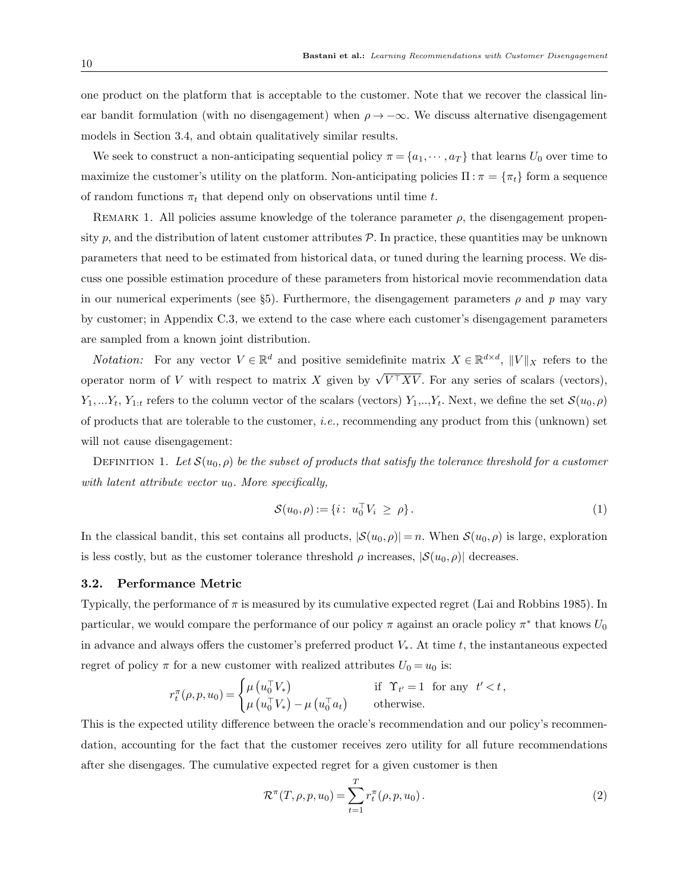one product on the platform that is acceptable to the customer. Note that we recover the classical linear bandit formulation (with no disengagement) when $\rho \to -\infty$. We discuss alternative disengagement models in Section 3.4, and obtain qualitatively similar results.

We seek to construct a non-anticipating sequential policy $\pi = \{a_1, \cdots, a_T\}$ that learns $U_0$ over time to maximize the customer's utility on the platform. Non-anticipating policies $\Pi : \pi = \{\pi_t\}$ form a sequence of random functions $\pi_t$ that depend only on observations until time $t$.

Remark 1. All policies assume knowledge of the tolerance parameter $\rho$, the disengagement propensity $p$, and the distribution of latent customer attributes $\mathcal{P}$. In practice, these quantities may be unknown parameters that need to be estimated from historical data, or tuned during the learning process. We discuss one possible estimation procedure of these parameters from historical movie recommendation data in our numerical experiments (see §5). Furthermore, the disengagement parameters $\rho$ and $p$ may vary by customer; in Appendix C.3, we extend to the case where each customer's disengagement parameters are sampled from a known joint distribution.

*Notation:* For any vector $V \in \mathbb{R}^d$ and positive semidefinite matrix $X \in \mathbb{R}^{d \times d}$, $\|V\|_X$ refers to the operator norm of $V$ with respect to matrix $X$ given by $\sqrt{V^\top X V}$. For any series of scalars (vectors), $Y_1, ...Y_t$, $Y_{1:t}$ refers to the column vector of the scalars (vectors) $Y_1,..,Y_t$. Next, we define the set $\mathcal{S}(u_0, \rho)$ of products that are tolerable to the customer, *i.e.,* recommending any product from this (unknown) set will not cause disengagement:

Definition 1. *Let $\mathcal{S}(u_0, \rho)$ be the subset of products that satisfy the tolerance threshold for a customer with latent attribute vector $u_0$. More specifically,*

$$\mathcal{S}(u_0, \rho) := \{ i : \ u_0^\top V_i \ \geq \ \rho \} \,. \tag{1}$$

In the classical bandit, this set contains all products, $|\mathcal{S}(u_0, \rho)| = n$. When $\mathcal{S}(u_0, \rho)$ is large, exploration is less costly, but as the customer tolerance threshold $\rho$ increases, $|\mathcal{S}(u_0, \rho)|$ decreases.

### 3.2. Performance Metric

Typically, the performance of $\pi$ is measured by its cumulative expected regret (Lai and Robbins 1985). In particular, we would compare the performance of our policy $\pi$ against an oracle policy $\pi^*$ that knows $U_0$ in advance and always offers the customer's preferred product $V_*$. At time $t$, the instantaneous expected regret of policy $\pi$ for a new customer with realized attributes $U_0 = u_0$ is:

$$r_t^\pi(\rho, p, u_0) = \begin{cases} \mu\left(u_0^\top V_*\right) & \text{if } \ \Upsilon_{t'} = 1 \ \text{ for any } \ t' < t \,, \\ \mu\left(u_0^\top V_*\right) - \mu\left(u_0^\top a_t\right) & \text{otherwise.} \end{cases}$$

This is the expected utility difference between the oracle's recommendation and our policy's recommendation, accounting for the fact that the customer receives zero utility for all future recommendations after she disengages. The cumulative expected regret for a given customer is then

$$\mathcal{R}^\pi(T, \rho, p, u_0) = \sum_{t=1}^{T} r_t^\pi(\rho, p, u_0) \,. \tag{2}$$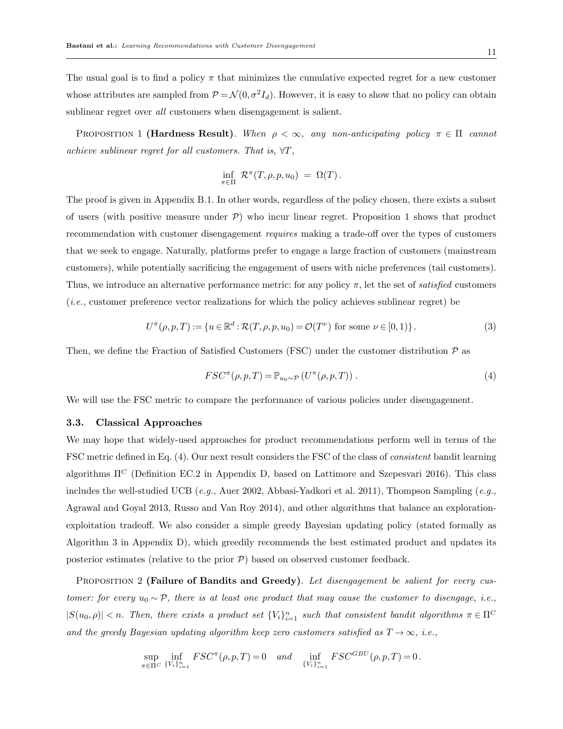The usual goal is to find a policy $\pi$ that minimizes the cumulative expected regret for a new customer whose attributes are sampled from $\mathcal{P} = \mathcal{N}(0, \sigma^2 I_d)$. However, it is easy to show that no policy can obtain sublinear regret over *all* customers when disengagement is salient.

Proposition 1 **(Hardness Result)**. *When $\rho < \infty$, any non-anticipating policy $\pi \in \Pi$ cannot achieve sublinear regret for all customers. That is, $\forall T$,*

$$\inf_{\pi \in \Pi} \mathcal{R}^{\pi}(T, \rho, p, u_0) = \Omega(T).$$

The proof is given in Appendix B.1. In other words, regardless of the policy chosen, there exists a subset of users (with positive measure under $\mathcal{P}$) who incur linear regret. Proposition 1 shows that product recommendation with customer disengagement *requires* making a trade-off over the types of customers that we seek to engage. Naturally, platforms prefer to engage a large fraction of customers (mainstream customers), while potentially sacrificing the engagement of users with niche preferences (tail customers). Thus, we introduce an alternative performance metric: for any policy $\pi$, let the set of *satisfied* customers (*i.e.,* customer preference vector realizations for which the policy achieves sublinear regret) be

$$U^{\pi}(\rho, p, T) := \{u \in \mathbb{R}^d : \mathcal{R}(T, \rho, p, u_0) = \mathcal{O}(T^{\nu}) \text{ for some } \nu \in [0, 1)\}. \tag{3}$$

Then, we define the Fraction of Satisfied Customers (FSC) under the customer distribution $\mathcal{P}$ as

$$FSC^{\pi}(\rho, p, T) = \mathbb{P}_{u_0 \sim \mathcal{P}}\left(U^{\pi}(\rho, p, T)\right). \tag{4}$$

We will use the FSC metric to compare the performance of various policies under disengagement.

### 3.3. Classical Approaches

We may hope that widely-used approaches for product recommendations perform well in terms of the FSC metric defined in Eq. (4). Our next result considers the FSC of the class of *consistent* bandit learning algorithms $\Pi^C$ (Definition EC.2 in Appendix D, based on Lattimore and Szepesvari 2016). This class includes the well-studied UCB (*e.g.,* Auer 2002, Abbasi-Yadkori et al. 2011), Thompson Sampling (*e.g.,* Agrawal and Goyal 2013, Russo and Van Roy 2014), and other algorithms that balance an exploration-exploitation tradeoff. We also consider a simple greedy Bayesian updating policy (stated formally as Algorithm 3 in Appendix D), which greedily recommends the best estimated product and updates its posterior estimates (relative to the prior $\mathcal{P}$) based on observed customer feedback.

Proposition 2 **(Failure of Bandits and Greedy)**. *Let disengagement be salient for every customer: for every $u_0 \sim \mathcal{P}$, there is at least one product that may cause the customer to disengage, i.e., $|S(u_0, \rho)| < n$. Then, there exists a product set $\{V_i\}_{i=1}^n$ such that consistent bandit algorithms $\pi \in \Pi^C$ and the greedy Bayesian updating algorithm keep zero customers satisfied as $T \to \infty$, i.e.,*

$$\sup_{\pi \in \Pi^C} \inf_{\{V_i\}_{i=1}^n} FSC^{\pi}(\rho, p, T) = 0 \quad \textit{and} \quad \inf_{\{V_i\}_{i=1}^n} FSC^{GBU}(\rho, p, T) = 0.$$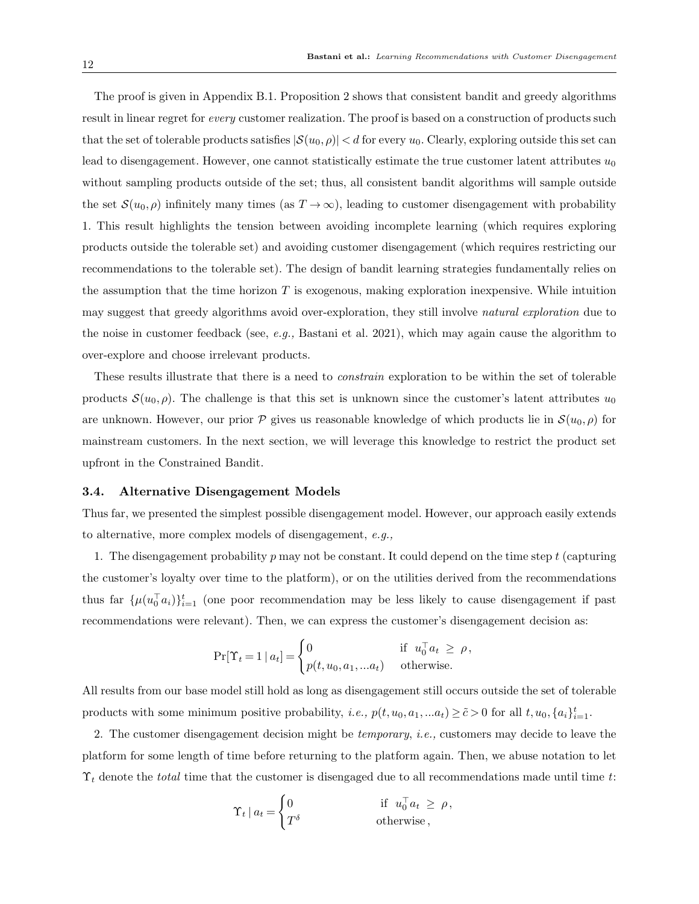The proof is given in Appendix B.1. Proposition 2 shows that consistent bandit and greedy algorithms result in linear regret for *every* customer realization. The proof is based on a construction of products such that the set of tolerable products satisfies $|\mathcal{S}(u_0,\rho)| < d$ for every $u_0$. Clearly, exploring outside this set can lead to disengagement. However, one cannot statistically estimate the true customer latent attributes $u_0$ without sampling products outside of the set; thus, all consistent bandit algorithms will sample outside the set $\mathcal{S}(u_0,\rho)$ infinitely many times (as $T \to \infty$), leading to customer disengagement with probability 1. This result highlights the tension between avoiding incomplete learning (which requires exploring products outside the tolerable set) and avoiding customer disengagement (which requires restricting our recommendations to the tolerable set). The design of bandit learning strategies fundamentally relies on the assumption that the time horizon $T$ is exogenous, making exploration inexpensive. While intuition may suggest that greedy algorithms avoid over-exploration, they still involve *natural exploration* due to the noise in customer feedback (see, *e.g.,* Bastani et al. 2021), which may again cause the algorithm to over-explore and choose irrelevant products.

These results illustrate that there is a need to *constrain* exploration to be within the set of tolerable products $\mathcal{S}(u_0,\rho)$. The challenge is that this set is unknown since the customer's latent attributes $u_0$ are unknown. However, our prior $\mathcal{P}$ gives us reasonable knowledge of which products lie in $\mathcal{S}(u_0,\rho)$ for mainstream customers. In the next section, we will leverage this knowledge to restrict the product set upfront in the Constrained Bandit.

### 3.4. Alternative Disengagement Models

Thus far, we presented the simplest possible disengagement model. However, our approach easily extends to alternative, more complex models of disengagement, *e.g.,*

1. The disengagement probability $p$ may not be constant. It could depend on the time step $t$ (capturing the customer's loyalty over time to the platform), or on the utilities derived from the recommendations thus far $\{\mu(u_0^\top a_i)\}_{i=1}^t$ (one poor recommendation may be less likely to cause disengagement if past recommendations were relevant). Then, we can express the customer's disengagement decision as:

$$\Pr[\Upsilon_t = 1 \mid a_t] = \begin{cases} 0 & \text{if } \ u_0^\top a_t \ \geq \ \rho\,, \\ p(t, u_0, a_1, ...a_t) & \text{otherwise.} \end{cases}$$

All results from our base model still hold as long as disengagement still occurs outside the set of tolerable products with some minimum positive probability, *i.e.,* $p(t, u_0, a_1, ...a_t) \geq \tilde{c} > 0$ for all $t, u_0, \{a_i\}_{i=1}^t$.

2. The customer disengagement decision might be *temporary*, *i.e.,* customers may decide to leave the platform for some length of time before returning to the platform again. Then, we abuse notation to let $\Upsilon_t$ denote the *total* time that the customer is disengaged due to all recommendations made until time $t$:

$$\Upsilon_t \mid a_t = \begin{cases} 0 & \text{if } \ u_0^\top a_t \ \geq \ \rho\,, \\ T^\delta & \text{otherwise}\,, \end{cases}$$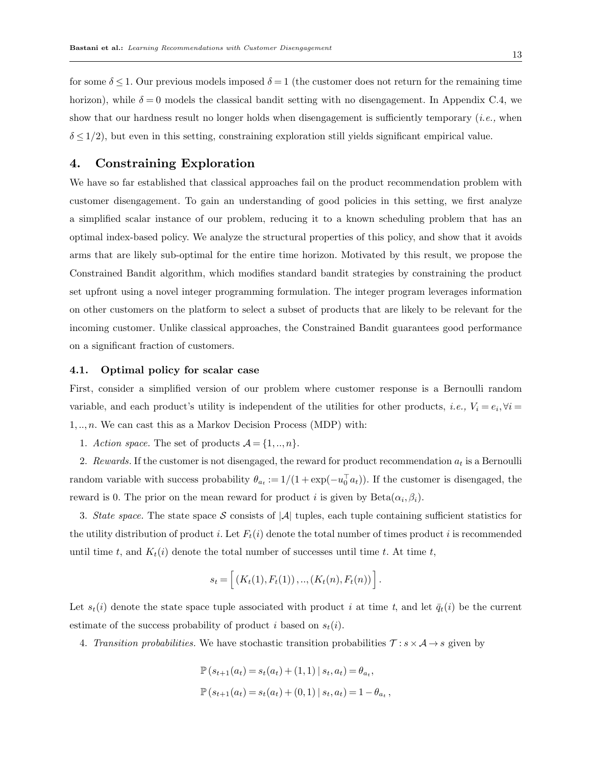for some $\delta \le 1$. Our previous models imposed $\delta = 1$ (the customer does not return for the remaining time horizon), while $\delta = 0$ models the classical bandit setting with no disengagement. In Appendix C.4, we show that our hardness result no longer holds when disengagement is sufficiently temporary (*i.e.,* when $\delta \le 1/2$), but even in this setting, constraining exploration still yields significant empirical value.

## 4. Constraining Exploration

We have so far established that classical approaches fail on the product recommendation problem with customer disengagement. To gain an understanding of good policies in this setting, we first analyze a simplified scalar instance of our problem, reducing it to a known scheduling problem that has an optimal index-based policy. We analyze the structural properties of this policy, and show that it avoids arms that are likely sub-optimal for the entire time horizon. Motivated by this result, we propose the Constrained Bandit algorithm, which modifies standard bandit strategies by constraining the product set upfront using a novel integer programming formulation. The integer program leverages information on other customers on the platform to select a subset of products that are likely to be relevant for the incoming customer. Unlike classical approaches, the Constrained Bandit guarantees good performance on a significant fraction of customers.

### 4.1. Optimal policy for scalar case

First, consider a simplified version of our problem where customer response is a Bernoulli random variable, and each product's utility is independent of the utilities for other products, *i.e.,* $V_i = e_i, \forall i = 1,..,n$. We can cast this as a Markov Decision Process (MDP) with:

1. *Action space.* The set of products $\mathcal{A} = \{1,..,n\}$.

2. *Rewards.* If the customer is not disengaged, the reward for product recommendation $a_t$ is a Bernoulli random variable with success probability $\theta_{a_t} := 1/(1+\exp(-u_0^\top a_t))$. If the customer is disengaged, the reward is 0. The prior on the mean reward for product $i$ is given by $\text{Beta}(\alpha_i, \beta_i)$.

3. *State space.* The state space $\mathcal{S}$ consists of $|\mathcal{A}|$ tuples, each tuple containing sufficient statistics for the utility distribution of product $i$. Let $F_t(i)$ denote the total number of times product $i$ is recommended until time $t$, and $K_t(i)$ denote the total number of successes until time $t$. At time $t$,

$$s_t = \Big[\, (K_t(1), F_t(1))\,, .., (K_t(n), F_t(n))\,\Big]\,.$$

Let $s_t(i)$ denote the state space tuple associated with product $i$ at time $t$, and let $\bar{q}_t(i)$ be the current estimate of the success probability of product $i$ based on $s_t(i)$.

4. *Transition probabilities.* We have stochastic transition probabilities $\mathcal{T} : s \times \mathcal{A} \to s$ given by

$$\mathbb{P}\left(s_{t+1}(a_t) = s_t(a_t) + (1,1) \mid s_t, a_t\right) = \theta_{a_t},$$

$$\mathbb{P}\left(s_{t+1}(a_t) = s_t(a_t) + (0,1) \mid s_t, a_t\right) = 1 - \theta_{a_t}\,,$$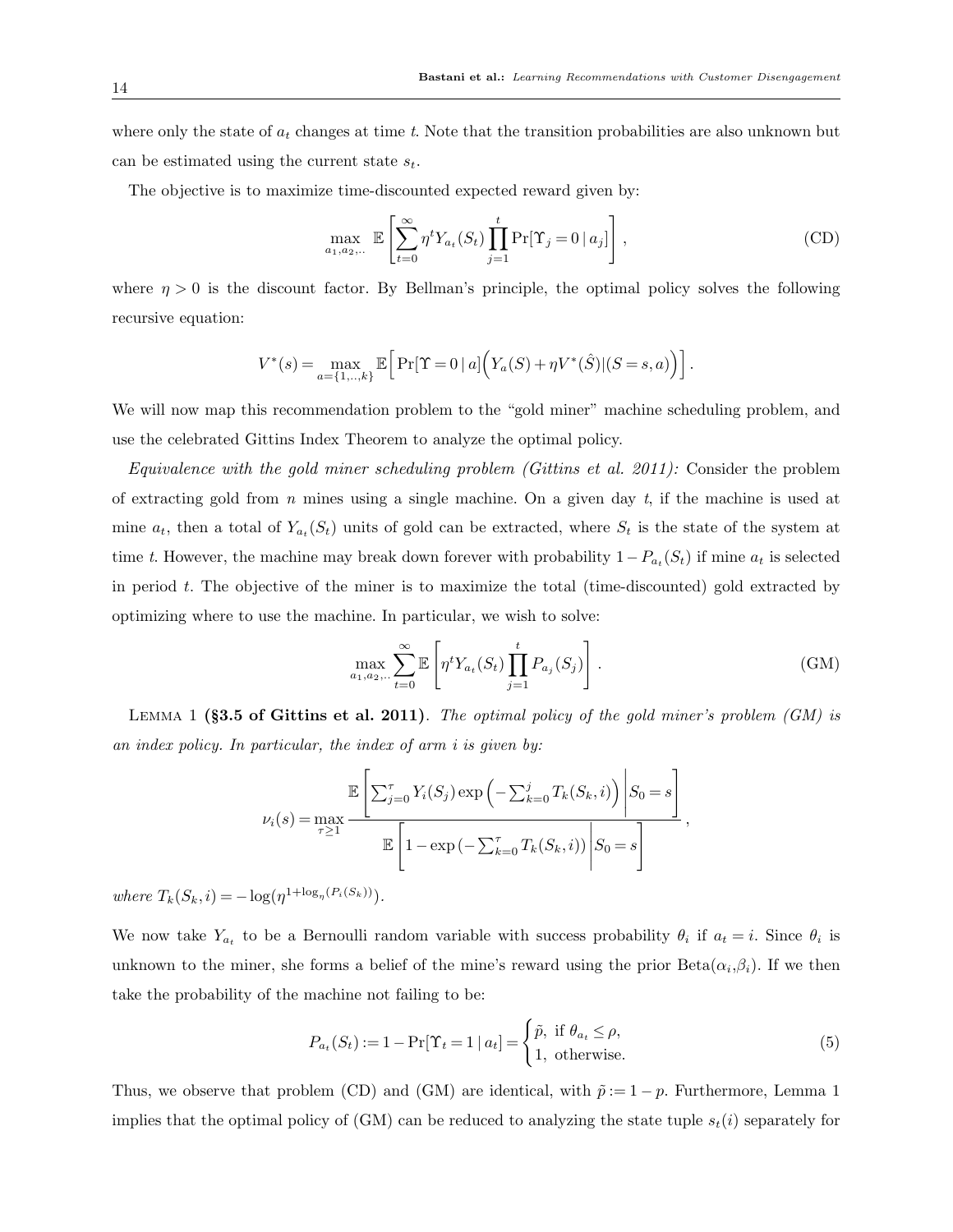where only the state of $a_t$ changes at time $t$. Note that the transition probabilities are also unknown but can be estimated using the current state $s_t$.

The objective is to maximize time-discounted expected reward given by:

$$\max_{a_1,a_2,..} \mathbb{E}\left[\sum_{t=0}^{\infty} \eta^t Y_{a_t}(S_t) \prod_{j=1}^{t} \Pr[\Upsilon_j = 0 \mid a_j]\right], \tag{CD}$$

where $\eta > 0$ is the discount factor. By Bellman's principle, the optimal policy solves the following recursive equation:

$$V^*(s) = \max_{a=\{1,..,k\}} \mathbb{E}\Big[\Pr[\Upsilon = 0 \mid a]\Big(Y_a(S) + \eta V^*(\hat{S}) | (S = s, a)\Big)\Big].$$

We will now map this recommendation problem to the "gold miner" machine scheduling problem, and use the celebrated Gittins Index Theorem to analyze the optimal policy.

*Equivalence with the gold miner scheduling problem (Gittins et al. 2011):* Consider the problem of extracting gold from $n$ mines using a single machine. On a given day $t$, if the machine is used at mine $a_t$, then a total of $Y_{a_t}(S_t)$ units of gold can be extracted, where $S_t$ is the state of the system at time $t$. However, the machine may break down forever with probability $1 - P_{a_t}(S_t)$ if mine $a_t$ is selected in period $t$. The objective of the miner is to maximize the total (time-discounted) gold extracted by optimizing where to use the machine. In particular, we wish to solve:

$$\max_{a_1,a_2,..} \sum_{t=0}^{\infty} \mathbb{E}\left[\eta^t Y_{a_t}(S_t) \prod_{j=1}^{t} P_{a_j}(S_j)\right]. \tag{GM}$$

Lemma 1 **(§3.5 of Gittins et al. 2011)**. *The optimal policy of the gold miner's problem (GM) is an index policy. In particular, the index of arm $i$ is given by:*

$$\nu_i(s) = \max_{\tau \geq 1} \frac{\mathbb{E}\left[\sum_{j=0}^{\tau} Y_i(S_j) \exp\left(-\sum_{k=0}^{j} T_k(S_k, i)\right) \middle| S_0 = s\right]}{\mathbb{E}\left[1 - \exp\left(-\sum_{k=0}^{\tau} T_k(S_k, i)\right) \middle| S_0 = s\right]},$$

*where $T_k(S_k, i) = -\log(\eta^{1+\log_\eta(P_i(S_k))})$.*

We now take $Y_{a_t}$ to be a Bernoulli random variable with success probability $\theta_i$ if $a_t = i$. Since $\theta_i$ is unknown to the miner, she forms a belief of the mine's reward using the prior Beta($\alpha_i$,$\beta_i$). If we then take the probability of the machine not failing to be:

$$P_{a_t}(S_t) := 1 - \Pr[\Upsilon_t = 1 \mid a_t] = \begin{cases} \tilde{p}, \text{ if } \theta_{a_t} \leq \rho, \\ 1, \text{ otherwise.} \end{cases} \tag{5}$$

Thus, we observe that problem (CD) and (GM) are identical, with $\tilde{p} := 1 - p$. Furthermore, Lemma 1 implies that the optimal policy of (GM) can be reduced to analyzing the state tuple $s_t(i)$ separately for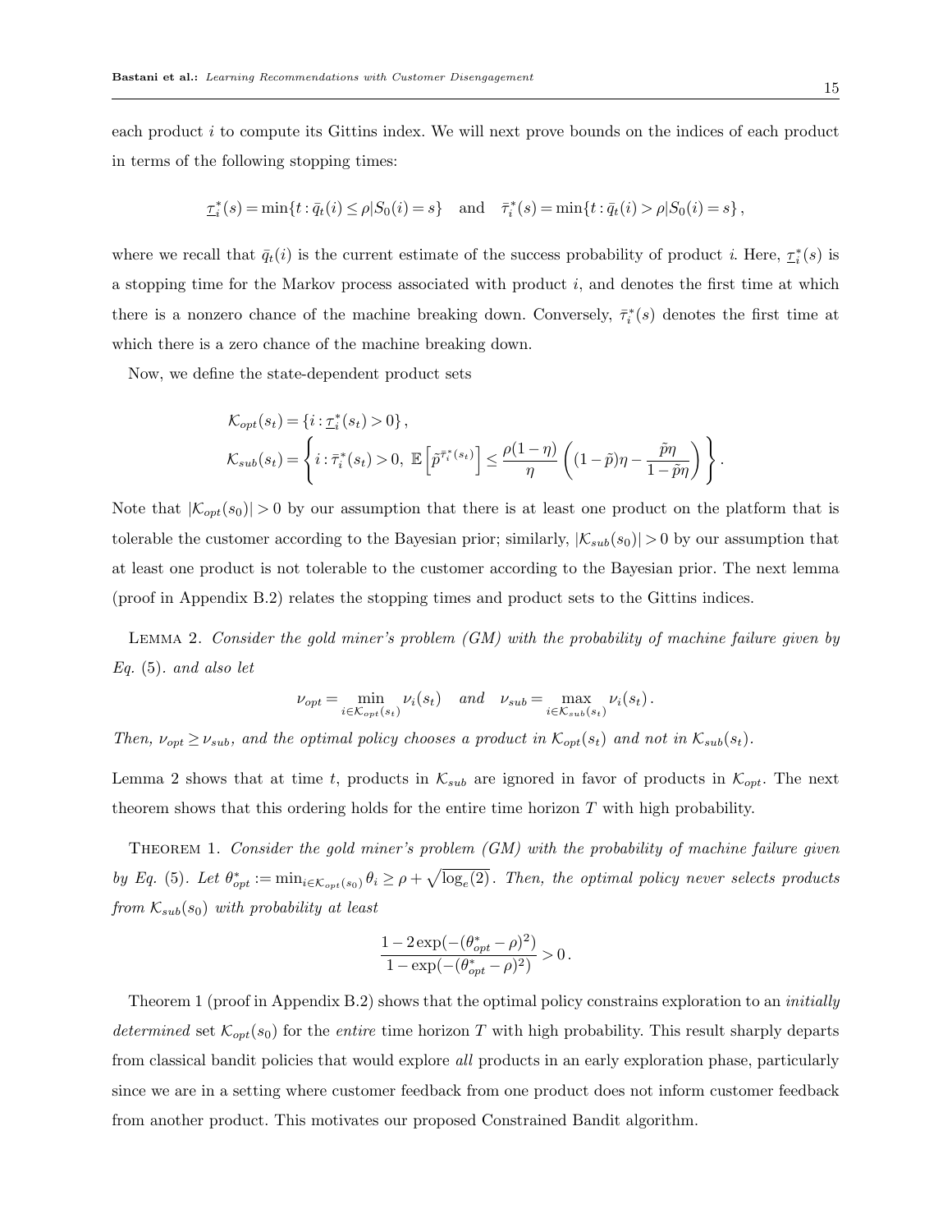each product $i$ to compute its Gittins index. We will next prove bounds on the indices of each product in terms of the following stopping times:

$$\underline{\tau}_i^*(s) = \min\{t : \bar{q}_t(i) \leq \rho | S_0(i) = s\} \quad \text{and} \quad \bar{\tau}_i^*(s) = \min\{t : \bar{q}_t(i) > \rho | S_0(i) = s\},$$

where we recall that $\bar{q}_t(i)$ is the current estimate of the success probability of product $i$. Here, $\underline{\tau}_i^*(s)$ is a stopping time for the Markov process associated with product $i$, and denotes the first time at which there is a nonzero chance of the machine breaking down. Conversely, $\bar{\tau}_i^*(s)$ denotes the first time at which there is a zero chance of the machine breaking down.

Now, we define the state-dependent product sets

$$\mathcal{K}_{opt}(s_t) = \{i : \underline{\tau}_i^*(s_t) > 0\},$$
$$\mathcal{K}_{sub}(s_t) = \left\{ i : \bar{\tau}_i^*(s_t) > 0,\ \mathbb{E}\left[\tilde{p}^{\bar{\tau}_i^*(s_t)}\right] \leq \frac{\rho(1-\eta)}{\eta}\left((1-\tilde{p})\eta - \frac{\tilde{p}\eta}{1-\tilde{p}\eta}\right)\right\}.$$

Note that $|\mathcal{K}_{opt}(s_0)| > 0$ by our assumption that there is at least one product on the platform that is tolerable the customer according to the Bayesian prior; similarly, $|\mathcal{K}_{sub}(s_0)| > 0$ by our assumption that at least one product is not tolerable to the customer according to the Bayesian prior. The next lemma (proof in Appendix B.2) relates the stopping times and product sets to the Gittins indices.

Lemma 2. *Consider the gold miner's problem (GM) with the probability of machine failure given by Eq. (5). and also let*

$$\nu_{opt} = \min_{i \in \mathcal{K}_{opt}(s_t)} \nu_i(s_t) \quad \textit{and} \quad \nu_{sub} = \max_{i \in \mathcal{K}_{sub}(s_t)} \nu_i(s_t).$$

*Then, $\nu_{opt} \geq \nu_{sub}$, and the optimal policy chooses a product in $\mathcal{K}_{opt}(s_t)$ and not in $\mathcal{K}_{sub}(s_t)$.*

Lemma 2 shows that at time $t$, products in $\mathcal{K}_{sub}$ are ignored in favor of products in $\mathcal{K}_{opt}$. The next theorem shows that this ordering holds for the entire time horizon $T$ with high probability.

Theorem 1. *Consider the gold miner's problem (GM) with the probability of machine failure given by Eq. (5). Let $\theta_{opt}^* := \min_{i \in \mathcal{K}_{opt}(s_0)} \theta_i \geq \rho + \sqrt{\log_e(2)}$. Then, the optimal policy never selects products from $\mathcal{K}_{sub}(s_0)$ with probability at least*

$$\frac{1 - 2\exp(-(\theta_{opt}^* - \rho)^2)}{1 - \exp(-(\theta_{opt}^* - \rho)^2)} > 0.$$

Theorem 1 (proof in Appendix B.2) shows that the optimal policy constrains exploration to an *initially determined* set $\mathcal{K}_{opt}(s_0)$ for the *entire* time horizon $T$ with high probability. This result sharply departs from classical bandit policies that would explore *all* products in an early exploration phase, particularly since we are in a setting where customer feedback from one product does not inform customer feedback from another product. This motivates our proposed Constrained Bandit algorithm.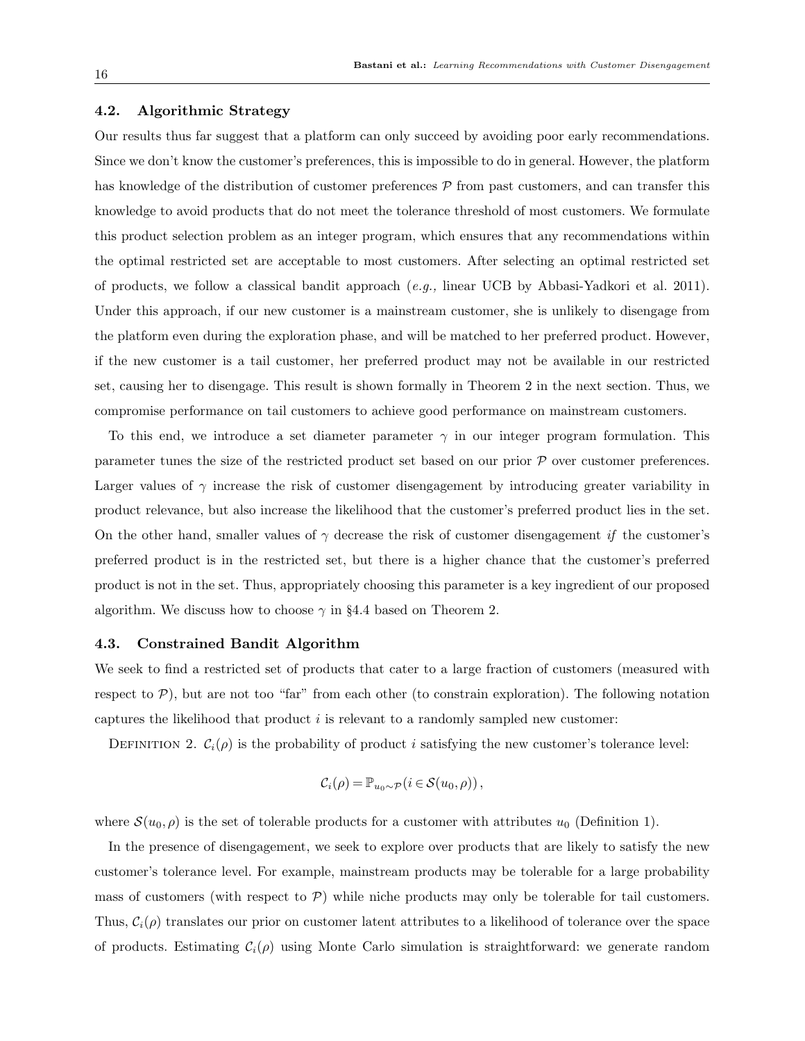### 4.2. Algorithmic Strategy

Our results thus far suggest that a platform can only succeed by avoiding poor early recommendations. Since we don't know the customer's preferences, this is impossible to do in general. However, the platform has knowledge of the distribution of customer preferences $\mathcal{P}$ from past customers, and can transfer this knowledge to avoid products that do not meet the tolerance threshold of most customers. We formulate this product selection problem as an integer program, which ensures that any recommendations within the optimal restricted set are acceptable to most customers. After selecting an optimal restricted set of products, we follow a classical bandit approach (*e.g.,* linear UCB by Abbasi-Yadkori et al. 2011). Under this approach, if our new customer is a mainstream customer, she is unlikely to disengage from the platform even during the exploration phase, and will be matched to her preferred product. However, if the new customer is a tail customer, her preferred product may not be available in our restricted set, causing her to disengage. This result is shown formally in Theorem 2 in the next section. Thus, we compromise performance on tail customers to achieve good performance on mainstream customers.

To this end, we introduce a set diameter parameter $\gamma$ in our integer program formulation. This parameter tunes the size of the restricted product set based on our prior $\mathcal{P}$ over customer preferences. Larger values of $\gamma$ increase the risk of customer disengagement by introducing greater variability in product relevance, but also increase the likelihood that the customer's preferred product lies in the set. On the other hand, smaller values of $\gamma$ decrease the risk of customer disengagement *if* the customer's preferred product is in the restricted set, but there is a higher chance that the customer's preferred product is not in the set. Thus, appropriately choosing this parameter is a key ingredient of our proposed algorithm. We discuss how to choose $\gamma$ in §4.4 based on Theorem 2.

### 4.3. Constrained Bandit Algorithm

We seek to find a restricted set of products that cater to a large fraction of customers (measured with respect to $\mathcal{P}$), but are not too "far" from each other (to constrain exploration). The following notation captures the likelihood that product $i$ is relevant to a randomly sampled new customer:

Definition 2. $\mathcal{C}_i(\rho)$ is the probability of product $i$ satisfying the new customer's tolerance level:

$$\mathcal{C}_i(\rho) = \mathbb{P}_{u_0 \sim \mathcal{P}}(i \in \mathcal{S}(u_0, \rho)),$$

where $\mathcal{S}(u_0, \rho)$ is the set of tolerable products for a customer with attributes $u_0$ (Definition 1).

In the presence of disengagement, we seek to explore over products that are likely to satisfy the new customer's tolerance level. For example, mainstream products may be tolerable for a large probability mass of customers (with respect to $\mathcal{P}$) while niche products may only be tolerable for tail customers. Thus, $\mathcal{C}_i(\rho)$ translates our prior on customer latent attributes to a likelihood of tolerance over the space of products. Estimating $\mathcal{C}_i(\rho)$ using Monte Carlo simulation is straightforward: we generate random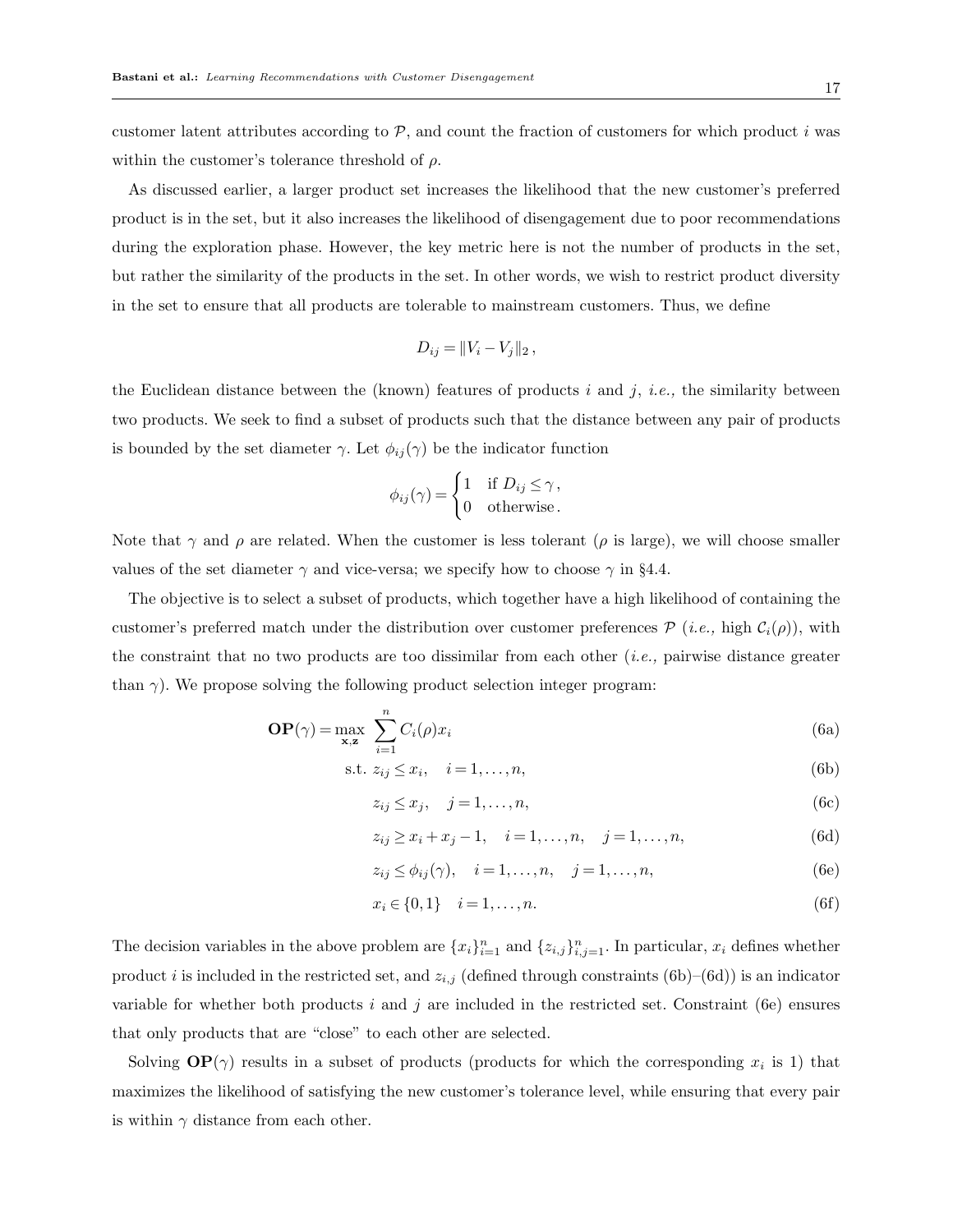customer latent attributes according to $\mathcal{P}$, and count the fraction of customers for which product $i$ was within the customer's tolerance threshold of $\rho$.

As discussed earlier, a larger product set increases the likelihood that the new customer's preferred product is in the set, but it also increases the likelihood of disengagement due to poor recommendations during the exploration phase. However, the key metric here is not the number of products in the set, but rather the similarity of the products in the set. In other words, we wish to restrict product diversity in the set to ensure that all products are tolerable to mainstream customers. Thus, we define

$$D_{ij} = \|V_i - V_j\|_2 \,,$$

the Euclidean distance between the (known) features of products $i$ and $j$, *i.e.,* the similarity between two products. We seek to find a subset of products such that the distance between any pair of products is bounded by the set diameter $\gamma$. Let $\phi_{ij}(\gamma)$ be the indicator function

$$\phi_{ij}(\gamma) = \begin{cases} 1 & \text{if } D_{ij} \leq \gamma \,, \\ 0 & \text{otherwise} \,. \end{cases}$$

Note that $\gamma$ and $\rho$ are related. When the customer is less tolerant ($\rho$ is large), we will choose smaller values of the set diameter $\gamma$ and vice-versa; we specify how to choose $\gamma$ in §4.4.

The objective is to select a subset of products, which together have a high likelihood of containing the customer's preferred match under the distribution over customer preferences $\mathcal{P}$ (*i.e.,* high $\mathcal{C}_i(\rho)$), with the constraint that no two products are too dissimilar from each other (*i.e.,* pairwise distance greater than $\gamma$). We propose solving the following product selection integer program:

$$\mathbf{OP}(\gamma) = \max_{\mathbf{x},\mathbf{z}} \; \sum_{i=1}^{n} C_i(\rho) x_i \tag{6a}$$

$$\text{s.t. } z_{ij} \leq x_i, \quad i = 1, \ldots, n, \tag{6b}$$

$$z_{ij} \leq x_j, \quad j = 1, \ldots, n, \tag{6c}$$

$$z_{ij} \geq x_i + x_j - 1, \quad i = 1, \ldots, n, \quad j = 1, \ldots, n, \tag{6d}$$

$$z_{ij} \leq \phi_{ij}(\gamma), \quad i = 1, \ldots, n, \quad j = 1, \ldots, n, \tag{6e}$$

$$x_i \in \{0, 1\} \quad i = 1, \ldots, n. \tag{6f}$$

The decision variables in the above problem are $\{x_i\}_{i=1}^n$ and $\{z_{i,j}\}_{i,j=1}^n$. In particular, $x_i$ defines whether product $i$ is included in the restricted set, and $z_{i,j}$ (defined through constraints (6b)–(6d)) is an indicator variable for whether both products $i$ and $j$ are included in the restricted set. Constraint (6e) ensures that only products that are "close" to each other are selected.

Solving $\mathbf{OP}(\gamma)$ results in a subset of products (products for which the corresponding $x_i$ is 1) that maximizes the likelihood of satisfying the new customer's tolerance level, while ensuring that every pair is within $\gamma$ distance from each other.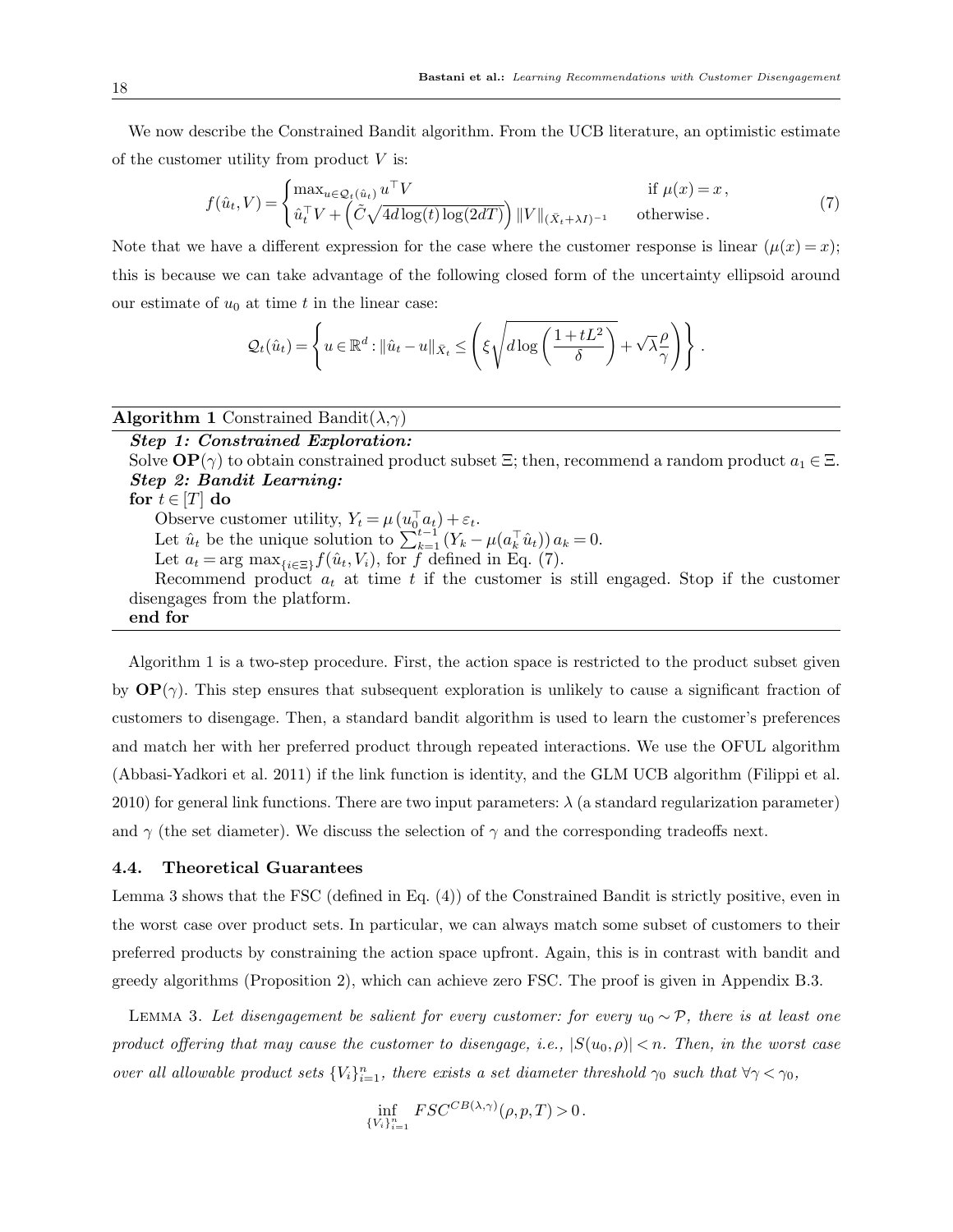We now describe the Constrained Bandit algorithm. From the UCB literature, an optimistic estimate of the customer utility from product $V$ is:

$$
f(\hat{u}_t, V) = \begin{cases} \max_{u \in \mathcal{Q}_t(\hat{u}_t)} u^\top V & \text{if } \mu(x) = x\,, \\ \hat{u}_t^\top V + \left(\tilde{C}\sqrt{4d\log(t)\log(2dT)}\right) \|V\|_{(\bar{X}_t + \lambda I)^{-1}} & \text{otherwise}\,. \end{cases} \tag{7}
$$

Note that we have a different expression for the case where the customer response is linear ($\mu(x) = x$); this is because we can take advantage of the following closed form of the uncertainty ellipsoid around our estimate of $u_0$ at time $t$ in the linear case:

$$
\mathcal{Q}_t(\hat{u}_t) = \left\{ u \in \mathbb{R}^d : \|\hat{u}_t - u\|_{\bar{X}_t} \leq \left( \xi \sqrt{d \log\left(\frac{1 + tL^2}{\delta}\right)} + \sqrt{\lambda}\frac{\rho}{\gamma} \right) \right\}.
$$

---

**Algorithm 1** Constrained Bandit($\lambda$,$\gamma$)

***Step 1: Constrained Exploration:***

Solve $\mathbf{OP}(\gamma)$ to obtain constrained product subset $\Xi$; then, recommend a random product $a_1 \in \Xi$.

***Step 2: Bandit Learning:***

**for** $t \in [T]$ **do**

  Observe customer utility, $Y_t = \mu(u_0^\top a_t) + \varepsilon_t$.

  Let $\hat{u}_t$ be the unique solution to $\sum_{k=1}^{t-1} (Y_k - \mu(a_k^\top \hat{u}_t))\, a_k = 0$.

  Let $a_t = \arg\max_{\{i \in \Xi\}} f(\hat{u}_t, V_i)$, for $f$ defined in Eq. (7).

  Recommend product $a_t$ at time $t$ if the customer is still engaged. Stop if the customer disengages from the platform.

**end for**

---

Algorithm 1 is a two-step procedure. First, the action space is restricted to the product subset given by $\mathbf{OP}(\gamma)$. This step ensures that subsequent exploration is unlikely to cause a significant fraction of customers to disengage. Then, a standard bandit algorithm is used to learn the customer's preferences and match her with her preferred product through repeated interactions. We use the OFUL algorithm (Abbasi-Yadkori et al. 2011) if the link function is identity, and the GLM UCB algorithm (Filippi et al. 2010) for general link functions. There are two input parameters: $\lambda$ (a standard regularization parameter) and $\gamma$ (the set diameter). We discuss the selection of $\gamma$ and the corresponding tradeoffs next.

### 4.4. Theoretical Guarantees

Lemma 3 shows that the FSC (defined in Eq. (4)) of the Constrained Bandit is strictly positive, even in the worst case over product sets. In particular, we can always match some subset of customers to their preferred products by constraining the action space upfront. Again, this is in contrast with bandit and greedy algorithms (Proposition 2), which can achieve zero FSC. The proof is given in Appendix B.3.

Lemma 3. *Let disengagement be salient for every customer: for every $u_0 \sim \mathcal{P}$, there is at least one product offering that may cause the customer to disengage, i.e., $|S(u_0, \rho)| < n$. Then, in the worst case over all allowable product sets $\{V_i\}_{i=1}^n$, there exists a set diameter threshold $\gamma_0$ such that $\forall \gamma < \gamma_0$,*

$$
\inf_{\{V_i\}_{i=1}^n} FSC^{CB(\lambda,\gamma)}(\rho, p, T) > 0\,.
$$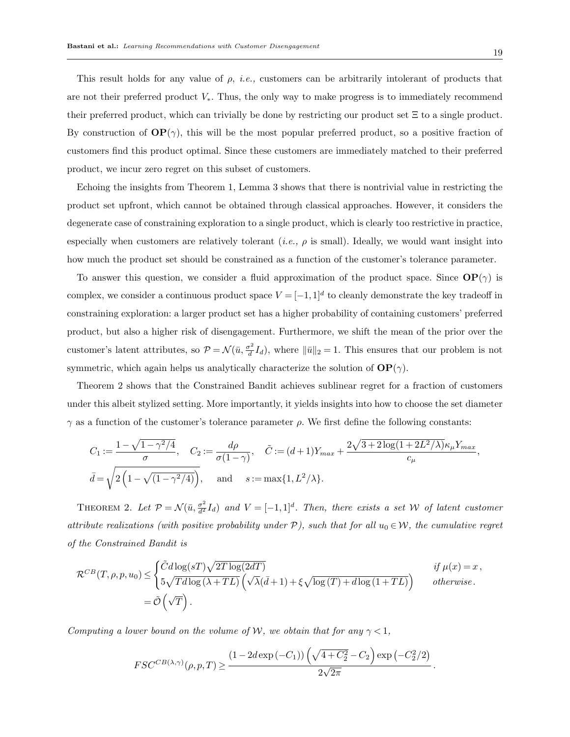This result holds for any value of $\rho$, *i.e.,* customers can be arbitrarily intolerant of products that are not their preferred product $V_*$. Thus, the only way to make progress is to immediately recommend their preferred product, which can trivially be done by restricting our product set $\Xi$ to a single product. By construction of $\mathbf{OP}(\gamma)$, this will be the most popular preferred product, so a positive fraction of customers find this product optimal. Since these customers are immediately matched to their preferred product, we incur zero regret on this subset of customers.

Echoing the insights from Theorem 1, Lemma 3 shows that there is nontrivial value in restricting the product set upfront, which cannot be obtained through classical approaches. However, it considers the degenerate case of constraining exploration to a single product, which is clearly too restrictive in practice, especially when customers are relatively tolerant (*i.e.,* $\rho$ is small). Ideally, we would want insight into how much the product set should be constrained as a function of the customer's tolerance parameter.

To answer this question, we consider a fluid approximation of the product space. Since $\mathbf{OP}(\gamma)$ is complex, we consider a continuous product space $V = [-1,1]^d$ to cleanly demonstrate the key tradeoff in constraining exploration: a larger product set has a higher probability of containing customers' preferred product, but also a higher risk of disengagement. Furthermore, we shift the mean of the prior over the customer's latent attributes, so $\mathcal{P} = \mathcal{N}(\bar{u}, \frac{\sigma^2}{d} I_d)$, where $\|\bar{u}\|_2 = 1$. This ensures that our problem is not symmetric, which again helps us analytically characterize the solution of $\mathbf{OP}(\gamma)$.

Theorem 2 shows that the Constrained Bandit achieves sublinear regret for a fraction of customers under this albeit stylized setting. More importantly, it yields insights into how to choose the set diameter $\gamma$ as a function of the customer's tolerance parameter $\rho$. We first define the following constants:

$$
C_1 := \frac{1-\sqrt{1-\gamma^2/4}}{\sigma}, \quad C_2 := \frac{d\rho}{\sigma(1-\gamma)}, \quad \tilde{C} := (d+1)Y_{max} + \frac{2\sqrt{3+2\log(1+2L^2/\lambda)}\kappa_\mu Y_{max}}{c_\mu},
$$

$$
\bar{d} = \sqrt{2\left(1-\sqrt{(1-\gamma^2/4)}\right)}, \quad \text{and} \quad s := \max\{1, L^2/\lambda\}.
$$

THEOREM 2. *Let $\mathcal{P} = \mathcal{N}(\bar{u}, \frac{\sigma^2}{d^2} I_d)$ and $V = [-1,1]^d$. Then, there exists a set $\mathcal{W}$ of latent customer attribute realizations (with positive probability under $\mathcal{P}$), such that for all $u_0 \in \mathcal{W}$, the cumulative regret of the Constrained Bandit is*

$$
\begin{aligned}
\mathcal{R}^{CB}(T,\rho,p,u_0) &\leq \begin{cases} \tilde{C} d \log(sT)\sqrt{2T\log(2dT)} & \text{if } \mu(x) = x\,, \\ 5\sqrt{Td\log(\lambda + TL)}\left(\sqrt{\lambda}(\bar{d}+1) + \xi\sqrt{\log(T) + d\log(1+TL)}\right) & \text{otherwise}. \end{cases} \\
&= \tilde{\mathcal{O}}\left(\sqrt{T}\right).
\end{aligned}
$$

*Computing a lower bound on the volume of $\mathcal{W}$, we obtain that for any $\gamma < 1$,*

$$
FSC^{CB(\lambda,\gamma)}(\rho,p,T) \geq \frac{(1-2d\exp(-C_1))\left(\sqrt{4+C_2^2} - C_2\right)\exp\left(-C_2^2/2\right)}{2\sqrt{2\pi}}.
$$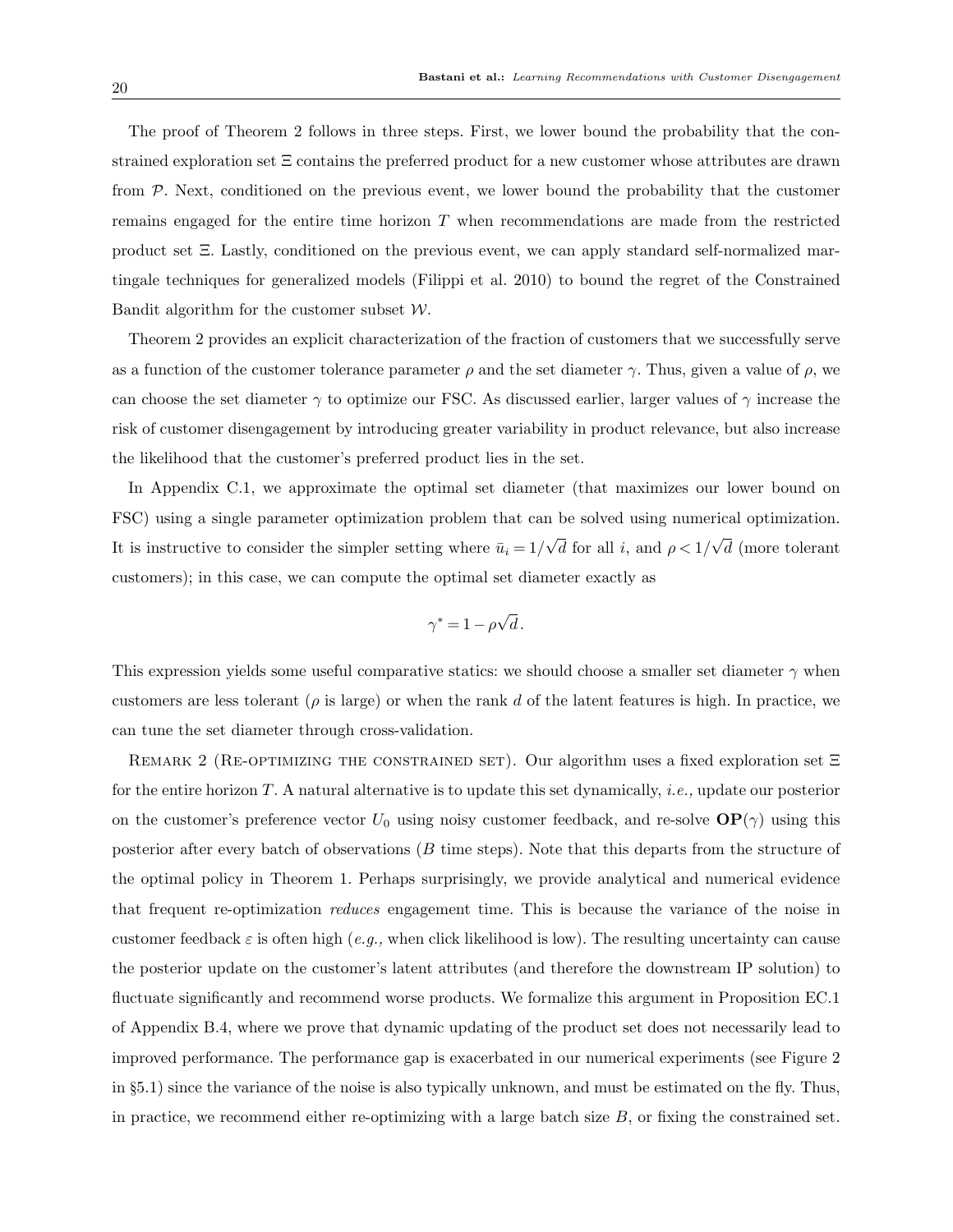The proof of Theorem 2 follows in three steps. First, we lower bound the probability that the constrained exploration set $\Xi$ contains the preferred product for a new customer whose attributes are drawn from $\mathcal{P}$. Next, conditioned on the previous event, we lower bound the probability that the customer remains engaged for the entire time horizon $T$ when recommendations are made from the restricted product set $\Xi$. Lastly, conditioned on the previous event, we can apply standard self-normalized martingale techniques for generalized models (Filippi et al. 2010) to bound the regret of the Constrained Bandit algorithm for the customer subset $\mathcal{W}$.

Theorem 2 provides an explicit characterization of the fraction of customers that we successfully serve as a function of the customer tolerance parameter $\rho$ and the set diameter $\gamma$. Thus, given a value of $\rho$, we can choose the set diameter $\gamma$ to optimize our FSC. As discussed earlier, larger values of $\gamma$ increase the risk of customer disengagement by introducing greater variability in product relevance, but also increase the likelihood that the customer's preferred product lies in the set.

In Appendix C.1, we approximate the optimal set diameter (that maximizes our lower bound on FSC) using a single parameter optimization problem that can be solved using numerical optimization. It is instructive to consider the simpler setting where $\bar{u}_i = 1/\sqrt{d}$ for all $i$, and $\rho < 1/\sqrt{d}$ (more tolerant customers); in this case, we can compute the optimal set diameter exactly as

$$\gamma^* = 1 - \rho\sqrt{d}\,.$$

This expression yields some useful comparative statics: we should choose a smaller set diameter $\gamma$ when customers are less tolerant ($\rho$ is large) or when the rank $d$ of the latent features is high. In practice, we can tune the set diameter through cross-validation.

Remark 2 (Re-optimizing the constrained set). Our algorithm uses a fixed exploration set $\Xi$ for the entire horizon $T$. A natural alternative is to update this set dynamically, *i.e.,* update our posterior on the customer's preference vector $U_0$ using noisy customer feedback, and re-solve $\mathbf{OP}(\gamma)$ using this posterior after every batch of observations ($B$ time steps). Note that this departs from the structure of the optimal policy in Theorem 1. Perhaps surprisingly, we provide analytical and numerical evidence that frequent re-optimization *reduces* engagement time. This is because the variance of the noise in customer feedback $\varepsilon$ is often high (*e.g.,* when click likelihood is low). The resulting uncertainty can cause the posterior update on the customer's latent attributes (and therefore the downstream IP solution) to fluctuate significantly and recommend worse products. We formalize this argument in Proposition EC.1 of Appendix B.4, where we prove that dynamic updating of the product set does not necessarily lead to improved performance. The performance gap is exacerbated in our numerical experiments (see Figure 2 in §5.1) since the variance of the noise is also typically unknown, and must be estimated on the fly. Thus, in practice, we recommend either re-optimizing with a large batch size $B$, or fixing the constrained set.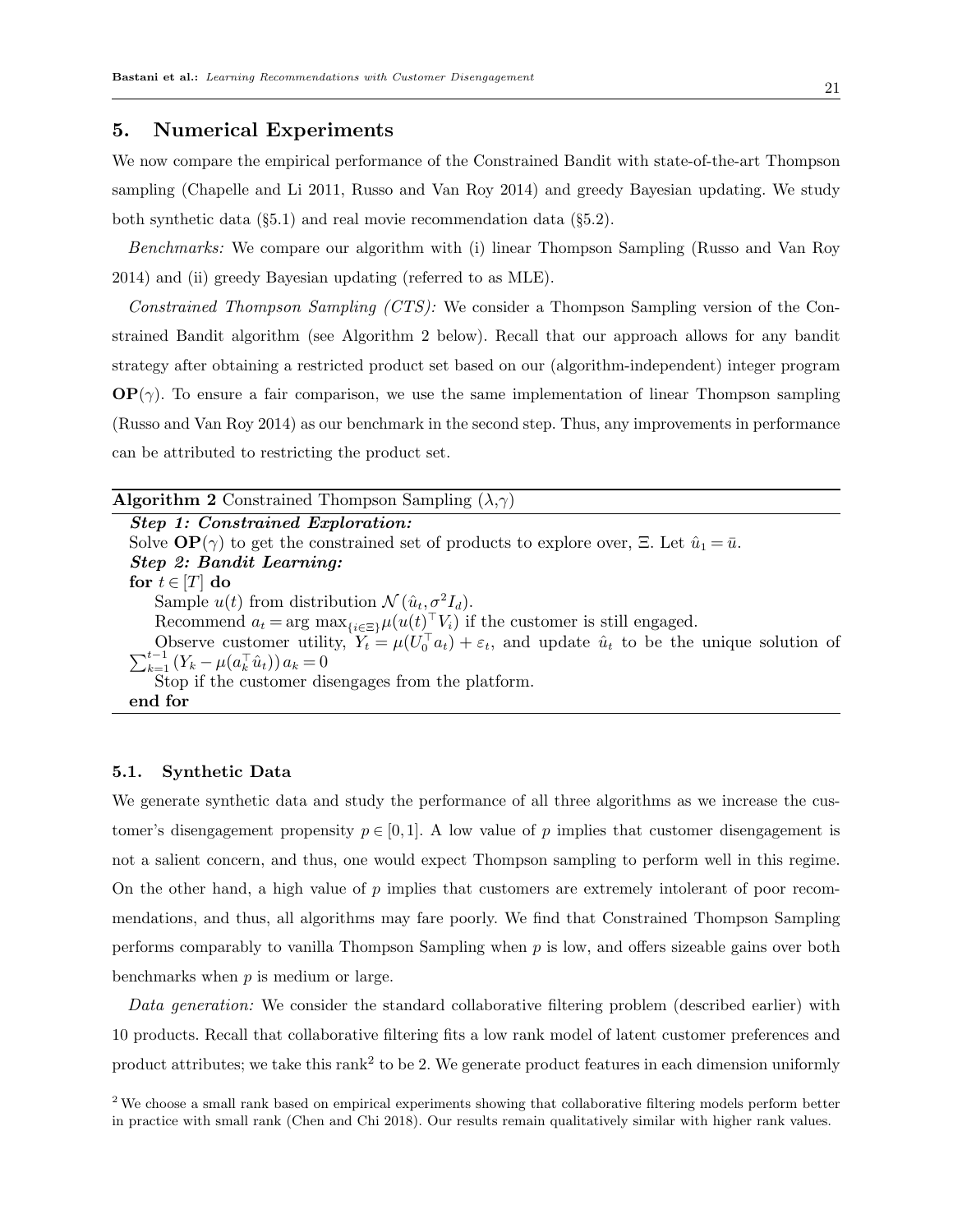## 5. Numerical Experiments

We now compare the empirical performance of the Constrained Bandit with state-of-the-art Thompson sampling (Chapelle and Li 2011, Russo and Van Roy 2014) and greedy Bayesian updating. We study both synthetic data (§5.1) and real movie recommendation data (§5.2).

*Benchmarks:* We compare our algorithm with (i) linear Thompson Sampling (Russo and Van Roy 2014) and (ii) greedy Bayesian updating (referred to as MLE).

*Constrained Thompson Sampling (CTS):* We consider a Thompson Sampling version of the Constrained Bandit algorithm (see Algorithm 2 below). Recall that our approach allows for any bandit strategy after obtaining a restricted product set based on our (algorithm-independent) integer program $\mathbf{OP}(\gamma)$. To ensure a fair comparison, we use the same implementation of linear Thompson sampling (Russo and Van Roy 2014) as our benchmark in the second step. Thus, any improvements in performance can be attributed to restricting the product set.

---

**Algorithm 2** Constrained Thompson Sampling ($\lambda$,$\gamma$)

---

***Step 1: Constrained Exploration:***
Solve $\mathbf{OP}(\gamma)$ to get the constrained set of products to explore over, $\Xi$. Let $\hat{u}_1 = \bar{u}$.
***Step 2: Bandit Learning:***
**for** $t \in [T]$ **do**
  Sample $u(t)$ from distribution $\mathcal{N}(\hat{u}_t, \sigma^2 I_d)$.
  Recommend $a_t = \arg\max_{\{i \in \Xi\}} \mu(u(t)^\top V_i)$ if the customer is still engaged.
  Observe customer utility, $Y_t = \mu(U_0^\top a_t) + \varepsilon_t$, and update $\hat{u}_t$ to be the unique solution of $\sum_{k=1}^{t-1} (Y_k - \mu(a_k^\top \hat{u}_t))\, a_k = 0$
  Stop if the customer disengages from the platform.
**end for**

---

### 5.1. Synthetic Data

We generate synthetic data and study the performance of all three algorithms as we increase the customer's disengagement propensity $p \in [0,1]$. A low value of $p$ implies that customer disengagement is not a salient concern, and thus, one would expect Thompson sampling to perform well in this regime. On the other hand, a high value of $p$ implies that customers are extremely intolerant of poor recommendations, and thus, all algorithms may fare poorly. We find that Constrained Thompson Sampling performs comparably to vanilla Thompson Sampling when $p$ is low, and offers sizeable gains over both benchmarks when $p$ is medium or large.

*Data generation:* We consider the standard collaborative filtering problem (described earlier) with 10 products. Recall that collaborative filtering fits a low rank model of latent customer preferences and product attributes; we take this rank[2] to be 2. We generate product features in each dimension uniformly

[2] We choose a small rank based on empirical experiments showing that collaborative filtering models perform better in practice with small rank (Chen and Chi 2018). Our results remain qualitatively similar with higher rank values.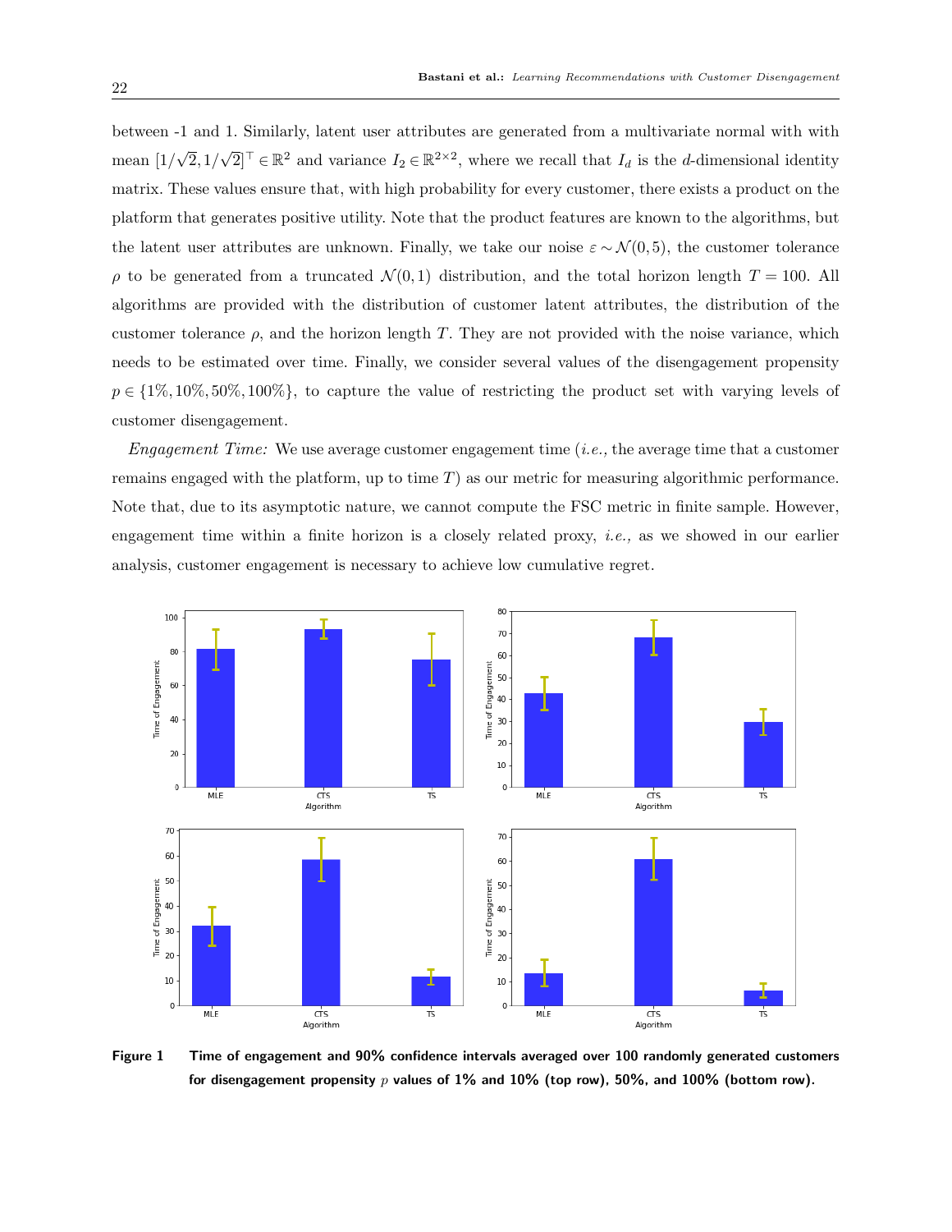between -1 and 1. Similarly, latent user attributes are generated from a multivariate normal with with mean $[1/\sqrt{2}, 1/\sqrt{2}]^\top \in \mathbb{R}^2$ and variance $I_2 \in \mathbb{R}^{2\times 2}$, where we recall that $I_d$ is the $d$-dimensional identity matrix. These values ensure that, with high probability for every customer, there exists a product on the platform that generates positive utility. Note that the product features are known to the algorithms, but the latent user attributes are unknown. Finally, we take our noise $\varepsilon \sim \mathcal{N}(0, 5)$, the customer tolerance $\rho$ to be generated from a truncated $\mathcal{N}(0, 1)$ distribution, and the total horizon length $T = 100$. All algorithms are provided with the distribution of customer latent attributes, the distribution of the customer tolerance $\rho$, and the horizon length $T$. They are not provided with the noise variance, which needs to be estimated over time. Finally, we consider several values of the disengagement propensity $p \in \{1\%, 10\%, 50\%, 100\%\}$, to capture the value of restricting the product set with varying levels of customer disengagement.

*Engagement Time:* We use average customer engagement time (*i.e.,* the average time that a customer remains engaged with the platform, up to time $T$) as our metric for measuring algorithmic performance. Note that, due to its asymptotic nature, we cannot compute the FSC metric in finite sample. However, engagement time within a finite horizon is a closely related proxy, *i.e.,* as we showed in our earlier analysis, customer engagement is necessary to achieve low cumulative regret.

**Figure 1** Time of engagement and 90% confidence intervals averaged over 100 randomly generated customers for disengagement propensity $p$ values of 1% and 10% (top row), 50%, and 100% (bottom row).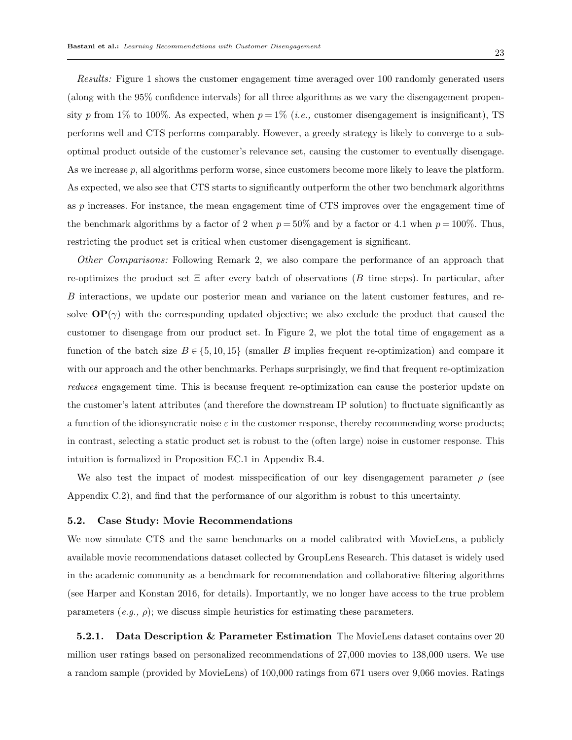*Results:* Figure 1 shows the customer engagement time averaged over 100 randomly generated users (along with the 95% confidence intervals) for all three algorithms as we vary the disengagement propensity $p$ from 1% to 100%. As expected, when $p = 1\%$ (*i.e.,* customer disengagement is insignificant), TS performs well and CTS performs comparably. However, a greedy strategy is likely to converge to a sub-optimal product outside of the customer's relevance set, causing the customer to eventually disengage. As we increase $p$, all algorithms perform worse, since customers become more likely to leave the platform. As expected, we also see that CTS starts to significantly outperform the other two benchmark algorithms as $p$ increases. For instance, the mean engagement time of CTS improves over the engagement time of the benchmark algorithms by a factor of 2 when $p = 50\%$ and by a factor or 4.1 when $p = 100\%$. Thus, restricting the product set is critical when customer disengagement is significant.

*Other Comparisons:* Following Remark 2, we also compare the performance of an approach that re-optimizes the product set $\Xi$ after every batch of observations ($B$ time steps). In particular, after $B$ interactions, we update our posterior mean and variance on the latent customer features, and re-solve $\mathbf{OP}(\gamma)$ with the corresponding updated objective; we also exclude the product that caused the customer to disengage from our product set. In Figure 2, we plot the total time of engagement as a function of the batch size $B \in \{5, 10, 15\}$ (smaller $B$ implies frequent re-optimization) and compare it with our approach and the other benchmarks. Perhaps surprisingly, we find that frequent re-optimization *reduces* engagement time. This is because frequent re-optimization can cause the posterior update on the customer's latent attributes (and therefore the downstream IP solution) to fluctuate significantly as a function of the idionsyncratic noise $\varepsilon$ in the customer response, thereby recommending worse products; in contrast, selecting a static product set is robust to the (often large) noise in customer response. This intuition is formalized in Proposition EC.1 in Appendix B.4.

We also test the impact of modest misspecification of our key disengagement parameter $\rho$ (see Appendix C.2), and find that the performance of our algorithm is robust to this uncertainty.

### 5.2. Case Study: Movie Recommendations

We now simulate CTS and the same benchmarks on a model calibrated with MovieLens, a publicly available movie recommendations dataset collected by GroupLens Research. This dataset is widely used in the academic community as a benchmark for recommendation and collaborative filtering algorithms (see Harper and Konstan 2016, for details). Importantly, we no longer have access to the true problem parameters (*e.g.,* $\rho$); we discuss simple heuristics for estimating these parameters.

**5.2.1. Data Description & Parameter Estimation** The MovieLens dataset contains over 20 million user ratings based on personalized recommendations of 27,000 movies to 138,000 users. We use a random sample (provided by MovieLens) of 100,000 ratings from 671 users over 9,066 movies. Ratings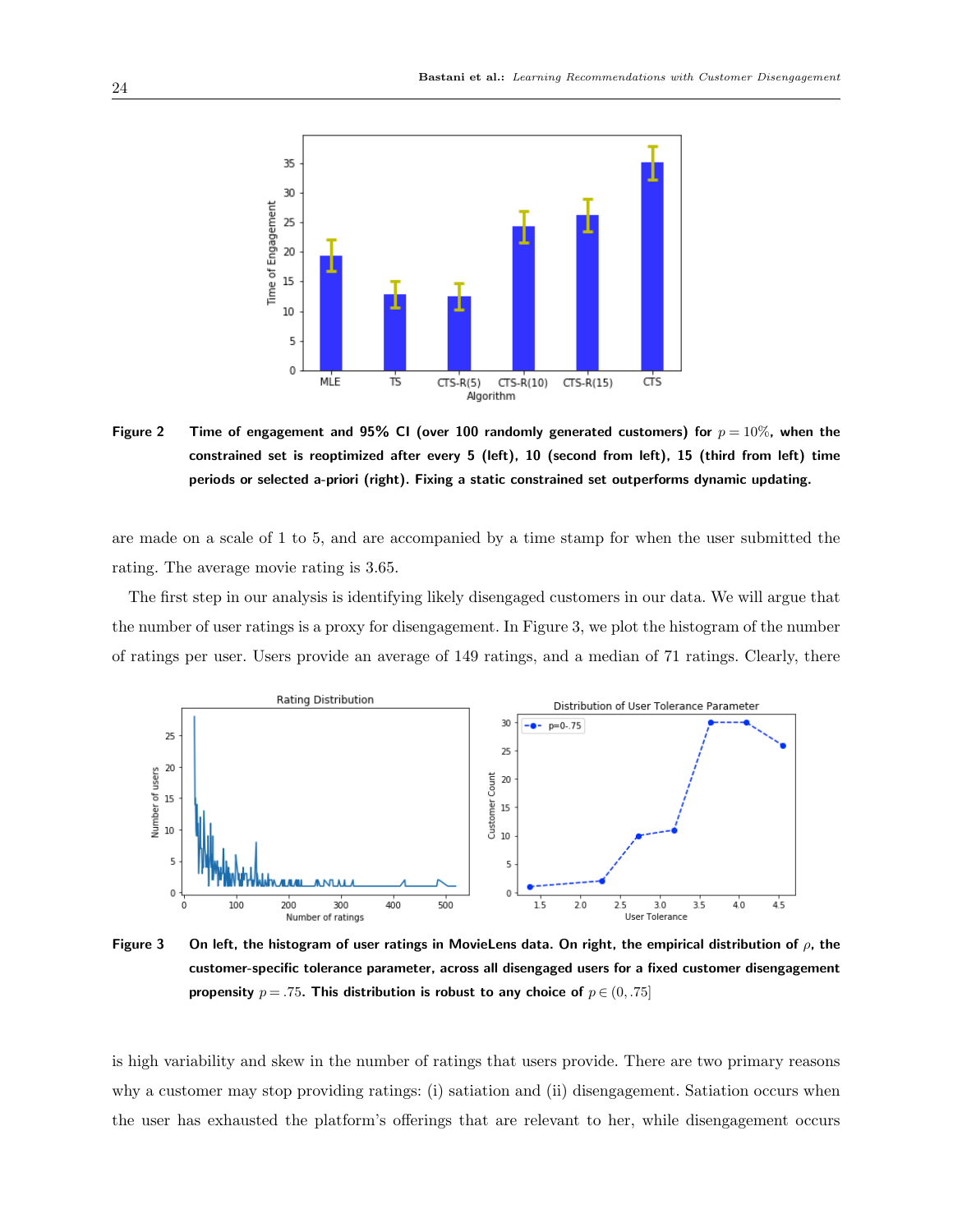**Figure 2** Time of engagement and 95% CI (over 100 randomly generated customers) for $p = 10\%$, when the constrained set is reoptimized after every 5 (left), 10 (second from left), 15 (third from left) time periods or selected a-priori (right). Fixing a static constrained set outperforms dynamic updating.

are made on a scale of 1 to 5, and are accompanied by a time stamp for when the user submitted the rating. The average movie rating is 3.65.

The first step in our analysis is identifying likely disengaged customers in our data. We will argue that the number of user ratings is a proxy for disengagement. In Figure 3, we plot the histogram of the number of ratings per user. Users provide an average of 149 ratings, and a median of 71 ratings. Clearly, there

**Figure 3** On left, the histogram of user ratings in MovieLens data. On right, the empirical distribution of $\rho$, the customer-specific tolerance parameter, across all disengaged users for a fixed customer disengagement propensity $p = .75$. This distribution is robust to any choice of $p \in (0, .75]$

is high variability and skew in the number of ratings that users provide. There are two primary reasons why a customer may stop providing ratings: (i) satiation and (ii) disengagement. Satiation occurs when the user has exhausted the platform's offerings that are relevant to her, while disengagement occurs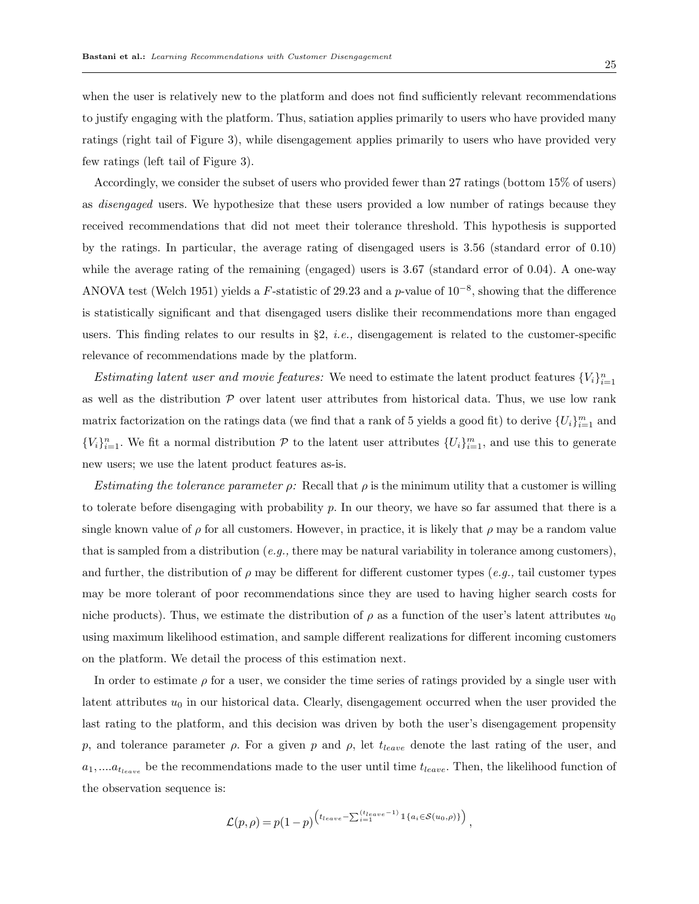when the user is relatively new to the platform and does not find sufficiently relevant recommendations to justify engaging with the platform. Thus, satiation applies primarily to users who have provided many ratings (right tail of Figure 3), while disengagement applies primarily to users who have provided very few ratings (left tail of Figure 3).

Accordingly, we consider the subset of users who provided fewer than 27 ratings (bottom 15% of users) as *disengaged* users. We hypothesize that these users provided a low number of ratings because they received recommendations that did not meet their tolerance threshold. This hypothesis is supported by the ratings. In particular, the average rating of disengaged users is 3.56 (standard error of 0.10) while the average rating of the remaining (engaged) users is 3.67 (standard error of 0.04). A one-way ANOVA test (Welch 1951) yields a $F$-statistic of 29.23 and a $p$-value of $10^{-8}$, showing that the difference is statistically significant and that disengaged users dislike their recommendations more than engaged users. This finding relates to our results in §2, *i.e.,* disengagement is related to the customer-specific relevance of recommendations made by the platform.

*Estimating latent user and movie features:* We need to estimate the latent product features $\{V_i\}_{i=1}^n$ as well as the distribution $\mathcal{P}$ over latent user attributes from historical data. Thus, we use low rank matrix factorization on the ratings data (we find that a rank of 5 yields a good fit) to derive $\{U_i\}_{i=1}^m$ and $\{V_i\}_{i=1}^n$. We fit a normal distribution $\mathcal{P}$ to the latent user attributes $\{U_i\}_{i=1}^m$, and use this to generate new users; we use the latent product features as-is.

*Estimating the tolerance parameter $\rho$:* Recall that $\rho$ is the minimum utility that a customer is willing to tolerate before disengaging with probability $p$. In our theory, we have so far assumed that there is a single known value of $\rho$ for all customers. However, in practice, it is likely that $\rho$ may be a random value that is sampled from a distribution (*e.g.,* there may be natural variability in tolerance among customers), and further, the distribution of $\rho$ may be different for different customer types (*e.g.,* tail customer types may be more tolerant of poor recommendations since they are used to having higher search costs for niche products). Thus, we estimate the distribution of $\rho$ as a function of the user's latent attributes $u_0$ using maximum likelihood estimation, and sample different realizations for different incoming customers on the platform. We detail the process of this estimation next.

In order to estimate $\rho$ for a user, we consider the time series of ratings provided by a single user with latent attributes $u_0$ in our historical data. Clearly, disengagement occurred when the user provided the last rating to the platform, and this decision was driven by both the user's disengagement propensity $p$, and tolerance parameter $\rho$. For a given $p$ and $\rho$, let $t_{leave}$ denote the last rating of the user, and $a_1, ....a_{t_{leave}}$ be the recommendations made to the user until time $t_{leave}$. Then, the likelihood function of the observation sequence is:

$$\mathcal{L}(p, \rho) = p(1-p)^{\left(t_{leave} - \sum_{i=1}^{(t_{leave}-1)} \mathbb{1}\{a_i \in \mathcal{S}(u_0, \rho)\}\right)},$$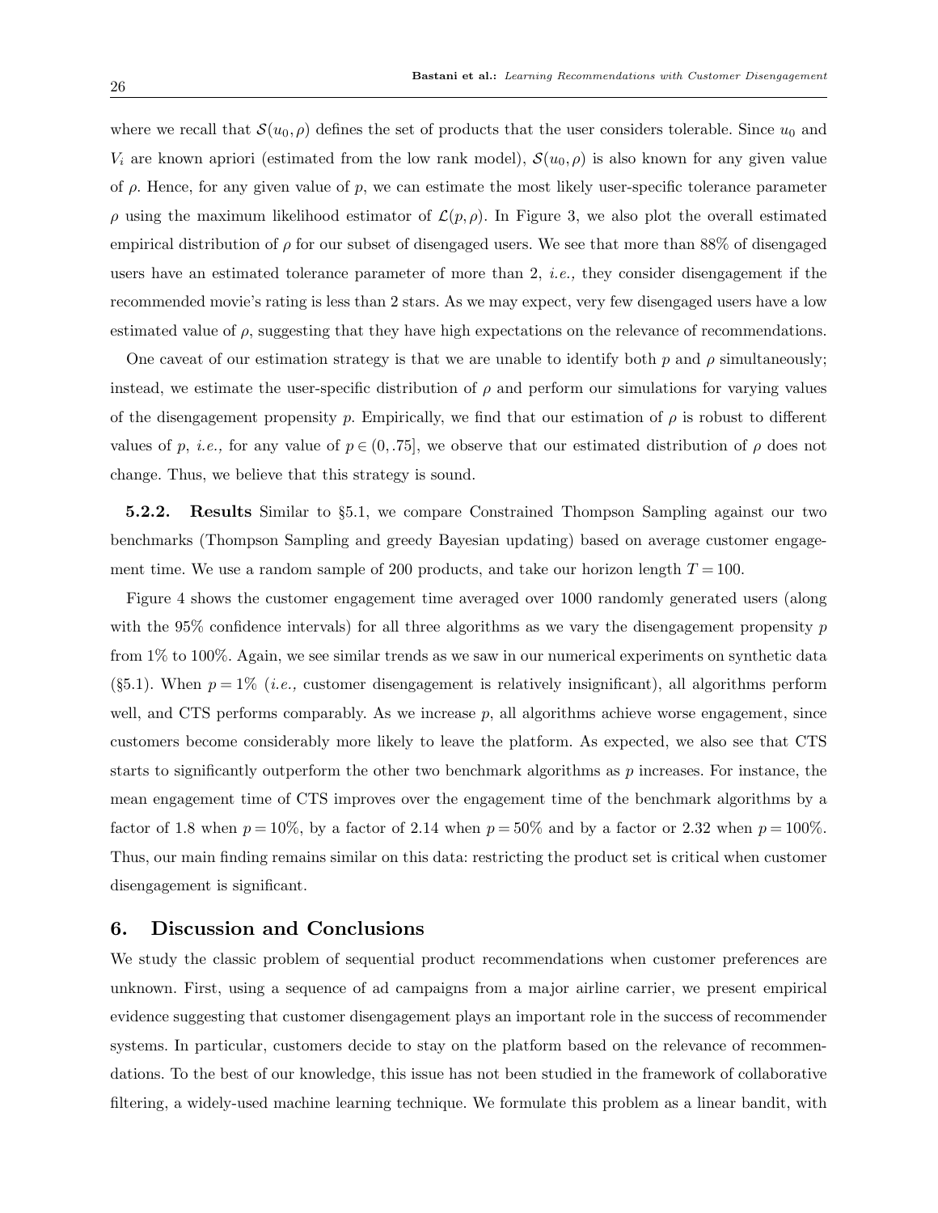where we recall that $\mathcal{S}(u_0, \rho)$ defines the set of products that the user considers tolerable. Since $u_0$ and $V_i$ are known apriori (estimated from the low rank model), $\mathcal{S}(u_0, \rho)$ is also known for any given value of $\rho$. Hence, for any given value of $p$, we can estimate the most likely user-specific tolerance parameter $\rho$ using the maximum likelihood estimator of $\mathcal{L}(p, \rho)$. In Figure 3, we also plot the overall estimated empirical distribution of $\rho$ for our subset of disengaged users. We see that more than 88% of disengaged users have an estimated tolerance parameter of more than 2, *i.e.,* they consider disengagement if the recommended movie's rating is less than 2 stars. As we may expect, very few disengaged users have a low estimated value of $\rho$, suggesting that they have high expectations on the relevance of recommendations.

One caveat of our estimation strategy is that we are unable to identify both $p$ and $\rho$ simultaneously; instead, we estimate the user-specific distribution of $\rho$ and perform our simulations for varying values of the disengagement propensity $p$. Empirically, we find that our estimation of $\rho$ is robust to different values of $p$, *i.e.,* for any value of $p \in (0, .75]$, we observe that our estimated distribution of $\rho$ does not change. Thus, we believe that this strategy is sound.

**5.2.2. Results** Similar to §5.1, we compare Constrained Thompson Sampling against our two benchmarks (Thompson Sampling and greedy Bayesian updating) based on average customer engagement time. We use a random sample of 200 products, and take our horizon length $T = 100$.

Figure 4 shows the customer engagement time averaged over 1000 randomly generated users (along with the 95% confidence intervals) for all three algorithms as we vary the disengagement propensity $p$ from 1% to 100%. Again, we see similar trends as we saw in our numerical experiments on synthetic data (§5.1). When $p = 1\%$ (*i.e.,* customer disengagement is relatively insignificant), all algorithms perform well, and CTS performs comparably. As we increase $p$, all algorithms achieve worse engagement, since customers become considerably more likely to leave the platform. As expected, we also see that CTS starts to significantly outperform the other two benchmark algorithms as $p$ increases. For instance, the mean engagement time of CTS improves over the engagement time of the benchmark algorithms by a factor of 1.8 when $p = 10\%$, by a factor of 2.14 when $p = 50\%$ and by a factor or 2.32 when $p = 100\%$. Thus, our main finding remains similar on this data: restricting the product set is critical when customer disengagement is significant.

# 6. Discussion and Conclusions

We study the classic problem of sequential product recommendations when customer preferences are unknown. First, using a sequence of ad campaigns from a major airline carrier, we present empirical evidence suggesting that customer disengagement plays an important role in the success of recommender systems. In particular, customers decide to stay on the platform based on the relevance of recommendations. To the best of our knowledge, this issue has not been studied in the framework of collaborative filtering, a widely-used machine learning technique. We formulate this problem as a linear bandit, with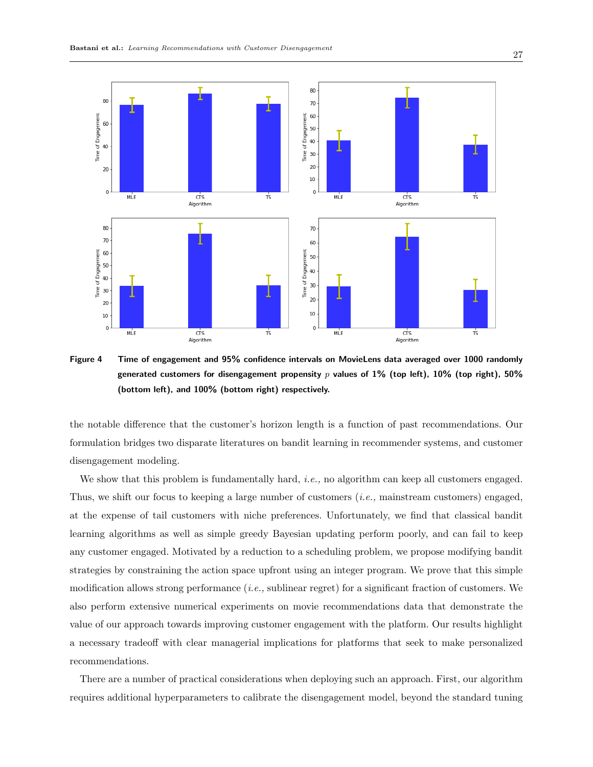**Figure 4** Time of engagement and 95% confidence intervals on MovieLens data averaged over 1000 randomly generated customers for disengagement propensity $p$ values of 1% (top left), 10% (top right), 50% (bottom left), and 100% (bottom right) respectively.

the notable difference that the customer's horizon length is a function of past recommendations. Our formulation bridges two disparate literatures on bandit learning in recommender systems, and customer disengagement modeling.

We show that this problem is fundamentally hard, *i.e.,* no algorithm can keep all customers engaged. Thus, we shift our focus to keeping a large number of customers (*i.e.,* mainstream customers) engaged, at the expense of tail customers with niche preferences. Unfortunately, we find that classical bandit learning algorithms as well as simple greedy Bayesian updating perform poorly, and can fail to keep any customer engaged. Motivated by a reduction to a scheduling problem, we propose modifying bandit strategies by constraining the action space upfront using an integer program. We prove that this simple modification allows strong performance (*i.e.,* sublinear regret) for a significant fraction of customers. We also perform extensive numerical experiments on movie recommendations data that demonstrate the value of our approach towards improving customer engagement with the platform. Our results highlight a necessary tradeoff with clear managerial implications for platforms that seek to make personalized recommendations.

There are a number of practical considerations when deploying such an approach. First, our algorithm requires additional hyperparameters to calibrate the disengagement model, beyond the standard tuning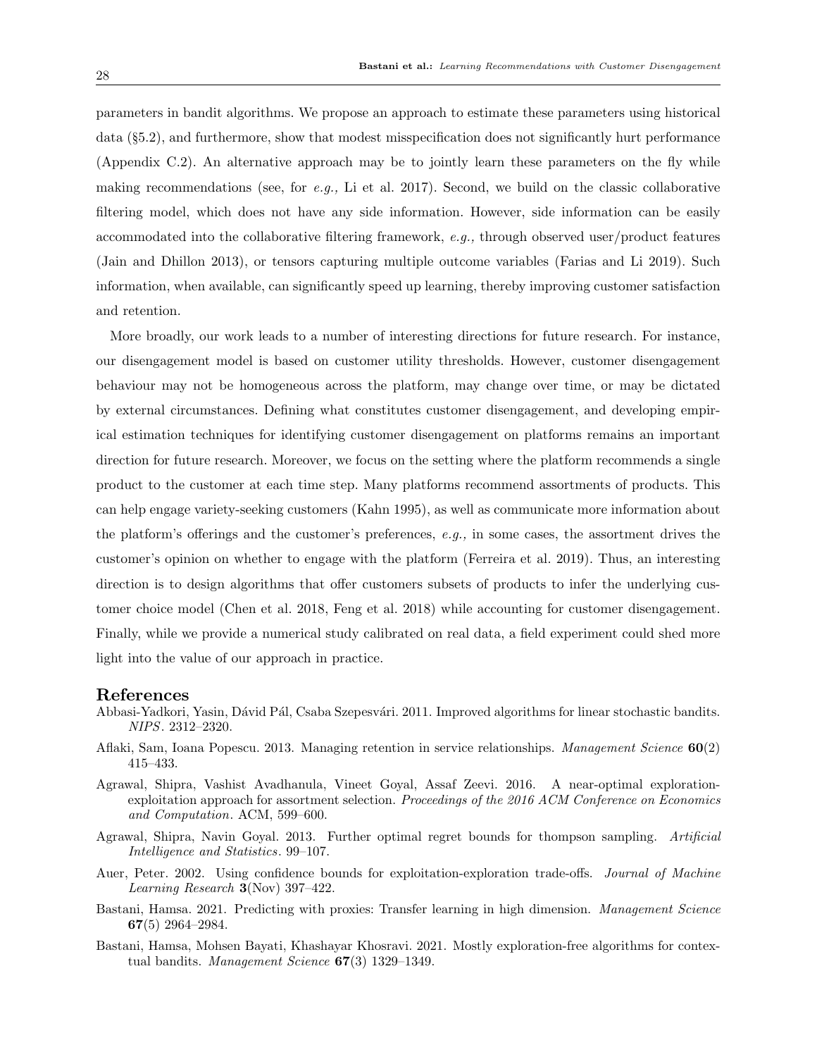parameters in bandit algorithms. We propose an approach to estimate these parameters using historical data (§5.2), and furthermore, show that modest misspecification does not significantly hurt performance (Appendix C.2). An alternative approach may be to jointly learn these parameters on the fly while making recommendations (see, for *e.g.,* Li et al. 2017). Second, we build on the classic collaborative filtering model, which does not have any side information. However, side information can be easily accommodated into the collaborative filtering framework, *e.g.,* through observed user/product features (Jain and Dhillon 2013), or tensors capturing multiple outcome variables (Farias and Li 2019). Such information, when available, can significantly speed up learning, thereby improving customer satisfaction and retention.

More broadly, our work leads to a number of interesting directions for future research. For instance, our disengagement model is based on customer utility thresholds. However, customer disengagement behaviour may not be homogeneous across the platform, may change over time, or may be dictated by external circumstances. Defining what constitutes customer disengagement, and developing empirical estimation techniques for identifying customer disengagement on platforms remains an important direction for future research. Moreover, we focus on the setting where the platform recommends a single product to the customer at each time step. Many platforms recommend assortments of products. This can help engage variety-seeking customers (Kahn 1995), as well as communicate more information about the platform's offerings and the customer's preferences, *e.g.,* in some cases, the assortment drives the customer's opinion on whether to engage with the platform (Ferreira et al. 2019). Thus, an interesting direction is to design algorithms that offer customers subsets of products to infer the underlying customer choice model (Chen et al. 2018, Feng et al. 2018) while accounting for customer disengagement. Finally, while we provide a numerical study calibrated on real data, a field experiment could shed more light into the value of our approach in practice.

# References

Abbasi-Yadkori, Yasin, Dávid Pál, Csaba Szepesvári. 2011. Improved algorithms for linear stochastic bandits. *NIPS*. 2312–2320.

Aflaki, Sam, Ioana Popescu. 2013. Managing retention in service relationships. *Management Science* **60**(2) 415–433.

Agrawal, Shipra, Vashist Avadhanula, Vineet Goyal, Assaf Zeevi. 2016. A near-optimal exploration-exploitation approach for assortment selection. *Proceedings of the 2016 ACM Conference on Economics and Computation*. ACM, 599–600.

Agrawal, Shipra, Navin Goyal. 2013. Further optimal regret bounds for thompson sampling. *Artificial Intelligence and Statistics*. 99–107.

Auer, Peter. 2002. Using confidence bounds for exploitation-exploration trade-offs. *Journal of Machine Learning Research* **3**(Nov) 397–422.

Bastani, Hamsa. 2021. Predicting with proxies: Transfer learning in high dimension. *Management Science* **67**(5) 2964–2984.

Bastani, Hamsa, Mohsen Bayati, Khashayar Khosravi. 2021. Mostly exploration-free algorithms for contextual bandits. *Management Science* **67**(3) 1329–1349.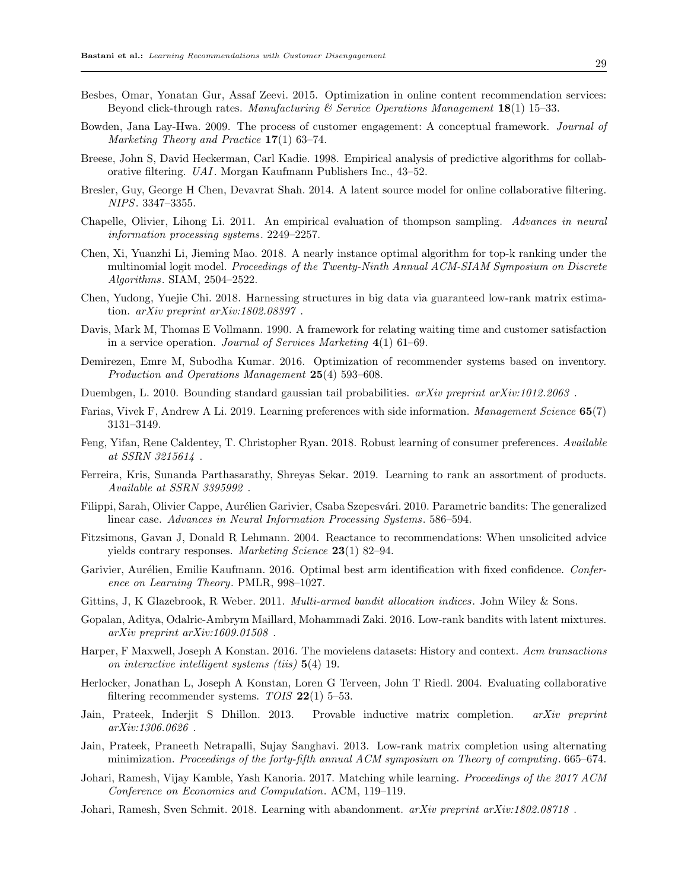Besbes, Omar, Yonatan Gur, Assaf Zeevi. 2015. Optimization in online content recommendation services: Beyond click-through rates. *Manufacturing & Service Operations Management* **18**(1) 15–33.

Bowden, Jana Lay-Hwa. 2009. The process of customer engagement: A conceptual framework. *Journal of Marketing Theory and Practice* **17**(1) 63–74.

Breese, John S, David Heckerman, Carl Kadie. 1998. Empirical analysis of predictive algorithms for collaborative filtering. *UAI*. Morgan Kaufmann Publishers Inc., 43–52.

Bresler, Guy, George H Chen, Devavrat Shah. 2014. A latent source model for online collaborative filtering. *NIPS*. 3347–3355.

Chapelle, Olivier, Lihong Li. 2011. An empirical evaluation of thompson sampling. *Advances in neural information processing systems*. 2249–2257.

Chen, Xi, Yuanzhi Li, Jieming Mao. 2018. A nearly instance optimal algorithm for top-k ranking under the multinomial logit model. *Proceedings of the Twenty-Ninth Annual ACM-SIAM Symposium on Discrete Algorithms*. SIAM, 2504–2522.

Chen, Yudong, Yuejie Chi. 2018. Harnessing structures in big data via guaranteed low-rank matrix estimation. *arXiv preprint arXiv:1802.08397* .

Davis, Mark M, Thomas E Vollmann. 1990. A framework for relating waiting time and customer satisfaction in a service operation. *Journal of Services Marketing* **4**(1) 61–69.

Demirezen, Emre M, Subodha Kumar. 2016. Optimization of recommender systems based on inventory. *Production and Operations Management* **25**(4) 593–608.

Duembgen, L. 2010. Bounding standard gaussian tail probabilities. *arXiv preprint arXiv:1012.2063* .

Farias, Vivek F, Andrew A Li. 2019. Learning preferences with side information. *Management Science* **65**(7) 3131–3149.

Feng, Yifan, Rene Caldentey, T. Christopher Ryan. 2018. Robust learning of consumer preferences. *Available at SSRN 3215614* .

Ferreira, Kris, Sunanda Parthasarathy, Shreyas Sekar. 2019. Learning to rank an assortment of products. *Available at SSRN 3395992* .

Filippi, Sarah, Olivier Cappe, Aurélien Garivier, Csaba Szepesvári. 2010. Parametric bandits: The generalized linear case. *Advances in Neural Information Processing Systems*. 586–594.

Fitzsimons, Gavan J, Donald R Lehmann. 2004. Reactance to recommendations: When unsolicited advice yields contrary responses. *Marketing Science* **23**(1) 82–94.

Garivier, Aurélien, Emilie Kaufmann. 2016. Optimal best arm identification with fixed confidence. *Conference on Learning Theory*. PMLR, 998–1027.

Gittins, J, K Glazebrook, R Weber. 2011. *Multi-armed bandit allocation indices*. John Wiley & Sons.

Gopalan, Aditya, Odalric-Ambrym Maillard, Mohammadi Zaki. 2016. Low-rank bandits with latent mixtures. *arXiv preprint arXiv:1609.01508* .

Harper, F Maxwell, Joseph A Konstan. 2016. The movielens datasets: History and context. *Acm transactions on interactive intelligent systems (tiis)* **5**(4) 19.

Herlocker, Jonathan L, Joseph A Konstan, Loren G Terveen, John T Riedl. 2004. Evaluating collaborative filtering recommender systems. *TOIS* **22**(1) 5–53.

Jain, Prateek, Inderjit S Dhillon. 2013. Provable inductive matrix completion. *arXiv preprint arXiv:1306.0626* .

Jain, Prateek, Praneeth Netrapalli, Sujay Sanghavi. 2013. Low-rank matrix completion using alternating minimization. *Proceedings of the forty-fifth annual ACM symposium on Theory of computing*. 665–674.

Johari, Ramesh, Vijay Kamble, Yash Kanoria. 2017. Matching while learning. *Proceedings of the 2017 ACM Conference on Economics and Computation*. ACM, 119–119.

Johari, Ramesh, Sven Schmit. 2018. Learning with abandonment. *arXiv preprint arXiv:1802.08718* .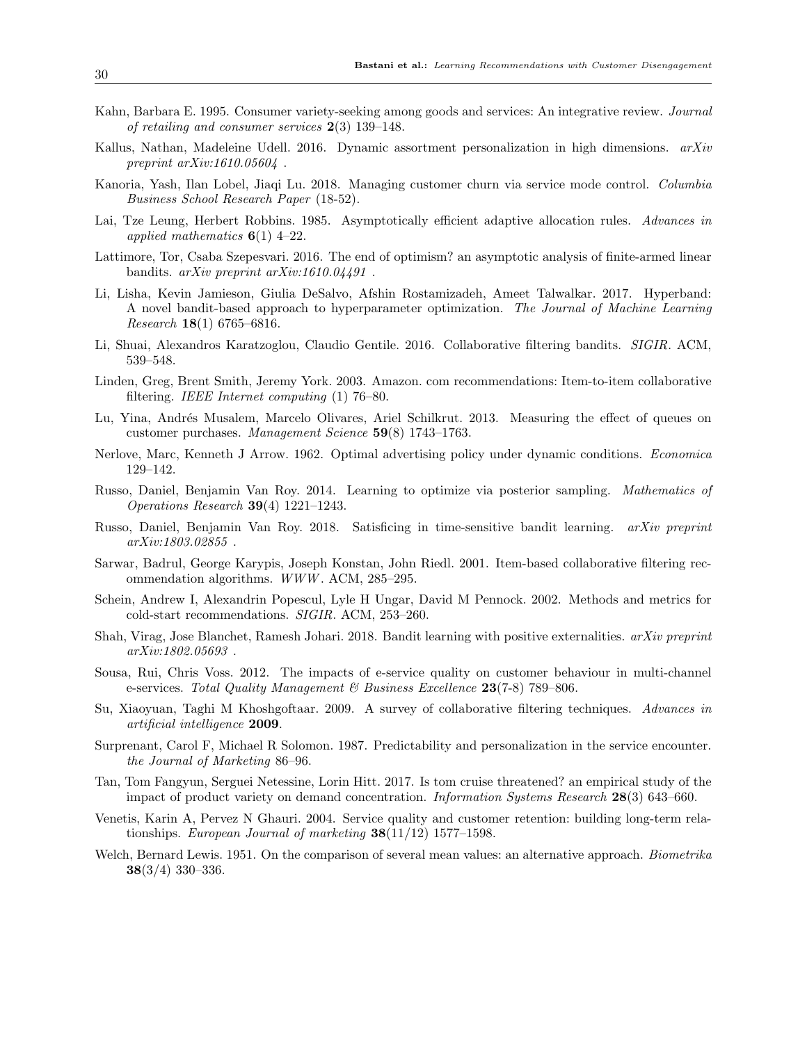Kahn, Barbara E. 1995. Consumer variety-seeking among goods and services: An integrative review. *Journal of retailing and consumer services* **2**(3) 139–148.

Kallus, Nathan, Madeleine Udell. 2016. Dynamic assortment personalization in high dimensions. *arXiv preprint arXiv:1610.05604* .

Kanoria, Yash, Ilan Lobel, Jiaqi Lu. 2018. Managing customer churn via service mode control. *Columbia Business School Research Paper* (18-52).

Lai, Tze Leung, Herbert Robbins. 1985. Asymptotically efficient adaptive allocation rules. *Advances in applied mathematics* **6**(1) 4–22.

Lattimore, Tor, Csaba Szepesvari. 2016. The end of optimism? an asymptotic analysis of finite-armed linear bandits. *arXiv preprint arXiv:1610.04491* .

Li, Lisha, Kevin Jamieson, Giulia DeSalvo, Afshin Rostamizadeh, Ameet Talwalkar. 2017. Hyperband: A novel bandit-based approach to hyperparameter optimization. *The Journal of Machine Learning Research* **18**(1) 6765–6816.

Li, Shuai, Alexandros Karatzoglou, Claudio Gentile. 2016. Collaborative filtering bandits. *SIGIR*. ACM, 539–548.

Linden, Greg, Brent Smith, Jeremy York. 2003. Amazon. com recommendations: Item-to-item collaborative filtering. *IEEE Internet computing* (1) 76–80.

Lu, Yina, Andrés Musalem, Marcelo Olivares, Ariel Schilkrut. 2013. Measuring the effect of queues on customer purchases. *Management Science* **59**(8) 1743–1763.

Nerlove, Marc, Kenneth J Arrow. 1962. Optimal advertising policy under dynamic conditions. *Economica* 129–142.

Russo, Daniel, Benjamin Van Roy. 2014. Learning to optimize via posterior sampling. *Mathematics of Operations Research* **39**(4) 1221–1243.

Russo, Daniel, Benjamin Van Roy. 2018. Satisficing in time-sensitive bandit learning. *arXiv preprint arXiv:1803.02855* .

Sarwar, Badrul, George Karypis, Joseph Konstan, John Riedl. 2001. Item-based collaborative filtering recommendation algorithms. *WWW*. ACM, 285–295.

Schein, Andrew I, Alexandrin Popescul, Lyle H Ungar, David M Pennock. 2002. Methods and metrics for cold-start recommendations. *SIGIR*. ACM, 253–260.

Shah, Virag, Jose Blanchet, Ramesh Johari. 2018. Bandit learning with positive externalities. *arXiv preprint arXiv:1802.05693* .

Sousa, Rui, Chris Voss. 2012. The impacts of e-service quality on customer behaviour in multi-channel e-services. *Total Quality Management & Business Excellence* **23**(7-8) 789–806.

Su, Xiaoyuan, Taghi M Khoshgoftaar. 2009. A survey of collaborative filtering techniques. *Advances in artificial intelligence* **2009**.

Surprenant, Carol F, Michael R Solomon. 1987. Predictability and personalization in the service encounter. *the Journal of Marketing* 86–96.

Tan, Tom Fangyun, Serguei Netessine, Lorin Hitt. 2017. Is tom cruise threatened? an empirical study of the impact of product variety on demand concentration. *Information Systems Research* **28**(3) 643–660.

Venetis, Karin A, Pervez N Ghauri. 2004. Service quality and customer retention: building long-term relationships. *European Journal of marketing* **38**(11/12) 1577–1598.

Welch, Bernard Lewis. 1951. On the comparison of several mean values: an alternative approach. *Biometrika* **38**(3/4) 330–336.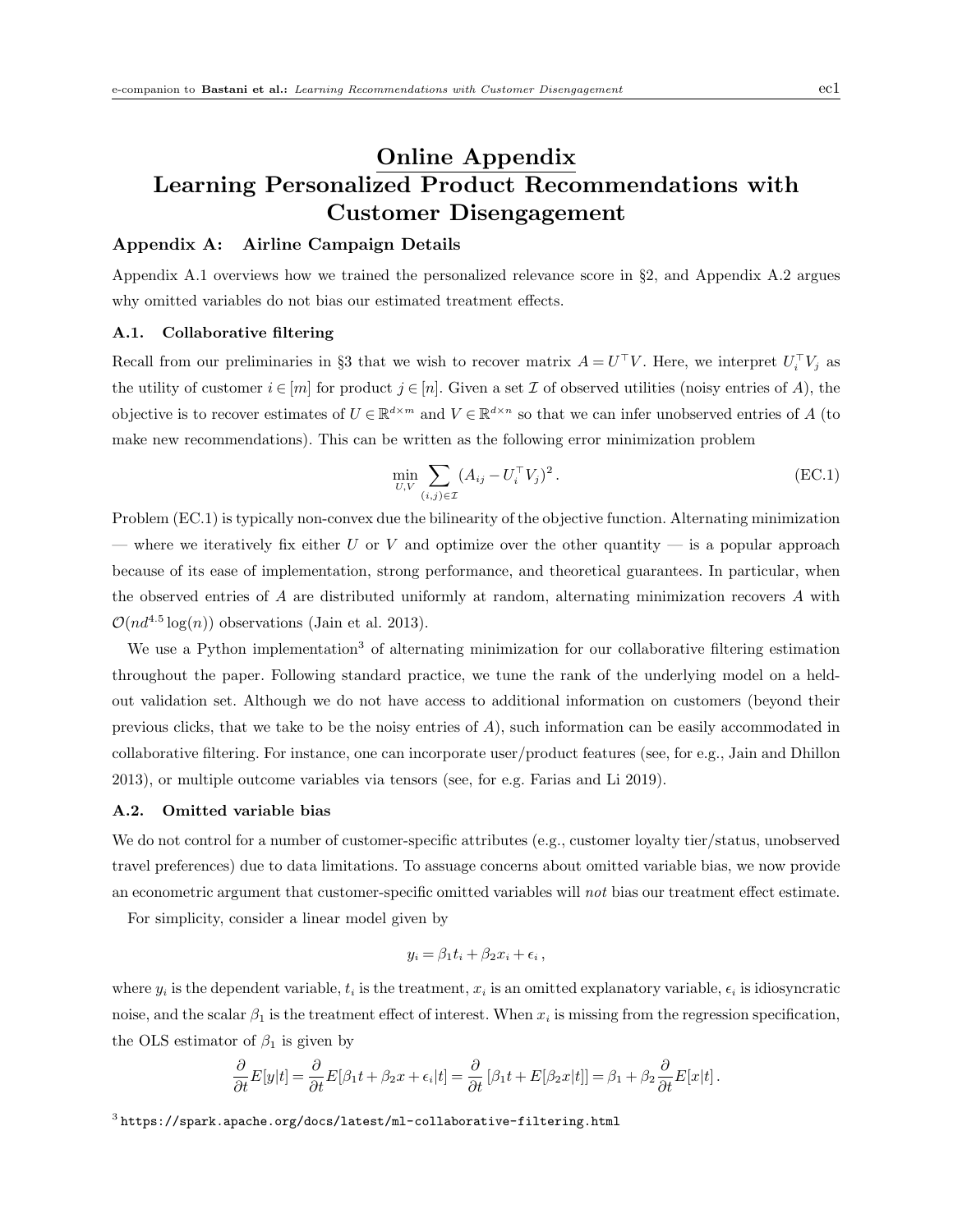# Online Appendix Learning Personalized Product Recommendations with Customer Disengagement

## Appendix A: Airline Campaign Details

Appendix A.1 overviews how we trained the personalized relevance score in §2, and Appendix A.2 argues why omitted variables do not bias our estimated treatment effects.

### A.1. Collaborative filtering

Recall from our preliminaries in §3 that we wish to recover matrix $A = U^\top V$. Here, we interpret $U_i^\top V_j$ as the utility of customer $i \in [m]$ for product $j \in [n]$. Given a set $\mathcal{I}$ of observed utilities (noisy entries of $A$), the objective is to recover estimates of $U \in \mathbb{R}^{d\times m}$ and $V \in \mathbb{R}^{d\times n}$ so that we can infer unobserved entries of $A$ (to make new recommendations). This can be written as the following error minimization problem

$$\min_{U,V} \sum_{(i,j)\in\mathcal{I}} (A_{ij} - U_i^\top V_j)^2 \,. \tag{EC.1}$$

Problem (EC.1) is typically non-convex due the bilinearity of the objective function. Alternating minimization — where we iteratively fix either $U$ or $V$ and optimize over the other quantity — is a popular approach because of its ease of implementation, strong performance, and theoretical guarantees. In particular, when the observed entries of $A$ are distributed uniformly at random, alternating minimization recovers $A$ with $\mathcal{O}(nd^{4.5}\log(n))$ observations (Jain et al. 2013).

We use a Python implementation[3] of alternating minimization for our collaborative filtering estimation throughout the paper. Following standard practice, we tune the rank of the underlying model on a held-out validation set. Although we do not have access to additional information on customers (beyond their previous clicks, that we take to be the noisy entries of $A$), such information can be easily accommodated in collaborative filtering. For instance, one can incorporate user/product features (see, for e.g., Jain and Dhillon 2013), or multiple outcome variables via tensors (see, for e.g. Farias and Li 2019).

### A.2. Omitted variable bias

We do not control for a number of customer-specific attributes (e.g., customer loyalty tier/status, unobserved travel preferences) due to data limitations. To assuage concerns about omitted variable bias, we now provide an econometric argument that customer-specific omitted variables will *not* bias our treatment effect estimate.

For simplicity, consider a linear model given by

$$y_i = \beta_1 t_i + \beta_2 x_i + \epsilon_i \,,$$

where $y_i$ is the dependent variable, $t_i$ is the treatment, $x_i$ is an omitted explanatory variable, $\epsilon_i$ is idiosyncratic noise, and the scalar $\beta_1$ is the treatment effect of interest. When $x_i$ is missing from the regression specification, the OLS estimator of $\beta_1$ is given by

$$\frac{\partial}{\partial t} E[y|t] = \frac{\partial}{\partial t} E[\beta_1 t + \beta_2 x + \epsilon_i | t] = \frac{\partial}{\partial t}\left[\beta_1 t + E[\beta_2 x|t]\right] = \beta_1 + \beta_2 \frac{\partial}{\partial t} E[x|t] \,.$$

[3] `https://spark.apache.org/docs/latest/ml-collaborative-filtering.html`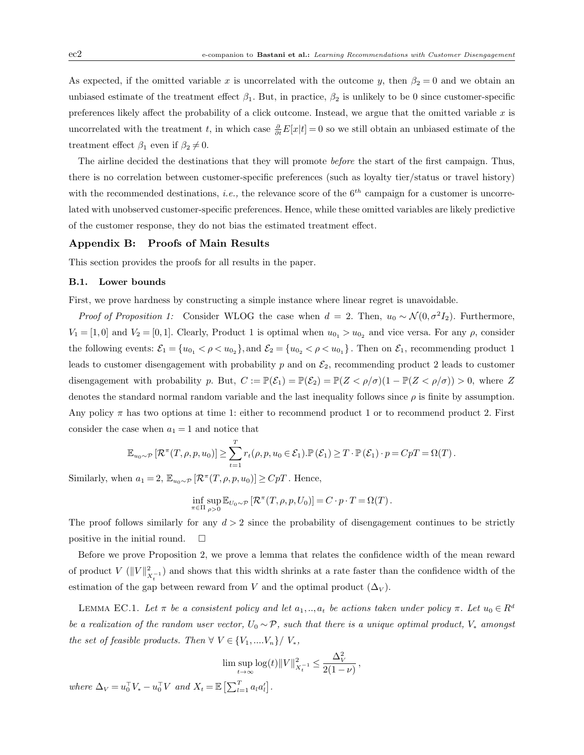As expected, if the omitted variable $x$ is uncorrelated with the outcome $y$, then $\beta_2 = 0$ and we obtain an unbiased estimate of the treatment effect $\beta_1$. But, in practice, $\beta_2$ is unlikely to be 0 since customer-specific preferences likely affect the probability of a click outcome. Instead, we argue that the omitted variable $x$ is uncorrelated with the treatment $t$, in which case $\frac{\partial}{\partial t}E[x|t] = 0$ so we still obtain an unbiased estimate of the treatment effect $\beta_1$ even if $\beta_2 \neq 0$.

The airline decided the destinations that they will promote *before* the start of the first campaign. Thus, there is no correlation between customer-specific preferences (such as loyalty tier/status or travel history) with the recommended destinations, *i.e.,* the relevance score of the $6^{th}$ campaign for a customer is uncorrelated with unobserved customer-specific preferences. Hence, while these omitted variables are likely predictive of the customer response, they do not bias the estimated treatment effect.

## Appendix B: Proofs of Main Results

This section provides the proofs for all results in the paper.

### B.1. Lower bounds

First, we prove hardness by constructing a simple instance where linear regret is unavoidable.

*Proof of Proposition 1:* Consider WLOG the case when $d = 2$. Then, $u_0 \sim \mathcal{N}(0, \sigma^2 I_2)$. Furthermore, $V_1 = [1, 0]$ and $V_2 = [0, 1]$. Clearly, Product 1 is optimal when $u_{0_1} > u_{0_2}$ and vice versa. For any $\rho$, consider the following events: $\mathcal{E}_1 = \{u_{0_1} < \rho < u_{0_2}\}$, and $\mathcal{E}_2 = \{u_{0_2} < \rho < u_{0_1}\}$. Then on $\mathcal{E}_1$, recommending product 1 leads to customer disengagement with probability $p$ and on $\mathcal{E}_2$, recommending product 2 leads to customer disengagement with probability $p$. But, $C := \mathbb{P}(\mathcal{E}_1) = \mathbb{P}(\mathcal{E}_2) = \mathbb{P}(Z < \rho/\sigma)(1 - \mathbb{P}(Z < \rho/\sigma)) > 0$, where $Z$ denotes the standard normal random variable and the last inequality follows since $\rho$ is finite by assumption. Any policy $\pi$ has two options at time 1: either to recommend product 1 or to recommend product 2. First consider the case when $a_1 = 1$ and notice that

$$\mathbb{E}_{u_0 \sim \mathcal{P}}\left[\mathcal{R}^\pi(T, \rho, p, u_0)\right] \geq \sum_{t=1}^{T} r_t(\rho, p, u_0 \in \mathcal{E}_1).\mathbb{P}\left(\mathcal{E}_1\right) \geq T \cdot \mathbb{P}\left(\mathcal{E}_1\right) \cdot p = CpT = \Omega(T)\,.$$

Similarly, when $a_1 = 2$, $\mathbb{E}_{u_0 \sim \mathcal{P}}\left[\mathcal{R}^\pi(T, \rho, p, u_0)\right] \geq CpT$. Hence,

$$\inf_{\pi \in \Pi} \sup_{\rho > 0} \mathbb{E}_{U_0 \sim \mathcal{P}}\left[\mathcal{R}^\pi(T, \rho, p, U_0)\right] = C \cdot p \cdot T = \Omega(T)\,.$$

The proof follows similarly for any $d > 2$ since the probability of disengagement continues to be strictly positive in the initial round. □

Before we prove Proposition 2, we prove a lemma that relates the confidence width of the mean reward of product $V$ ($\|V\|^2_{X_t^{-1}}$) and shows that this width shrinks at a rate faster than the confidence width of the estimation of the gap between reward from $V$ and the optimal product ($\Delta_V$).

Lemma EC.1. *Let $\pi$ be a consistent policy and let $a_1, .., a_t$ be actions taken under policy $\pi$. Let $u_0 \in R^d$ be a realization of the random user vector, $U_0 \sim \mathcal{P}$, such that there is a unique optimal product, $V_*$ amongst the set of feasible products. Then $\forall\ V \in \{V_1, ....V_n\}/\ V_*$,*

$$\limsup_{t \to \infty} \log(t) \|V\|^2_{X_t^{-1}} \leq \frac{\Delta_V^2}{2(1-\nu)}\,,$$

*where $\Delta_V = u_0^\top V_* - u_0^\top V$ and $X_t = \mathbb{E}\left[\sum_{l=1}^{T} a_l a_l'\right]$.*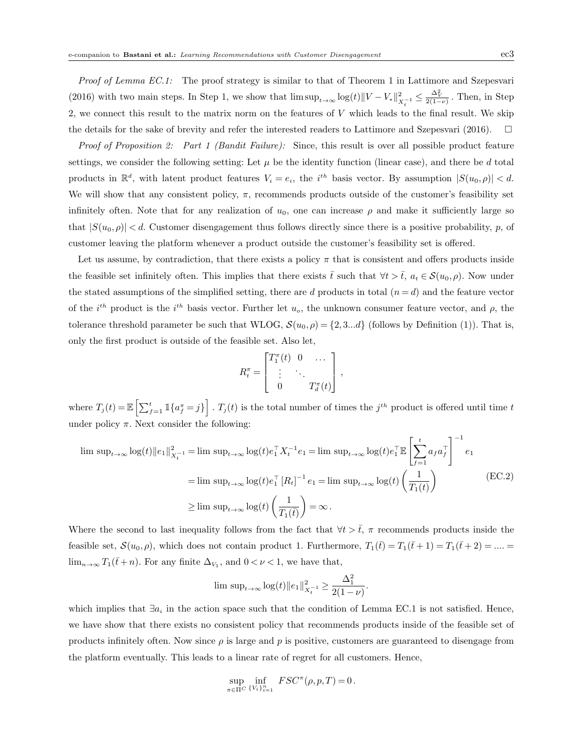*Proof of Lemma EC.1:* The proof strategy is similar to that of Theorem 1 in Lattimore and Szepesvari (2016) with two main steps. In Step 1, we show that $\limsup_{t\to\infty} \log(t)\|V - V_*\|^2_{X_t^{-1}} \leq \frac{\Delta_V^2}{2(1-\nu)}$. Then, in Step 2, we connect this result to the matrix norm on the features of $V$ which leads to the final result. We skip the details for the sake of brevity and refer the interested readers to Lattimore and Szepesvari (2016). □

*Proof of Proposition 2: Part 1 (Bandit Failure):* Since, this result is over all possible product feature settings, we consider the following setting: Let $\mu$ be the identity function (linear case), and there be $d$ total products in $\mathbb{R}^d$, with latent product features $V_i = e_i$, the $i^{th}$ basis vector. By assumption $|S(u_0, \rho)| < d$. We will show that any consistent policy, $\pi$, recommends products outside of the customer's feasibility set infinitely often. Note that for any realization of $u_0$, one can increase $\rho$ and make it sufficiently large so that $|S(u_0,\rho)| < d$. Customer disengagement thus follows directly since there is a positive probability, $p$, of customer leaving the platform whenever a product outside the customer's feasibility set is offered.

Let us assume, by contradiction, that there exists a policy $\pi$ that is consistent and offers products inside the feasible set infinitely often. This implies that there exists $\bar{t}$ such that $\forall t > \bar{t}$, $a_t \in \mathcal{S}(u_0, \rho)$. Now under the stated assumptions of the simplified setting, there are $d$ products in total $(n = d)$ and the feature vector of the $i^{th}$ product is the $i^{th}$ basis vector. Further let $u_o$, the unknown consumer feature vector, and $\rho$, the tolerance threshold parameter be such that WLOG, $\mathcal{S}(u_0, \rho) = \{2, 3...d\}$ (follows by Definition (1)). That is, only the first product is outside of the feasible set. Also let,

$$R_t^\pi = \begin{bmatrix} T_1^\pi(t) & 0 & \dots \\ \vdots & \ddots & \\ 0 & & T_d^\pi(t) \end{bmatrix},$$

where $T_j(t) = \mathbb{E}\left[\sum_{f=1}^t \mathbb{1}\{a_f^\pi = j\}\right]$. $T_j(t)$ is the total number of times the $j^{th}$ product is offered until time $t$ under policy $\pi$. Next consider the following:

$$\begin{aligned}
\limsup_{t\to\infty} \log(t)\|e_1\|^2_{X_t^{-1}} &= \limsup_{t\to\infty} \log(t) e_1^\top X_t^{-1} e_1 = \limsup_{t\to\infty} \log(t) e_1^\top \mathbb{E}\left[\sum_{f=1}^t a_f a_f^\top\right]^{-1} e_1 \\
&= \limsup_{t\to\infty} \log(t) e_1^\top \left[R_t\right]^{-1} e_1 = \limsup_{t\to\infty} \log(t)\left(\frac{1}{T_1(t)}\right) \\
&\geq \limsup_{t\to\infty} \log(t)\left(\frac{1}{T_1(\bar{t})}\right) = \infty\,.
\end{aligned} \tag{EC.2}$$

Where the second to last inequality follows from the fact that $\forall t > \bar{t}$, $\pi$ recommends products inside the feasible set, $\mathcal{S}(u_0, \rho)$, which does not contain product 1. Furthermore, $T_1(\bar{t}) = T_1(\bar{t}+1) = T_1(\bar{t}+2) = .... = \lim_{n\to\infty} T_1(\bar{t}+n)$. For any finite $\Delta_{V_1}$, and $0 < \nu < 1$, we have that,

$$\limsup_{t\to\infty} \log(t)\|e_1\|^2_{X_t^{-1}} \geq \frac{\Delta_1^2}{2(1-\nu)}.$$

which implies that $\exists a_i$ in the action space such that the condition of Lemma EC.1 is not satisfied. Hence, we have show that there exists no consistent policy that recommends products inside of the feasible set of products infinitely often. Now since $\rho$ is large and $p$ is positive, customers are guaranteed to disengage from the platform eventually. This leads to a linear rate of regret for all customers. Hence,

$$\sup_{\pi\in\Pi^C} \inf_{\{V_i\}_{i=1}^n} FSC^\pi(\rho, p, T) = 0\,.$$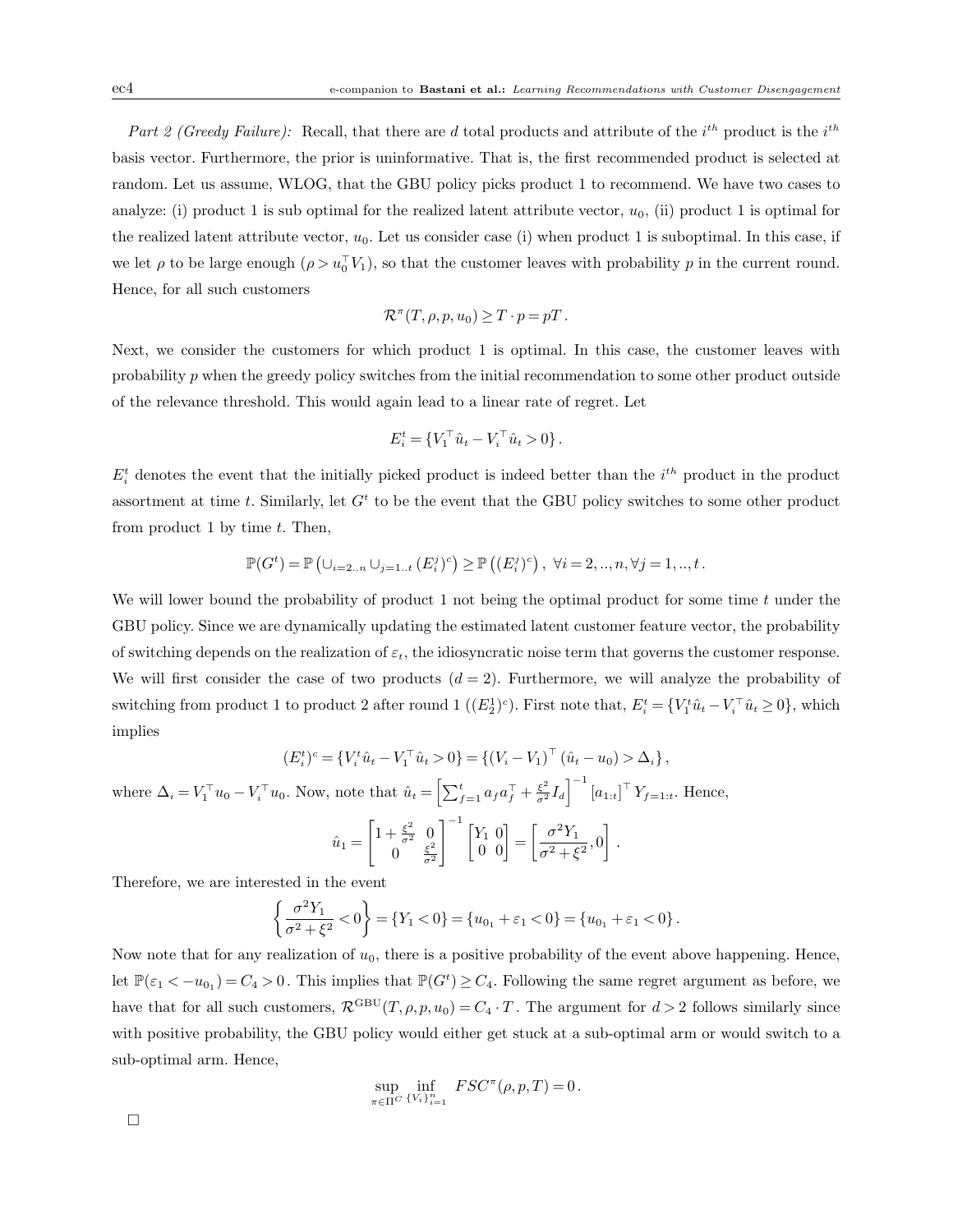*Part 2 (Greedy Failure):* Recall, that there are $d$ total products and attribute of the $i^{th}$ product is the $i^{th}$ basis vector. Furthermore, the prior is uninformative. That is, the first recommended product is selected at random. Let us assume, WLOG, that the GBU policy picks product 1 to recommend. We have two cases to analyze: (i) product 1 is sub optimal for the realized latent attribute vector, $u_0$, (ii) product 1 is optimal for the realized latent attribute vector, $u_0$. Let us consider case (i) when product 1 is suboptimal. In this case, if we let $\rho$ to be large enough ($\rho > u_0^\top V_1$), so that the customer leaves with probability $p$ in the current round. Hence, for all such customers

$$\mathcal{R}^\pi(T,\rho,p,u_0) \geq T \cdot p = pT\,.$$

Next, we consider the customers for which product 1 is optimal. In this case, the customer leaves with probability $p$ when the greedy policy switches from the initial recommendation to some other product outside of the relevance threshold. This would again lead to a linear rate of regret. Let

$$E_i^t = \{V_1^\top \hat{u}_t - V_i^\top \hat{u}_t > 0\}\,.$$

$E_i^t$ denotes the event that the initially picked product is indeed better than the $i^{th}$ product in the product assortment at time $t$. Similarly, let $G^t$ to be the event that the GBU policy switches to some other product from product 1 by time $t$. Then,

$$\mathbb{P}(G^t) = \mathbb{P}\left(\cup_{i=2..n}\cup_{j=1..t}\,(E_i^j)^c\right) \geq \mathbb{P}\left((E_i^j)^c\right),\ \forall i = 2,..,n, \forall j = 1,..,t\,.$$

We will lower bound the probability of product 1 not being the optimal product for some time $t$ under the GBU policy. Since we are dynamically updating the estimated latent customer feature vector, the probability of switching depends on the realization of $\varepsilon_t$, the idiosyncratic noise term that governs the customer response. We will first consider the case of two products ($d = 2$). Furthermore, we will analyze the probability of switching from product 1 to product 2 after round 1 ($(E_2^1)^c$). First note that, $E_i^t = \{V_1^t \hat{u}_t - V_i^\top \hat{u}_t \geq 0\}$, which implies

$$(E_i^t)^c = \{V_i^t \hat{u}_t - V_1^\top \hat{u}_t > 0\} = \{(V_i - V_1)^\top(\hat{u}_t - u_0) > \Delta_i\}\,,$$

where $\Delta_i = V_1^\top u_0 - V_i^\top u_0$. Now, note that $\hat{u}_t = \left[\sum_{f=1}^t a_f a_f^\top + \frac{\xi^2}{\sigma^2} I_d\right]^{-1} [a_{1:t}]^\top Y_{f=1:t}$. Hence,

$$\hat{u}_1 = \begin{bmatrix} 1 + \frac{\xi^2}{\sigma^2} & 0 \\ 0 & \frac{\xi^2}{\sigma^2} \end{bmatrix}^{-1} \begin{bmatrix} Y_1 & 0 \\ 0 & 0 \end{bmatrix} = \left[\frac{\sigma^2 Y_1}{\sigma^2 + \xi^2}, 0\right]\,.$$

Therefore, we are interested in the event

$$\left\{\frac{\sigma^2 Y_1}{\sigma^2 + \xi^2} < 0\right\} = \{Y_1 < 0\} = \{u_{0_1} + \varepsilon_1 < 0\} = \{u_{0_1} + \varepsilon_1 < 0\}\,.$$

Now note that for any realization of $u_0$, there is a positive probability of the event above happening. Hence, let $\mathbb{P}(\varepsilon_1 < -u_{0_1}) = C_4 > 0$. This implies that $\mathbb{P}(G^t) \geq C_4$. Following the same regret argument as before, we have that for all such customers, $\mathcal{R}^{\text{GBU}}(T,\rho,p,u_0) = C_4 \cdot T$. The argument for $d > 2$ follows similarly since with positive probability, the GBU policy would either get stuck at a sub-optimal arm or would switch to a sub-optimal arm. Hence,

$$\sup_{\pi \in \Pi^C} \inf_{\{V_i\}_{i=1}^n} FSC^\pi(\rho,p,T) = 0\,.$$

□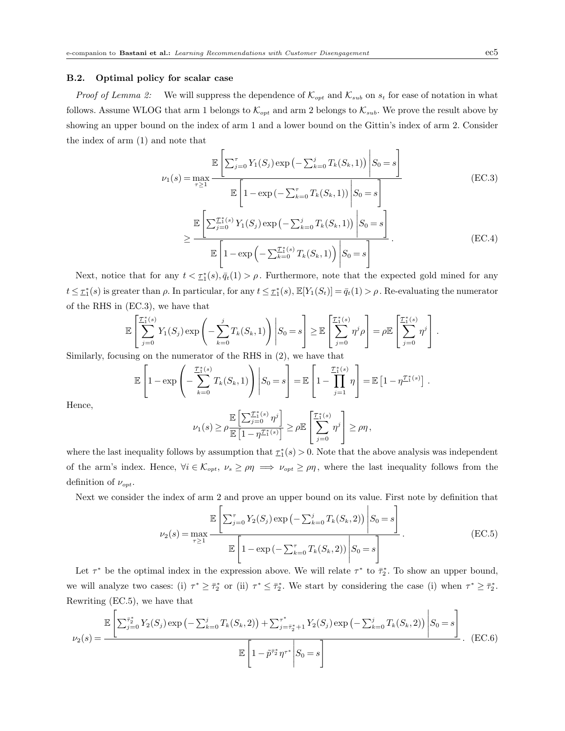### B.2. Optimal policy for scalar case

*Proof of Lemma 2:* We will suppress the dependence of $\mathcal{K}_{opt}$ and $\mathcal{K}_{sub}$ on $s_t$ for ease of notation in what follows. Assume WLOG that arm 1 belongs to $\mathcal{K}_{opt}$ and arm 2 belongs to $\mathcal{K}_{sub}$. We prove the result above by showing an upper bound on the index of arm 1 and a lower bound on the Gittin's index of arm 2. Consider the index of arm (1) and note that

$$
\begin{aligned}
\nu_1(s) &= \max_{\tau \geq 1} \frac{\mathbb{E}\left[ \sum_{j=0}^{\tau} Y_1(S_j) \exp\left(-\sum_{k=0}^{j} T_k(S_k, 1)\right) \middle| S_0 = s \right]}{\mathbb{E}\left[ 1 - \exp\left(-\sum_{k=0}^{\tau} T_k(S_k, 1)\right) \middle| S_0 = s \right]} && \text{(EC.3)} \\
&\geq \frac{\mathbb{E}\left[ \sum_{j=0}^{\underline{\tau}_1^*(s)} Y_1(S_j) \exp\left(-\sum_{k=0}^{j} T_k(S_k, 1)\right) \middle| S_0 = s \right]}{\mathbb{E}\left[ 1 - \exp\left(-\sum_{k=0}^{\underline{\tau}_1^*(s)} T_k(S_k, 1)\right) \middle| S_0 = s \right]}. && \text{(EC.4)}
\end{aligned}
$$

Next, notice that for any $t < \underline{\tau}_1^*(s), \bar{q}_t(1) > \rho$. Furthermore, note that the expected gold mined for any $t \leq \underline{\tau}_1^*(s)$ is greater than $\rho$. In particular, for any $t \leq \underline{\tau}_1^*(s)$, $\mathbb{E}[Y_1(S_t)] = \bar{q}_t(1) > \rho$. Re-evaluating the numerator of the RHS in (EC.3), we have that

$$
\mathbb{E}\left[ \sum_{j=0}^{\underline{\tau}_1^*(s)} Y_1(S_j) \exp\left(-\sum_{k=0}^{j} T_k(S_k, 1)\right) \middle| S_0 = s \right] \geq \mathbb{E}\left[ \sum_{j=0}^{\underline{\tau}_1^*(s)} \eta^j \rho \right] = \rho \mathbb{E}\left[ \sum_{j=0}^{\underline{\tau}_1^*(s)} \eta^j \right].
$$

Similarly, focusing on the numerator of the RHS in (2), we have that

$$
\mathbb{E}\left[ 1 - \exp\left(-\sum_{k=0}^{\underline{\tau}_1^*(s)} T_k(S_k, 1)\right) \middle| S_0 = s \right] = \mathbb{E}\left[ 1 - \prod_{j=1}^{\underline{\tau}_1^*(s)} \eta \right] = \mathbb{E}\left[ 1 - \eta^{\underline{\tau}_1^*(s)} \right].
$$

Hence,

$$
\nu_1(s) \geq \rho \frac{\mathbb{E}\left[ \sum_{j=0}^{\underline{\tau}_1^*(s)} \eta^j \right]}{\mathbb{E}\left[ 1 - \eta^{\underline{\tau}_1^*(s)} \right]} \geq \rho \mathbb{E}\left[ \sum_{j=0}^{\underline{\tau}_1^*(s)} \eta^j \right] \geq \rho \eta,
$$

where the last inequality follows by assumption that $\underline{\tau}_1^*(s) > 0$. Note that the above analysis was independent of the arm's index. Hence, $\forall i \in \mathcal{K}_{opt}$, $\nu_s \geq \rho\eta \implies \nu_{opt} \geq \rho\eta$, where the last inequality follows from the definition of $\nu_{opt}$.

Next we consider the index of arm 2 and prove an upper bound on its value. First note by definition that

$$
\nu_2(s) = \max_{\tau \geq 1} \frac{\mathbb{E}\left[ \sum_{j=0}^{\tau} Y_2(S_j) \exp\left(-\sum_{k=0}^{j} T_k(S_k, 2)\right) \middle| S_0 = s \right]}{\mathbb{E}\left[ 1 - \exp\left(-\sum_{k=0}^{\tau} T_k(S_k, 2)\right) \middle| S_0 = s \right]}. \qquad \text{(EC.5)}
$$

Let $\tau^*$ be the optimal index in the expression above. We will relate $\tau^*$ to $\bar{\tau}_2^*$. To show an upper bound, we will analyze two cases: (i) $\tau^* \geq \bar{\tau}_2^*$ or (ii) $\tau^* \leq \bar{\tau}_2^*$. We start by considering the case (i) when $\tau^* \geq \bar{\tau}_2^*$. Rewriting (EC.5), we have that

$$
\nu_2(s) = \frac{\mathbb{E}\left[ \sum_{j=0}^{\bar{\tau}_2^*} Y_2(S_j) \exp\left(-\sum_{k=0}^{j} T_k(S_k, 2)\right) + \sum_{j=\bar{\tau}_2^*+1}^{\tau^*} Y_2(S_j) \exp\left(-\sum_{k=0}^{j} T_k(S_k, 2)\right) \middle| S_0 = s \right]}{\mathbb{E}\left[ 1 - \tilde{p}^{\bar{\tau}_2^*} \eta^{\tau^*} \middle| S_0 = s \right]}. \quad \text{(EC.6)}
$$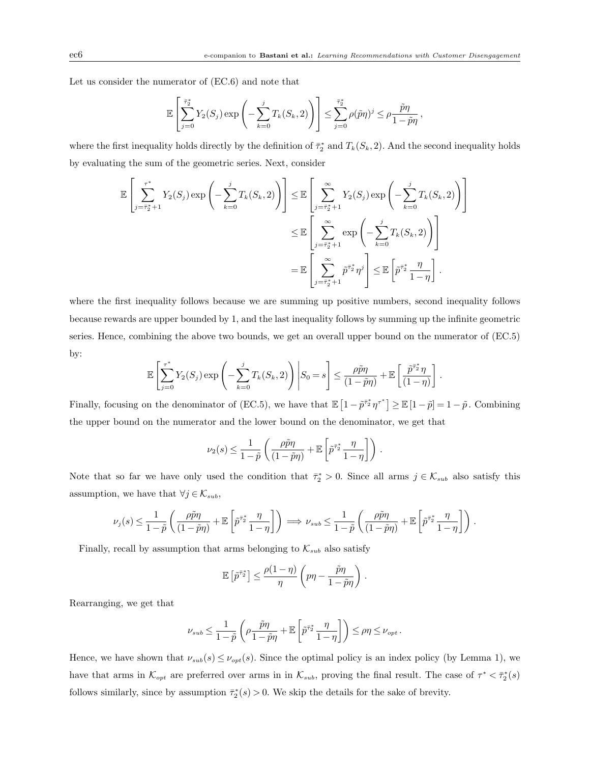Let us consider the numerator of (EC.6) and note that

$$\mathbb{E}\left[\sum_{j=0}^{\bar{\tau}_2^*} Y_2(S_j)\exp\left(-\sum_{k=0}^{j} T_k(S_k,2)\right)\right] \le \sum_{j=0}^{\bar{\tau}_2^*} \rho(\tilde{p}\eta)^j \le \rho\frac{\tilde{p}\eta}{1-\tilde{p}\eta}\,,$$

where the first inequality holds directly by the definition of $\bar{\tau}_2^*$ and $T_k(S_k,2)$. And the second inequality holds by evaluating the sum of the geometric series. Next, consider

$$\begin{aligned}
\mathbb{E}\left[\sum_{j=\bar{\tau}_2^*+1}^{\tau^*} Y_2(S_j)\exp\left(-\sum_{k=0}^{j} T_k(S_k,2)\right)\right] &\le \mathbb{E}\left[\sum_{j=\bar{\tau}_2^*+1}^{\infty} Y_2(S_j)\exp\left(-\sum_{k=0}^{j} T_k(S_k,2)\right)\right]\\
&\le \mathbb{E}\left[\sum_{j=\bar{\tau}_2^*+1}^{\infty} \exp\left(-\sum_{k=0}^{j} T_k(S_k,2)\right)\right]\\
&= \mathbb{E}\left[\sum_{j=\bar{\tau}_2^*+1}^{\infty} \tilde{p}^{\bar{\tau}_2^*}\eta^j\right] \le \mathbb{E}\left[\tilde{p}^{\bar{\tau}_2^*}\frac{\eta}{1-\eta}\right].
\end{aligned}$$

where the first inequality follows because we are summing up positive numbers, second inequality follows because rewards are upper bounded by 1, and the last inequality follows by summing up the infinite geometric series. Hence, combining the above two bounds, we get an overall upper bound on the numerator of (EC.5) by:

$$\mathbb{E}\left[\sum_{j=0}^{\tau^*} Y_2(S_j)\exp\left(-\sum_{k=0}^{j} T_k(S_k,2)\right)\middle| S_0=s\right] \le \frac{\rho\tilde{p}\eta}{(1-\tilde{p}\eta)} + \mathbb{E}\left[\frac{\tilde{p}^{\bar{\tau}_2^*}\eta}{(1-\eta)}\right].$$

Finally, focusing on the denominator of (EC.5), we have that $\mathbb{E}\left[1-\tilde{p}^{\bar{\tau}_2^*}\eta^{\tau^*}\right] \ge \mathbb{E}\left[1-\tilde{p}\right] = 1-\tilde{p}$. Combining the upper bound on the numerator and the lower bound on the denominator, we get that

$$\nu_2(s) \le \frac{1}{1-\tilde{p}}\left(\frac{\rho\tilde{p}\eta}{(1-\tilde{p}\eta)} + \mathbb{E}\left[\tilde{p}^{\bar{\tau}_2^*}\frac{\eta}{1-\eta}\right]\right).$$

Note that so far we have only used the condition that $\bar{\tau}_2^* > 0$. Since all arms $j \in \mathcal{K}_{sub}$ also satisfy this assumption, we have that $\forall j \in \mathcal{K}_{sub}$,

$$\nu_j(s) \le \frac{1}{1-\tilde{p}}\left(\frac{\rho\tilde{p}\eta}{(1-\tilde{p}\eta)} + \mathbb{E}\left[\tilde{p}^{\bar{\tau}_2^*}\frac{\eta}{1-\eta}\right]\right) \implies \nu_{sub} \le \frac{1}{1-\tilde{p}}\left(\frac{\rho\tilde{p}\eta}{(1-\tilde{p}\eta)} + \mathbb{E}\left[\tilde{p}^{\bar{\tau}_2^*}\frac{\eta}{1-\eta}\right]\right).$$

Finally, recall by assumption that arms belonging to $\mathcal{K}_{sub}$ also satisfy

$$\mathbb{E}\left[\tilde{p}^{\bar{\tau}_2^*}\right] \le \frac{\rho(1-\eta)}{\eta}\left(p\eta - \frac{\tilde{p}\eta}{1-\tilde{p}\eta}\right).$$

Rearranging, we get that

$$\nu_{sub} \le \frac{1}{1-\tilde{p}}\left(\rho\frac{\tilde{p}\eta}{1-\tilde{p}\eta} + \mathbb{E}\left[\tilde{p}^{\bar{\tau}_2^*}\frac{\eta}{1-\eta}\right]\right) \le \rho\eta \le \nu_{opt}\,.$$

Hence, we have shown that $\nu_{sub}(s) \le \nu_{opt}(s)$. Since the optimal policy is an index policy (by Lemma 1), we have that arms in $\mathcal{K}_{opt}$ are preferred over arms in in $\mathcal{K}_{sub}$, proving the final result. The case of $\tau^* < \bar{\tau}_2^*(s)$ follows similarly, since by assumption $\bar{\tau}_2^*(s) > 0$. We skip the details for the sake of brevity.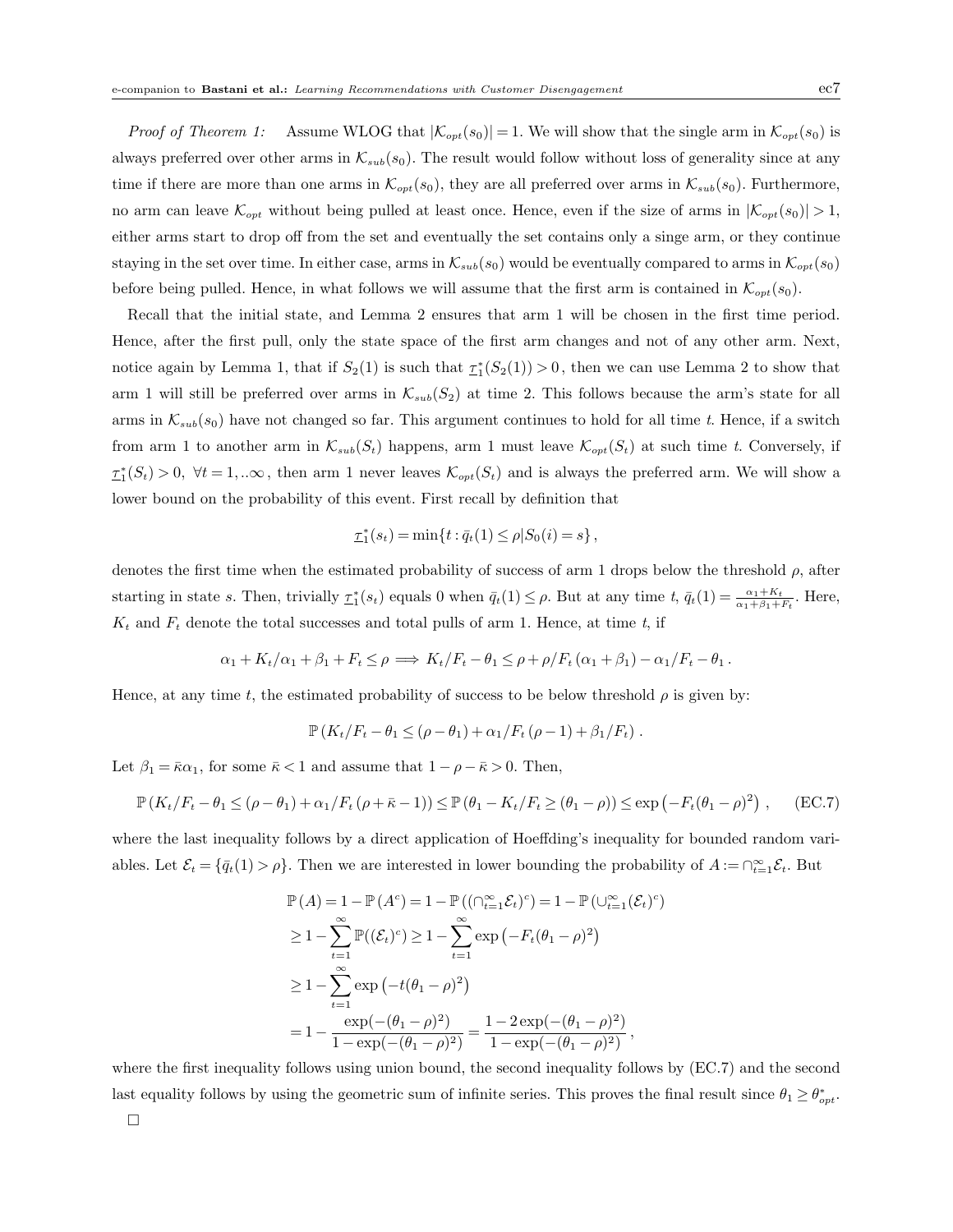*Proof of Theorem 1:* Assume WLOG that $|\mathcal{K}_{opt}(s_0)| = 1$. We will show that the single arm in $\mathcal{K}_{opt}(s_0)$ is always preferred over other arms in $\mathcal{K}_{sub}(s_0)$. The result would follow without loss of generality since at any time if there are more than one arms in $\mathcal{K}_{opt}(s_0)$, they are all preferred over arms in $\mathcal{K}_{sub}(s_0)$. Furthermore, no arm can leave $\mathcal{K}_{opt}$ without being pulled at least once. Hence, even if the size of arms in $|\mathcal{K}_{opt}(s_0)| > 1$, either arms start to drop off from the set and eventually the set contains only a singe arm, or they continue staying in the set over time. In either case, arms in $\mathcal{K}_{sub}(s_0)$ would be eventually compared to arms in $\mathcal{K}_{opt}(s_0)$ before being pulled. Hence, in what follows we will assume that the first arm is contained in $\mathcal{K}_{opt}(s_0)$.

Recall that the initial state, and Lemma 2 ensures that arm 1 will be chosen in the first time period. Hence, after the first pull, only the state space of the first arm changes and not of any other arm. Next, notice again by Lemma 1, that if $S_2(1)$ is such that $\underline{\tau}_1^*(S_2(1)) > 0$, then we can use Lemma 2 to show that arm 1 will still be preferred over arms in $\mathcal{K}_{sub}(S_2)$ at time 2. This follows because the arm's state for all arms in $\mathcal{K}_{sub}(s_0)$ have not changed so far. This argument continues to hold for all time $t$. Hence, if a switch from arm 1 to another arm in $\mathcal{K}_{sub}(S_t)$ happens, arm 1 must leave $\mathcal{K}_{opt}(S_t)$ at such time $t$. Conversely, if $\underline{\tau}_1^*(S_t) > 0, \ \forall t = 1, ..\infty$, then arm 1 never leaves $\mathcal{K}_{opt}(S_t)$ and is always the preferred arm. We will show a lower bound on the probability of this event. First recall by definition that

$$\underline{\tau}_1^*(s_t) = \min\{t : \bar{q}_t(1) \leq \rho | S_0(i) = s\},$$

denotes the first time when the estimated probability of success of arm 1 drops below the threshold $\rho$, after starting in state $s$. Then, trivially $\underline{\tau}_1^*(s_t)$ equals 0 when $\bar{q}_t(1) \leq \rho$. But at any time $t$, $\bar{q}_t(1) = \frac{\alpha_1 + K_t}{\alpha_1 + \beta_1 + F_t}$. Here, $K_t$ and $F_t$ denote the total successes and total pulls of arm 1. Hence, at time $t$, if

$$\alpha_1 + K_t / \alpha_1 + \beta_1 + F_t \leq \rho \implies K_t / F_t - \theta_1 \leq \rho + \rho / F_t \, (\alpha_1 + \beta_1) - \alpha_1 / F_t - \theta_1 \, .$$

Hence, at any time $t$, the estimated probability of success to be below threshold $\rho$ is given by:

$$\mathbb{P}\left(K_t/F_t - \theta_1 \leq (\rho - \theta_1) + \alpha_1/F_t \, (\rho - 1) + \beta_1/F_t\right) .$$

Let $\beta_1 = \bar{\kappa}\alpha_1$, for some $\bar{\kappa} < 1$ and assume that $1 - \rho - \bar{\kappa} > 0$. Then,

$$\mathbb{P}\left(K_t/F_t - \theta_1 \leq (\rho - \theta_1) + \alpha_1/F_t \, (\rho + \bar{\kappa} - 1)\right) \leq \mathbb{P}\left(\theta_1 - K_t/F_t \geq (\theta_1 - \rho)\right) \leq \exp\left(-F_t(\theta_1 - \rho)^2\right) , \qquad \text{(EC.7)}$$

where the last inequality follows by a direct application of Hoeffding's inequality for bounded random variables. Let $\mathcal{E}_t = \{\bar{q}_t(1) > \rho\}$. Then we are interested in lower bounding the probability of $A := \cap_{t=1}^{\infty} \mathcal{E}_t$. But

$$\begin{aligned}
\mathbb{P}(A) &= 1 - \mathbb{P}(A^c) = 1 - \mathbb{P}\left((\cap_{t=1}^{\infty} \mathcal{E}_t)^c\right) = 1 - \mathbb{P}\left(\cup_{t=1}^{\infty} (\mathcal{E}_t)^c\right) \\
&\geq 1 - \sum_{t=1}^{\infty} \mathbb{P}((\mathcal{E}_t)^c) \geq 1 - \sum_{t=1}^{\infty} \exp\left(-F_t(\theta_1 - \rho)^2\right) \\
&\geq 1 - \sum_{t=1}^{\infty} \exp\left(-t(\theta_1 - \rho)^2\right) \\
&= 1 - \frac{\exp(-(\theta_1 - \rho)^2)}{1 - \exp(-(\theta_1 - \rho)^2)} = \frac{1 - 2\exp(-(\theta_1 - \rho)^2)}{1 - \exp(-(\theta_1 - \rho)^2)} ,
\end{aligned}$$

where the first inequality follows using union bound, the second inequality follows by (EC.7) and the second last equality follows by using the geometric sum of infinite series. This proves the final result since $\theta_1 \geq \theta_{opt}^*$.

□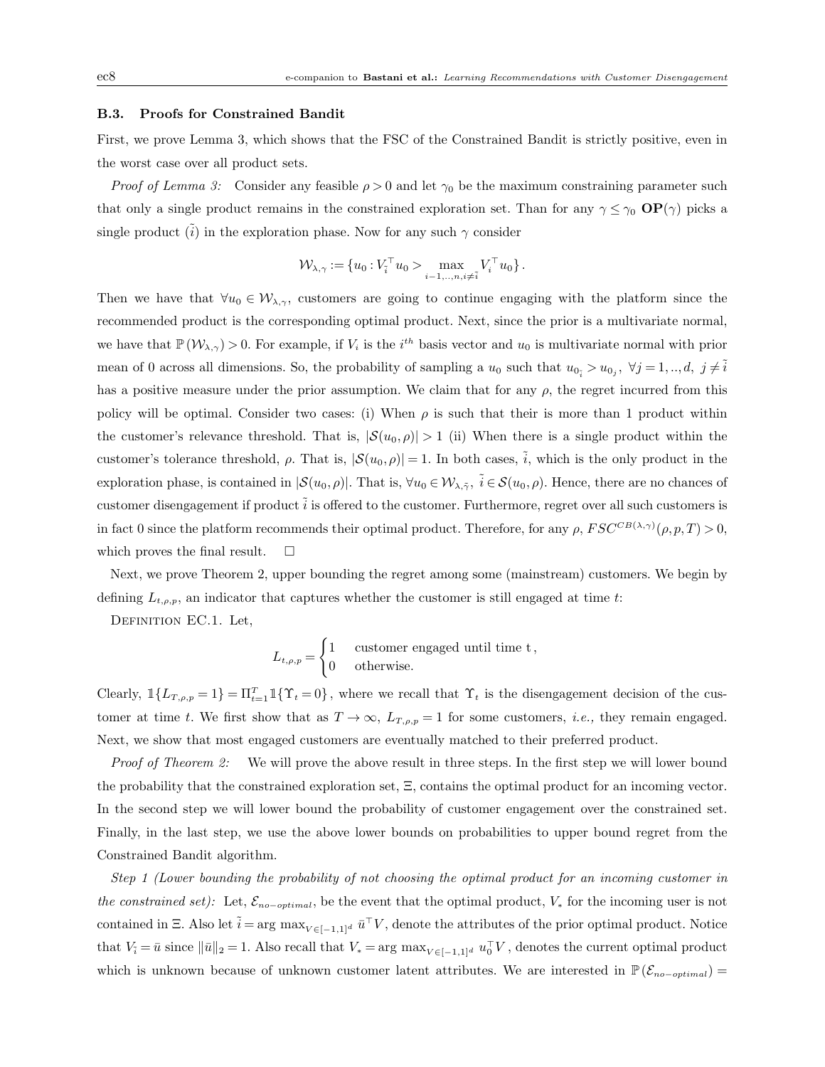### B.3. Proofs for Constrained Bandit

First, we prove Lemma 3, which shows that the FSC of the Constrained Bandit is strictly positive, even in the worst case over all product sets.

*Proof of Lemma 3:* Consider any feasible $\rho > 0$ and let $\gamma_0$ be the maximum constraining parameter such that only a single product remains in the constrained exploration set. Than for any $\gamma \leq \gamma_0$ $\mathbf{OP}(\gamma)$ picks a single product $(\tilde{i})$ in the exploration phase. Now for any such $\gamma$ consider

$$\mathcal{W}_{\lambda,\gamma} := \{u_0 : V_{\tilde{i}}^\top u_0 > \max_{i-1,..,n, i \neq \tilde{i}} V_i^\top u_0\}.$$

Then we have that $\forall u_0 \in \mathcal{W}_{\lambda,\gamma}$, customers are going to continue engaging with the platform since the recommended product is the corresponding optimal product. Next, since the prior is a multivariate normal, we have that $\mathbb{P}(\mathcal{W}_{\lambda,\gamma}) > 0$. For example, if $V_i$ is the $i^{th}$ basis vector and $u_0$ is multivariate normal with prior mean of 0 across all dimensions. So, the probability of sampling a $u_0$ such that $u_{0_{\tilde{i}}} > u_{0_j}, \ \forall j = 1,..,d, \ j \neq \tilde{i}$ has a positive measure under the prior assumption. We claim that for any $\rho$, the regret incurred from this policy will be optimal. Consider two cases: (i) When $\rho$ is such that their is more than 1 product within the customer's relevance threshold. That is, $|\mathcal{S}(u_0, \rho)| > 1$ (ii) When there is a single product within the customer's tolerance threshold, $\rho$. That is, $|\mathcal{S}(u_0, \rho)| = 1$. In both cases, $\tilde{i}$, which is the only product in the exploration phase, is contained in $|\mathcal{S}(u_0, \rho)|$. That is, $\forall u_0 \in \mathcal{W}_{\lambda,\tilde{\gamma}}, \ \tilde{i} \in \mathcal{S}(u_0, \rho)$. Hence, there are no chances of customer disengagement if product $\tilde{i}$ is offered to the customer. Furthermore, regret over all such customers is in fact 0 since the platform recommends their optimal product. Therefore, for any $\rho$, $FSC^{CB(\lambda,\gamma)}(\rho, p, T) > 0$, which proves the final result. $\square$

Next, we prove Theorem 2, upper bounding the regret among some (mainstream) customers. We begin by defining $L_{t,\rho,p}$, an indicator that captures whether the customer is still engaged at time $t$:

Definition EC.1. Let,

$$L_{t,\rho,p} = \begin{cases} 1 & \text{customer engaged until time t}, \\ 0 & \text{otherwise.} \end{cases}$$

Clearly, $\mathbb{1}\{L_{T,\rho,p} = 1\} = \Pi_{t=1}^T \mathbb{1}\{\Upsilon_t = 0\}$, where we recall that $\Upsilon_t$ is the disengagement decision of the customer at time $t$. We first show that as $T \to \infty$, $L_{T,\rho,p} = 1$ for some customers, *i.e.,* they remain engaged. Next, we show that most engaged customers are eventually matched to their preferred product.

*Proof of Theorem 2:* We will prove the above result in three steps. In the first step we will lower bound the probability that the constrained exploration set, $\Xi$, contains the optimal product for an incoming vector. In the second step we will lower bound the probability of customer engagement over the constrained set. Finally, in the last step, we use the above lower bounds on probabilities to upper bound regret from the Constrained Bandit algorithm.

*Step 1 (Lower bounding the probability of not choosing the optimal product for an incoming customer in the constrained set):* Let, $\mathcal{E}_{no-optimal}$, be the event that the optimal product, $V_*$ for the incoming user is not contained in $\Xi$. Also let $\tilde{i} = \arg\max_{V \in [-1,1]^d} \bar{u}^\top V$, denote the attributes of the prior optimal product. Notice that $V_{\tilde{i}} = \bar{u}$ since $\|\bar{u}\|_2 = 1$. Also recall that $V_* = \arg\max_{V \in [-1,1]^d} u_0^\top V$, denotes the current optimal product which is unknown because of unknown customer latent attributes. We are interested in $\mathbb{P}(\mathcal{E}_{no-optimal}) =$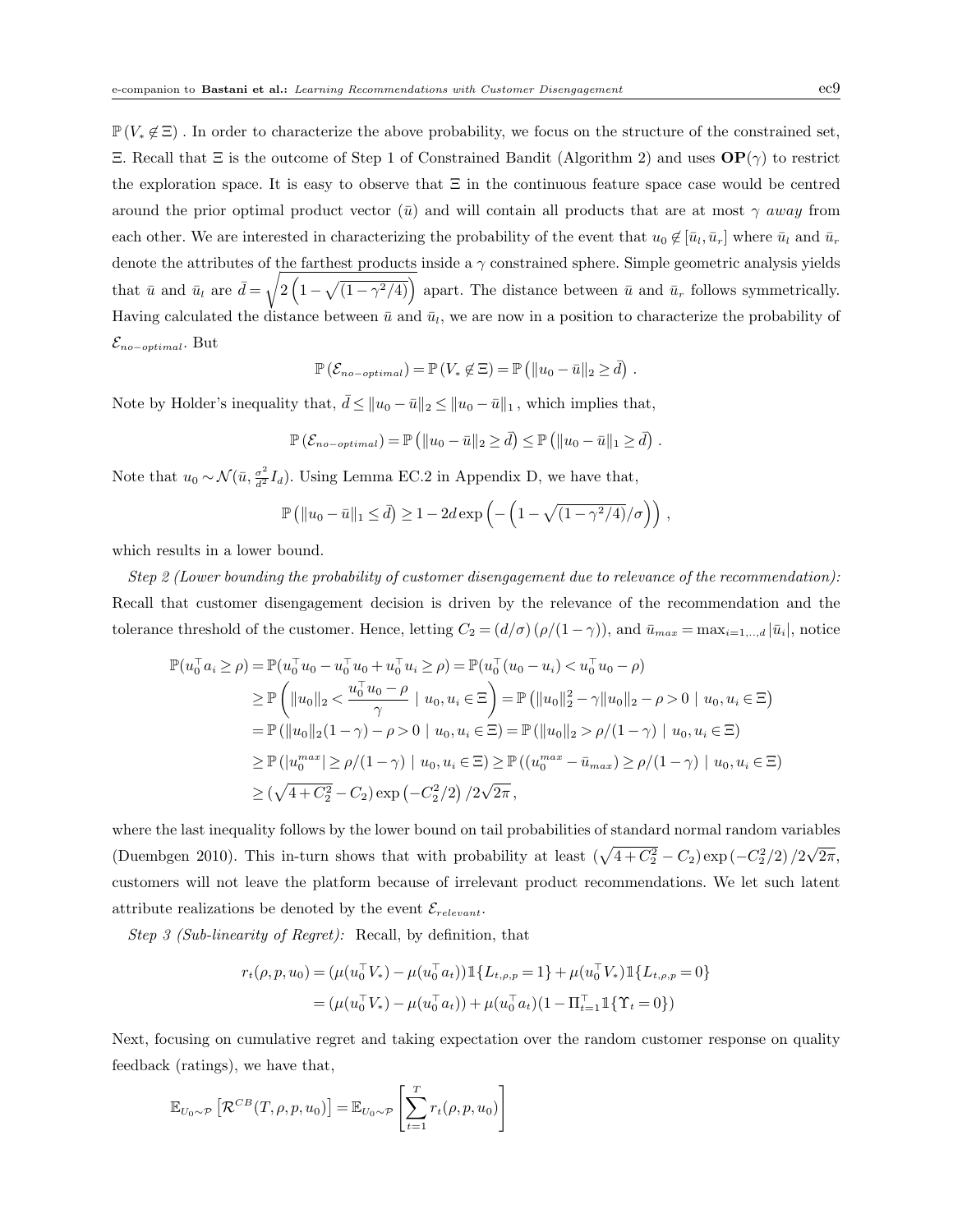$\mathbb{P}(V_* \notin \Xi)$ . In order to characterize the above probability, we focus on the structure of the constrained set, $\Xi$. Recall that $\Xi$ is the outcome of Step 1 of Constrained Bandit (Algorithm 2) and uses $\mathbf{OP}(\gamma)$ to restrict the exploration space. It is easy to observe that $\Xi$ in the continuous feature space case would be centred around the prior optimal product vector ($\bar{u}$) and will contain all products that are at most $\gamma$ *away* from each other. We are interested in characterizing the probability of the event that $u_0 \notin [\bar{u}_l, \bar{u}_r]$ where $\bar{u}_l$ and $\bar{u}_r$ denote the attributes of the farthest products inside a $\gamma$ constrained sphere. Simple geometric analysis yields that $\bar{u}$ and $\bar{u}_l$ are $\bar{d} = \sqrt{2\left(1-\sqrt{(1-\gamma^2/4)}\right)}$ apart. The distance between $\bar{u}$ and $\bar{u}_r$ follows symmetrically. Having calculated the distance between $\bar{u}$ and $\bar{u}_l$, we are now in a position to characterize the probability of $\mathcal{E}_{no-optimal}$. But

$$\mathbb{P}(\mathcal{E}_{no-optimal}) = \mathbb{P}(V_* \notin \Xi) = \mathbb{P}\left(\|u_0 - \bar{u}\|_2 \geq \bar{d}\right) .$$

Note by Holder's inequality that, $\bar{d} \leq \|u_0 - \bar{u}\|_2 \leq \|u_0 - \bar{u}\|_1$ , which implies that,

$$\mathbb{P}(\mathcal{E}_{no-optimal}) = \mathbb{P}\left(\|u_0 - \bar{u}\|_2 \geq \bar{d}\right) \leq \mathbb{P}\left(\|u_0 - \bar{u}\|_1 \geq \bar{d}\right) .$$

Note that $u_0 \sim \mathcal{N}(\bar{u}, \frac{\sigma^2}{d^2} I_d)$. Using Lemma EC.2 in Appendix D, we have that,

$$\mathbb{P}\left(\|u_0 - \bar{u}\|_1 \leq \bar{d}\right) \geq 1 - 2d\exp\left(-\left(1-\sqrt{(1-\gamma^2/4)}/\sigma\right)\right) ,$$

which results in a lower bound.

*Step 2 (Lower bounding the probability of customer disengagement due to relevance of the recommendation):* Recall that customer disengagement decision is driven by the relevance of the recommendation and the tolerance threshold of the customer. Hence, letting $C_2 = (d/\sigma)(\rho/(1-\gamma))$, and $\bar{u}_{max} = \max_{i=1,..,d} |\bar{u}_i|$, notice

$$\begin{aligned}
\mathbb{P}(u_0^\top a_i \geq \rho) &= \mathbb{P}(u_0^\top u_0 - u_0^\top u_0 + u_0^\top u_i \geq \rho) = \mathbb{P}(u_0^\top (u_0 - u_i) < u_0^\top u_0 - \rho) \\
&\geq \mathbb{P}\left(\|u_0\|_2 < \frac{u_0^\top u_0 - \rho}{\gamma} \mid u_0, u_i \in \Xi\right) = \mathbb{P}\left(\|u_0\|_2^2 - \gamma\|u_0\|_2 - \rho > 0 \mid u_0, u_i \in \Xi\right) \\
&= \mathbb{P}\left(\|u_0\|_2(1-\gamma) - \rho > 0 \mid u_0, u_i \in \Xi\right) = \mathbb{P}\left(\|u_0\|_2 > \rho/(1-\gamma) \mid u_0, u_i \in \Xi\right) \\
&\geq \mathbb{P}\left(|u_0^{max}| \geq \rho/(1-\gamma) \mid u_0, u_i \in \Xi\right) \geq \mathbb{P}\left((u_0^{max} - \bar{u}_{max}) \geq \rho/(1-\gamma) \mid u_0, u_i \in \Xi\right) \\
&\geq \left(\sqrt{4 + C_2^2} - C_2\right)\exp\left(-C_2^2/2\right)/2\sqrt{2\pi},
\end{aligned}$$

where the last inequality follows by the lower bound on tail probabilities of standard normal random variables (Duembgen 2010). This in-turn shows that with probability at least $(\sqrt{4 + C_2^2} - C_2)\exp(-C_2^2/2)/2\sqrt{2\pi}$, customers will not leave the platform because of irrelevant product recommendations. We let such latent attribute realizations be denoted by the event $\mathcal{E}_{relevant}$.

*Step 3 (Sub-linearity of Regret):* Recall, by definition, that

$$\begin{aligned}
r_t(\rho, p, u_0) &= (\mu(u_0^\top V_*) - \mu(u_0^\top a_t))\mathbb{1}\{L_{t,\rho,p} = 1\} + \mu(u_0^\top V_*)\mathbb{1}\{L_{t,\rho,p} = 0\} \\
&= (\mu(u_0^\top V_*) - \mu(u_0^\top a_t)) + \mu(u_0^\top a_t)(1 - \Pi_{t=1}^\top \mathbb{1}\{\Upsilon_t = 0\})
\end{aligned}$$

Next, focusing on cumulative regret and taking expectation over the random customer response on quality feedback (ratings), we have that,

$$\mathbb{E}_{U_0 \sim \mathcal{P}}\left[\mathcal{R}^{CB}(T, \rho, p, u_0)\right] = \mathbb{E}_{U_0 \sim \mathcal{P}}\left[\sum_{t=1}^{T} r_t(\rho, p, u_0)\right]$$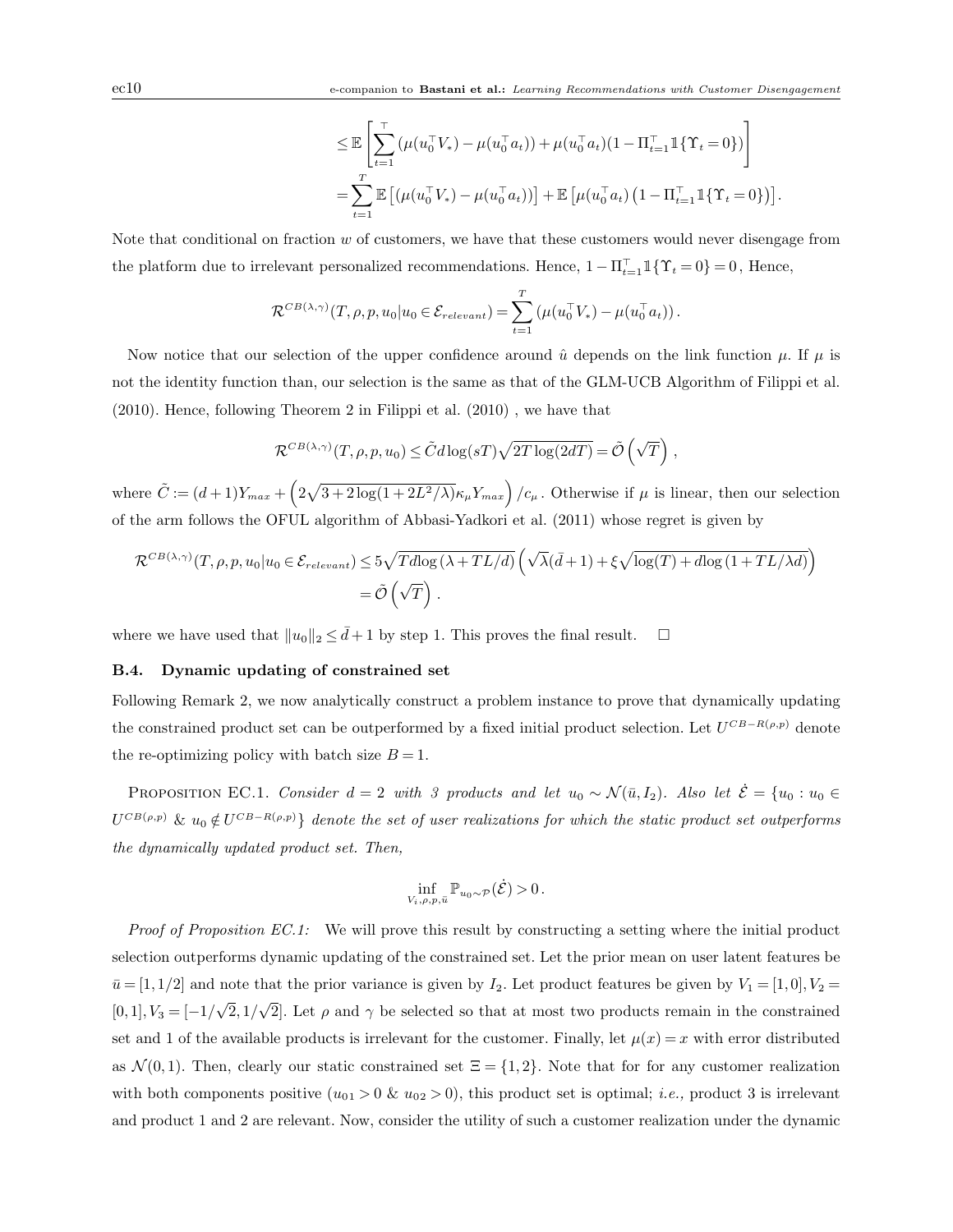$$
\begin{aligned}
&\leq \mathbb{E}\left[\sum_{t=1}^{\top}\left(\mu(u_0^\top V_*)-\mu(u_0^\top a_t)\right)+\mu(u_0^\top a_t)(1-\Pi_{t=1}^{\top}\mathbb{1}\{\Upsilon_t=0\})\right] \\
&=\sum_{t=1}^{T}\mathbb{E}\left[\left(\mu(u_0^\top V_*)-\mu(u_0^\top a_t)\right)\right]+\mathbb{E}\left[\mu(u_0^\top a_t)\left(1-\Pi_{t=1}^{\top}\mathbb{1}\{\Upsilon_t=0\}\right)\right].
\end{aligned}
$$

Note that conditional on fraction $w$ of customers, we have that these customers would never disengage from the platform due to irrelevant personalized recommendations. Hence, $1-\Pi_{t=1}^{\top}\mathbb{1}\{\Upsilon_t=0\}=0$, Hence,

$$
\mathcal{R}^{CB(\lambda,\gamma)}(T,\rho,p,u_0|u_0\in\mathcal{E}_{relevant})=\sum_{t=1}^{T}\left(\mu(u_0^\top V_*)-\mu(u_0^\top a_t)\right).
$$

Now notice that our selection of the upper confidence around $\hat{u}$ depends on the link function $\mu$. If $\mu$ is not the identity function than, our selection is the same as that of the GLM-UCB Algorithm of Filippi et al. (2010). Hence, following Theorem 2 in Filippi et al. (2010) , we have that

$$
\mathcal{R}^{CB(\lambda,\gamma)}(T,\rho,p,u_0)\leq \tilde{C}d\log(sT)\sqrt{2T\log(2dT)}=\tilde{\mathcal{O}}\left(\sqrt{T}\right),
$$

where $\tilde{C}:=(d+1)Y_{max}+\left(2\sqrt{3+2\log(1+2L^2/\lambda)}\kappa_\mu Y_{max}\right)/c_\mu$. Otherwise if $\mu$ is linear, then our selection of the arm follows the OFUL algorithm of Abbasi-Yadkori et al. (2011) whose regret is given by

$$
\begin{aligned}
\mathcal{R}^{CB(\lambda,\gamma)}(T,\rho,p,u_0|u_0\in\mathcal{E}_{relevant}) &\leq 5\sqrt{Td\log\left(\lambda+TL/d\right)}\left(\sqrt{\lambda}(\bar{d}+1)+\xi\sqrt{\log(T)+d\log\left(1+TL/\lambda d\right)}\right) \\
&=\tilde{\mathcal{O}}\left(\sqrt{T}\right).
\end{aligned}
$$

where we have used that $\|u_0\|_2\leq\bar{d}+1$ by step 1. This proves the final result. $\square$

### B.4. Dynamic updating of constrained set

Following Remark 2, we now analytically construct a problem instance to prove that dynamically updating the constrained product set can be outperformed by a fixed initial product selection. Let $U^{CB-R(\rho,p)}$ denote the re-optimizing policy with batch size $B=1$.

Proposition EC.1. *Consider $d=2$ with 3 products and let $u_0\sim\mathcal{N}(\bar{u},I_2)$. Also let $\dot{\mathcal{E}}=\{u_0: u_0\in U^{CB(\rho,p)}$ & $u_0\notin U^{CB-R(\rho,p)}\}$ denote the set of user realizations for which the static product set outperforms the dynamically updated product set. Then,*

$$
\inf_{V_i,\rho,p,\bar{u}}\mathbb{P}_{u_0\sim\mathcal{P}}(\dot{\mathcal{E}})>0.
$$

*Proof of Proposition EC.1:* We will prove this result by constructing a setting where the initial product selection outperforms dynamic updating of the constrained set. Let the prior mean on user latent features be $\bar{u}=[1,1/2]$ and note that the prior variance is given by $I_2$. Let product features be given by $V_1=[1,0], V_2=[0,1], V_3=[-1/\sqrt{2},1/\sqrt{2}]$. Let $\rho$ and $\gamma$ be selected so that at most two products remain in the constrained set and 1 of the available products is irrelevant for the customer. Finally, let $\mu(x)=x$ with error distributed as $\mathcal{N}(0,1)$. Then, clearly our static constrained set $\Xi=\{1,2\}$. Note that for for any customer realization with both components positive ($u_{01}>0$ & $u_{02}>0$), this product set is optimal; *i.e.,* product 3 is irrelevant and product 1 and 2 are relevant. Now, consider the utility of such a customer realization under the dynamic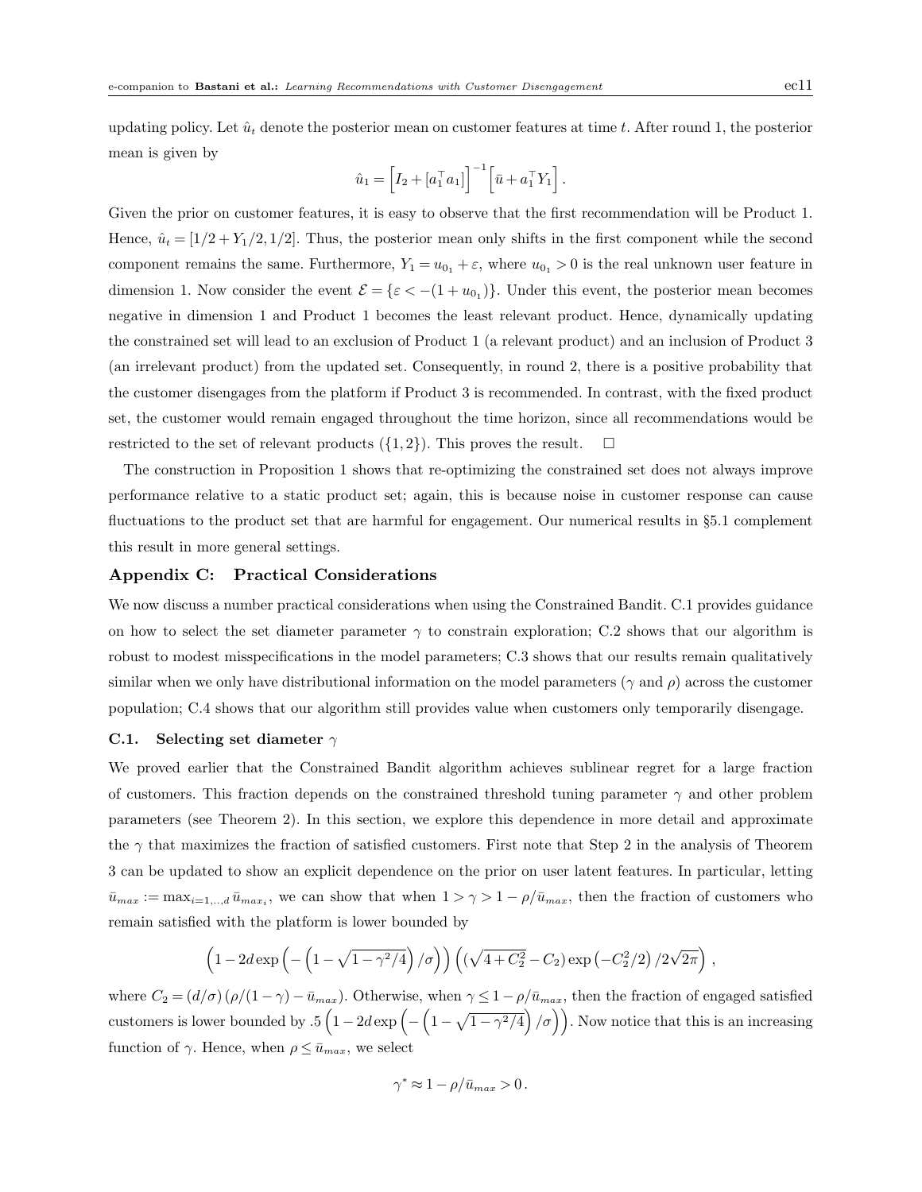updating policy. Let $\hat{u}_t$ denote the posterior mean on customer features at time $t$. After round 1, the posterior mean is given by

$$\hat{u}_1 = \Big[I_2 + [a_1^\top a_1]\Big]^{-1}\Big[\bar{u} + a_1^\top Y_1\Big]\,.$$

Given the prior on customer features, it is easy to observe that the first recommendation will be Product 1. Hence, $\hat{u}_t = [1/2 + Y_1/2, 1/2]$. Thus, the posterior mean only shifts in the first component while the second component remains the same. Furthermore, $Y_1 = u_{0_1} + \varepsilon$, where $u_{0_1} > 0$ is the real unknown user feature in dimension 1. Now consider the event $\mathcal{E} = \{\varepsilon < -(1 + u_{0_1})\}$. Under this event, the posterior mean becomes negative in dimension 1 and Product 1 becomes the least relevant product. Hence, dynamically updating the constrained set will lead to an exclusion of Product 1 (a relevant product) and an inclusion of Product 3 (an irrelevant product) from the updated set. Consequently, in round 2, there is a positive probability that the customer disengages from the platform if Product 3 is recommended. In contrast, with the fixed product set, the customer would remain engaged throughout the time horizon, since all recommendations would be restricted to the set of relevant products ($\{1,2\}$). This proves the result. □

The construction in Proposition 1 shows that re-optimizing the constrained set does not always improve performance relative to a static product set; again, this is because noise in customer response can cause fluctuations to the product set that are harmful for engagement. Our numerical results in §5.1 complement this result in more general settings.

## Appendix C: Practical Considerations

We now discuss a number practical considerations when using the Constrained Bandit. C.1 provides guidance on how to select the set diameter parameter $\gamma$ to constrain exploration; C.2 shows that our algorithm is robust to modest misspecifications in the model parameters; C.3 shows that our results remain qualitatively similar when we only have distributional information on the model parameters ($\gamma$ and $\rho$) across the customer population; C.4 shows that our algorithm still provides value when customers only temporarily disengage.

### C.1. Selecting set diameter $\gamma$

We proved earlier that the Constrained Bandit algorithm achieves sublinear regret for a large fraction of customers. This fraction depends on the constrained threshold tuning parameter $\gamma$ and other problem parameters (see Theorem 2). In this section, we explore this dependence in more detail and approximate the $\gamma$ that maximizes the fraction of satisfied customers. First note that Step 2 in the analysis of Theorem 3 can be updated to show an explicit dependence on the prior on user latent features. In particular, letting $\bar{u}_{max} := \max_{i=1,..,d} \bar{u}_{max_i}$, we can show that when $1 > \gamma > 1 - \rho/\bar{u}_{max}$, then the fraction of customers who remain satisfied with the platform is lower bounded by

$$\left(1 - 2d\exp\left(-\left(1 - \sqrt{1-\gamma^2/4}\right)/\sigma\right)\right)\left((\sqrt{4 + C_2^2} - C_2)\exp\left(-C_2^2/2\right)/2\sqrt{2\pi}\right)\,,$$

where $C_2 = (d/\sigma)\left(\rho/(1-\gamma) - \bar{u}_{max}\right)$. Otherwise, when $\gamma \leq 1 - \rho/\bar{u}_{max}$, then the fraction of engaged satisfied customers is lower bounded by $.5\left(1 - 2d\exp\left(-\left(1 - \sqrt{1-\gamma^2/4}\right)/\sigma\right)\right)$. Now notice that this is an increasing function of $\gamma$. Hence, when $\rho \leq \bar{u}_{max}$, we select

$$\gamma^* \approx 1 - \rho/\bar{u}_{max} > 0\,.$$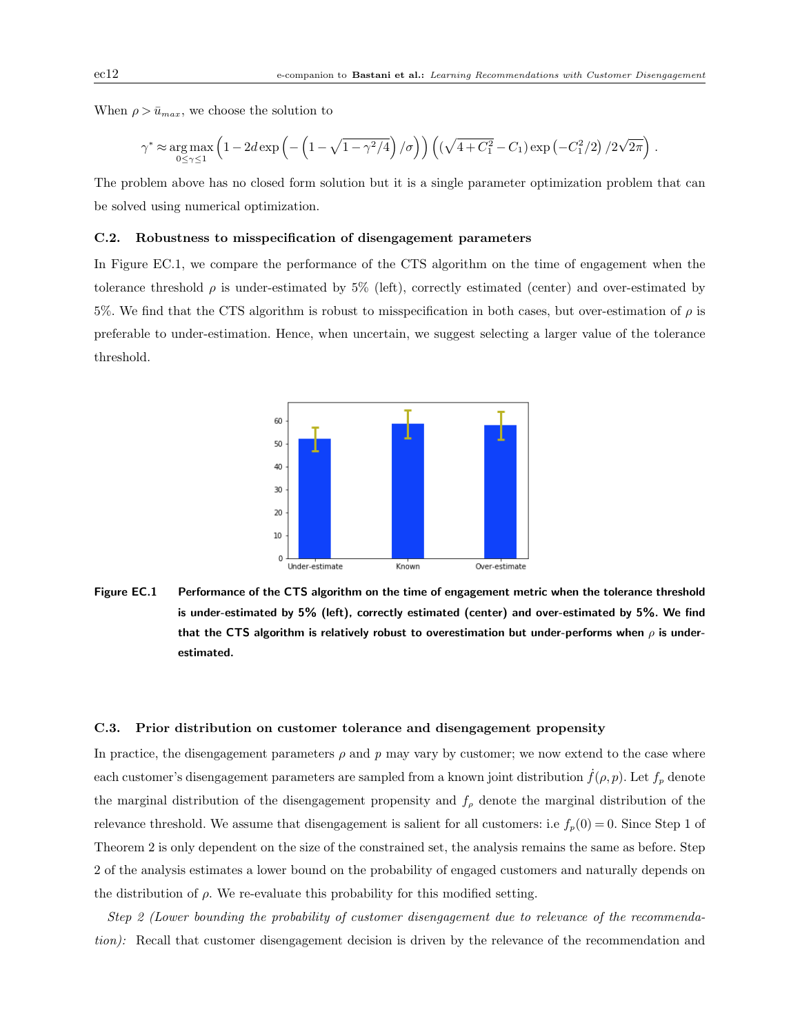When $\rho > \bar{u}_{max}$, we choose the solution to

$$\gamma^* \approx \underset{0 \le \gamma \le 1}{\arg\max} \left(1 - 2d \exp\left(-\left(1 - \sqrt{1 - \gamma^2/4}\right)/\sigma\right)\right)\left((\sqrt{4 + C_1^2} - C_1)\exp\left(-C_1^2/2\right)/2\sqrt{2\pi}\right).$$

The problem above has no closed form solution but it is a single parameter optimization problem that can be solved using numerical optimization.

### C.2. Robustness to misspecification of disengagement parameters

In Figure EC.1, we compare the performance of the CTS algorithm on the time of engagement when the tolerance threshold $\rho$ is under-estimated by 5% (left), correctly estimated (center) and over-estimated by 5%. We find that the CTS algorithm is robust to misspecification in both cases, but over-estimation of $\rho$ is preferable to under-estimation. Hence, when uncertain, we suggest selecting a larger value of the tolerance threshold.

**Figure EC.1** **Performance of the CTS algorithm on the time of engagement metric when the tolerance threshold is under-estimated by 5% (left), correctly estimated (center) and over-estimated by 5%. We find that the CTS algorithm is relatively robust to overestimation but under-performs when $\rho$ is under-estimated.**

### C.3. Prior distribution on customer tolerance and disengagement propensity

In practice, the disengagement parameters $\rho$ and $p$ may vary by customer; we now extend to the case where each customer's disengagement parameters are sampled from a known joint distribution $\dot{f}(\rho, p)$. Let $f_p$ denote the marginal distribution of the disengagement propensity and $f_\rho$ denote the marginal distribution of the relevance threshold. We assume that disengagement is salient for all customers: i.e $f_p(0) = 0$. Since Step 1 of Theorem 2 is only dependent on the size of the constrained set, the analysis remains the same as before. Step 2 of the analysis estimates a lower bound on the probability of engaged customers and naturally depends on the distribution of $\rho$. We re-evaluate this probability for this modified setting.

*Step 2 (Lower bounding the probability of customer disengagement due to relevance of the recommendation):* Recall that customer disengagement decision is driven by the relevance of the recommendation and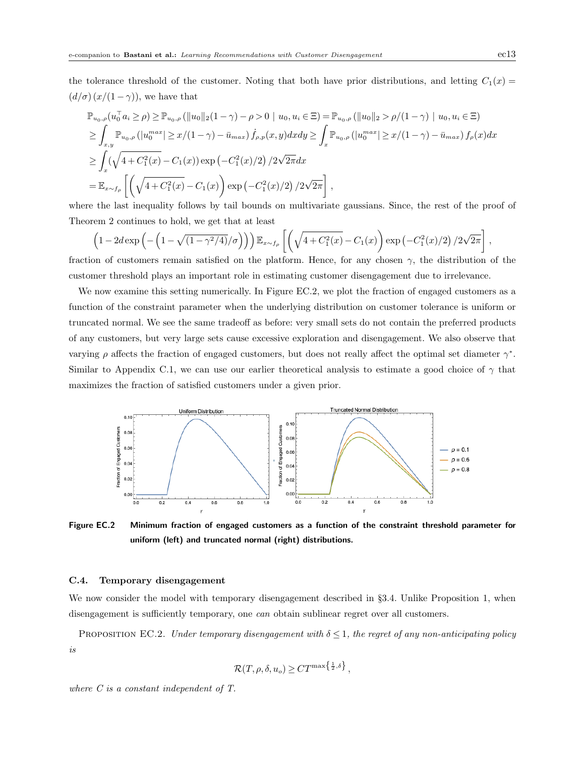the tolerance threshold of the customer. Noting that both have prior distributions, and letting $C_1(x) = (d/\sigma)(x/(1-\gamma))$, we have that

$$
\begin{aligned}
&\mathbb{P}_{u_0,\rho}(u_0^\top a_i \geq \rho) \geq \mathbb{P}_{u_0,\rho}\left(\|u_0\|_2(1-\gamma) - \rho > 0 \mid u_0, u_i \in \Xi\right) = \mathbb{P}_{u_0,\rho}\left(\|u_0\|_2 > \rho/(1-\gamma) \mid u_0, u_i \in \Xi\right) \\
&\geq \int_{x,y} \mathbb{P}_{u_0,\rho}\left(|u_0^{max}| \geq x/(1-\gamma) - \bar{u}_{max}\right) \dot{f}_{\rho,p}(x,y)dxdy \geq \int_x \mathbb{P}_{u_0,\rho}\left(|u_0^{max}| \geq x/(1-\gamma) - \bar{u}_{max}\right) f_\rho(x)dx \\
&\geq \int_x (\sqrt{4 + C_1^2(x)} - C_1(x)) \exp\left(-C_1^2(x)/2\right)/2\sqrt{2\pi}dx \\
&= \mathbb{E}_{x \sim f_\rho}\left[\left(\sqrt{4 + C_1^2(x)} - C_1(x)\right) \exp\left(-C_1^2(x)/2\right)/2\sqrt{2\pi}\right],
\end{aligned}
$$

where the last inequality follows by tail bounds on multivariate gaussians. Since, the rest of the proof of Theorem 2 continues to hold, we get that at least

$$
\left(1 - 2d\exp\left(-\left(1 - \sqrt{(1-\gamma^2/4)}/\sigma\right)\right)\right) \mathbb{E}_{x \sim f_\rho}\left[\left(\sqrt{4 + C_1^2(x)} - C_1(x)\right) \exp\left(-C_1^2(x)/2\right)/2\sqrt{2\pi}\right],
$$

fraction of customers remain satisfied on the platform. Hence, for any chosen $\gamma$, the distribution of the customer threshold plays an important role in estimating customer disengagement due to irrelevance.

We now examine this setting numerically. In Figure EC.2, we plot the fraction of engaged customers as a function of the constraint parameter when the underlying distribution on customer tolerance is uniform or truncated normal. We see the same tradeoff as before: very small sets do not contain the preferred products of any customers, but very large sets cause excessive exploration and disengagement. We also observe that varying $\rho$ affects the fraction of engaged customers, but does not really affect the optimal set diameter $\gamma^*$. Similar to Appendix C.1, we can use our earlier theoretical analysis to estimate a good choice of $\gamma$ that maximizes the fraction of satisfied customers under a given prior.

**Figure EC.2** **Minimum fraction of engaged customers as a function of the constraint threshold parameter for uniform (left) and truncated normal (right) distributions.**

### C.4. Temporary disengagement

We now consider the model with temporary disengagement described in §3.4. Unlike Proposition 1, when disengagement is sufficiently temporary, one *can* obtain sublinear regret over all customers.

Proposition EC.2. *Under temporary disengagement with $\delta \leq 1$, the regret of any non-anticipating policy is*

$$
\mathcal{R}(T, \rho, \delta, u_o) \geq CT^{\max\left\{\frac{1}{2}, \delta\right\}},
$$

*where $C$ is a constant independent of $T$.*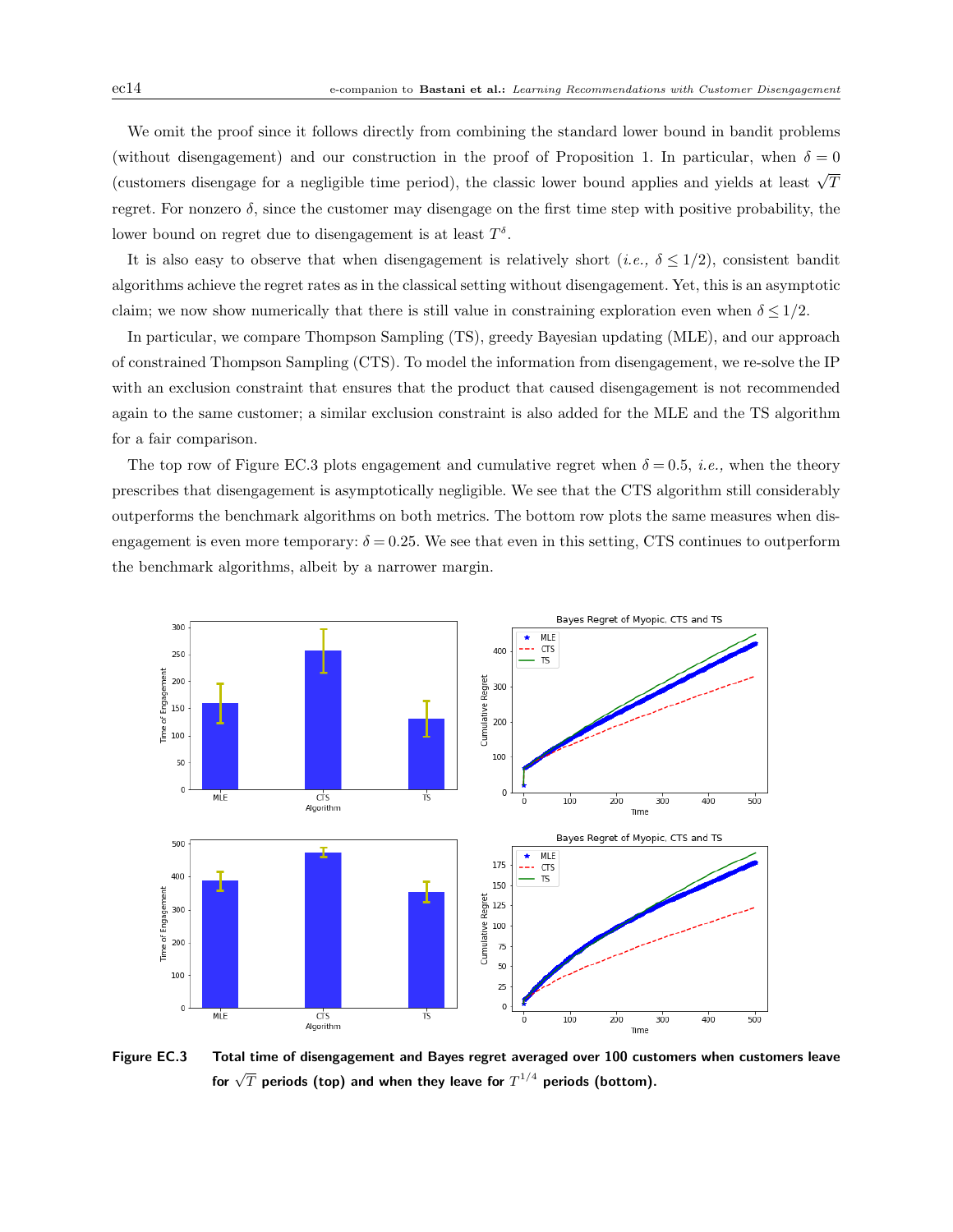We omit the proof since it follows directly from combining the standard lower bound in bandit problems (without disengagement) and our construction in the proof of Proposition 1. In particular, when $\delta = 0$ (customers disengage for a negligible time period), the classic lower bound applies and yields at least $\sqrt{T}$ regret. For nonzero $\delta$, since the customer may disengage on the first time step with positive probability, the lower bound on regret due to disengagement is at least $T^{\delta}$.

It is also easy to observe that when disengagement is relatively short (*i.e.,* $\delta \leq 1/2$), consistent bandit algorithms achieve the regret rates as in the classical setting without disengagement. Yet, this is an asymptotic claim; we now show numerically that there is still value in constraining exploration even when $\delta \leq 1/2$.

In particular, we compare Thompson Sampling (TS), greedy Bayesian updating (MLE), and our approach of constrained Thompson Sampling (CTS). To model the information from disengagement, we re-solve the IP with an exclusion constraint that ensures that the product that caused disengagement is not recommended again to the same customer; a similar exclusion constraint is also added for the MLE and the TS algorithm for a fair comparison.

The top row of Figure EC.3 plots engagement and cumulative regret when $\delta = 0.5$, *i.e.,* when the theory prescribes that disengagement is asymptotically negligible. We see that the CTS algorithm still considerably outperforms the benchmark algorithms on both metrics. The bottom row plots the same measures when disengagement is even more temporary: $\delta = 0.25$. We see that even in this setting, CTS continues to outperform the benchmark algorithms, albeit by a narrower margin.

**Figure EC.3** **Total time of disengagement and Bayes regret averaged over 100 customers when customers leave for $\sqrt{T}$ periods (top) and when they leave for $T^{1/4}$ periods (bottom).**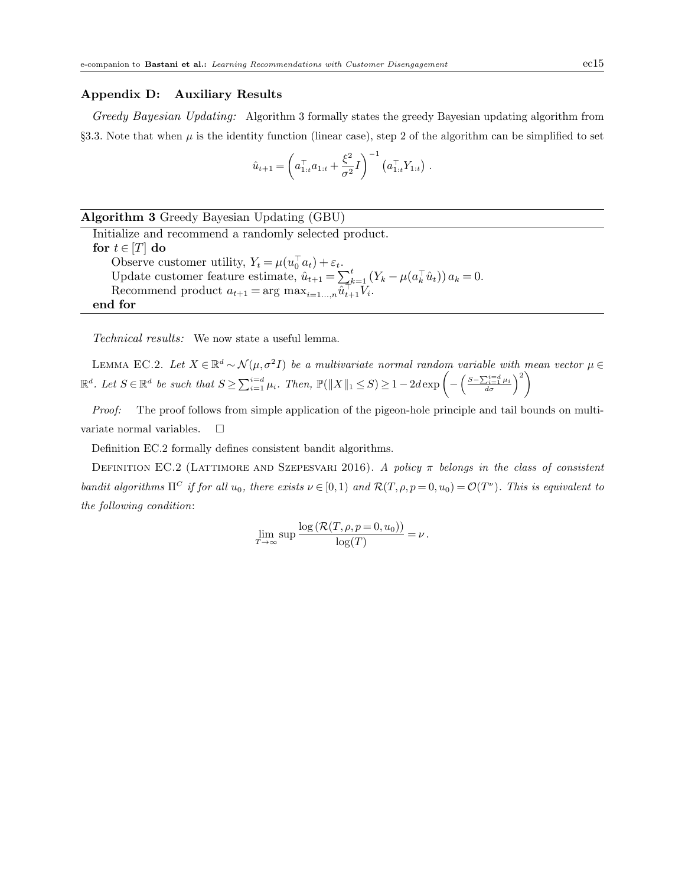## Appendix D: Auxiliary Results

*Greedy Bayesian Updating:* Algorithm 3 formally states the greedy Bayesian updating algorithm from §3.3. Note that when $\mu$ is the identity function (linear case), step 2 of the algorithm can be simplified to set

$$\hat{u}_{t+1} = \left( a_{1:t}^\top a_{1:t} + \frac{\xi^2}{\sigma^2} I \right)^{-1} \left( a_{1:t}^\top Y_{1:t} \right) .$$

**Algorithm 3** Greedy Bayesian Updating (GBU)

Initialize and recommend a randomly selected product.
**for** $t \in [T]$ **do**
  Observe customer utility, $Y_t = \mu(u_0^\top a_t) + \varepsilon_t$.
  Update customer feature estimate, $\hat{u}_{t+1} = \sum_{k=1}^{t} (Y_k - \mu(a_k^\top \hat{u}_t)) a_k = 0$.
  Recommend product $a_{t+1} = \arg\max_{i=1\ldots,n} \hat{u}_{t+1}^\top V_i$.
**end for**

*Technical results:* We now state a useful lemma.

Lemma EC.2. *Let $X \in \mathbb{R}^d \sim \mathcal{N}(\mu, \sigma^2 I)$ be a multivariate normal random variable with mean vector $\mu \in \mathbb{R}^d$. Let $S \in \mathbb{R}^d$ be such that $S \geq \sum_{i=1}^{i=d} \mu_i$. Then, $\mathbb{P}(\|X\|_1 \leq S) \geq 1 - 2d \exp\left( -\left( \frac{S - \sum_{i=1}^{i=d} \mu_i}{d\sigma} \right)^2 \right)$*

*Proof:* The proof follows from simple application of the pigeon-hole principle and tail bounds on multivariate normal variables. □

Definition EC.2 formally defines consistent bandit algorithms.

Definition EC.2 (Lattimore and Szepesvari 2016). *A policy $\pi$ belongs in the class of consistent bandit algorithms $\Pi^C$ if for all $u_0$, there exists $\nu \in [0, 1)$ and $\mathcal{R}(T, \rho, p = 0, u_0) = \mathcal{O}(T^\nu)$. This is equivalent to the following condition*:

$$\lim_{T \to \infty} \sup \frac{\log \left( \mathcal{R}(T, \rho, p = 0, u_0) \right)}{\log(T)} = \nu .$$